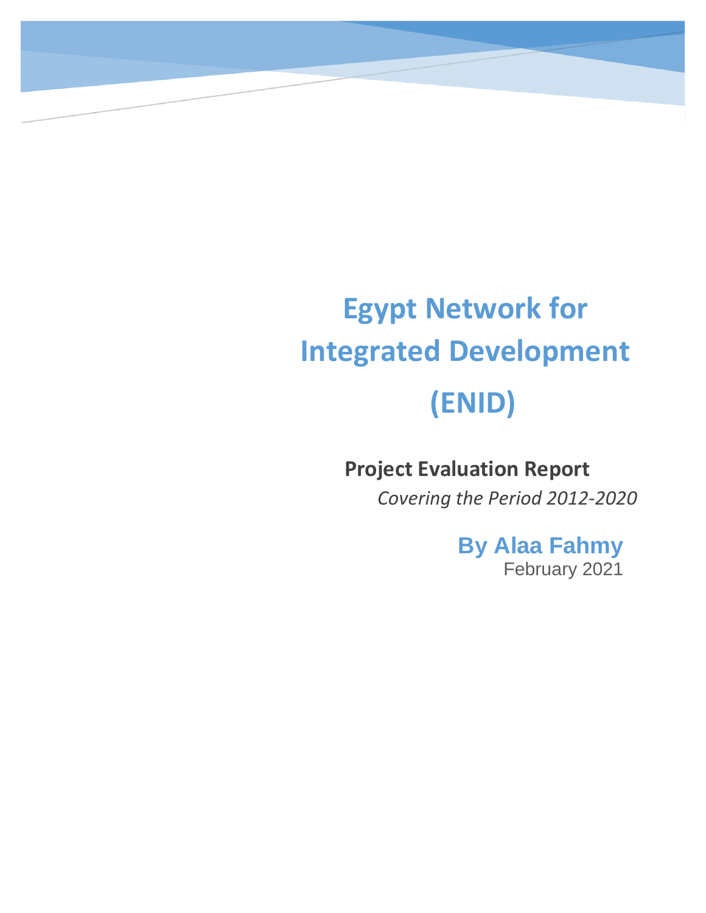# Egypt Network for Integrated Development

# (ENID)

## Project Evaluation Report

*Covering the Period 2012-2020*

**By Alaa Fahmy**

February 2021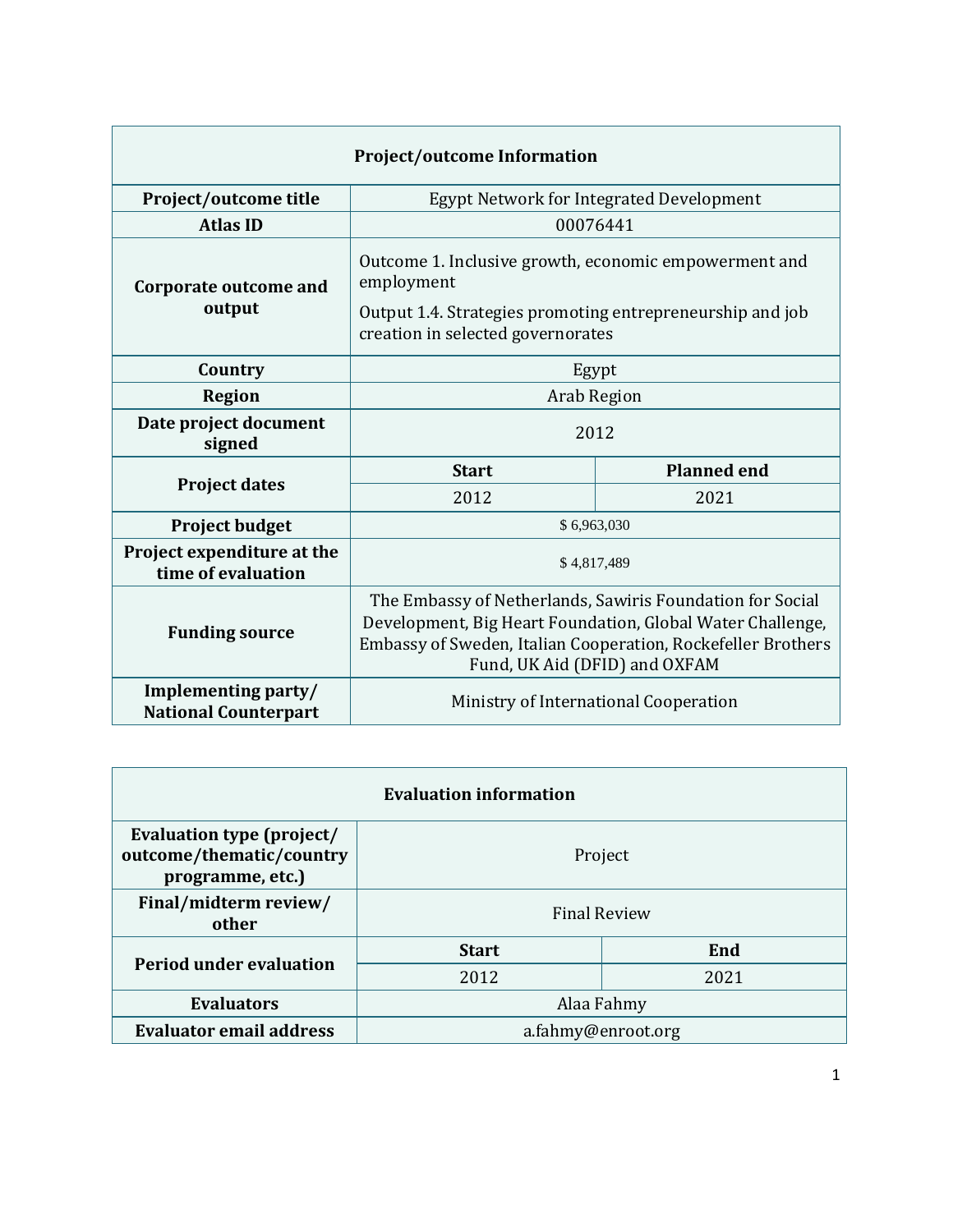| Project/outcome Information | | |
|---|---|---|
| **Project/outcome title** | Egypt Network for Integrated Development | |
| **Atlas ID** | 00076441 | |
| **Corporate outcome and output** | Outcome 1. Inclusive growth, economic empowerment and employment<br>Output 1.4. Strategies promoting entrepreneurship and job creation in selected governorates | |
| **Country** | Egypt | |
| **Region** | Arab Region | |
| **Date project document signed** | 2012 | |
| **Project dates** | **Start** | **Planned end** |
| | 2012 | 2021 |
| **Project budget** | $ 6,963,030 | |
| **Project expenditure at the time of evaluation** | $ 4,817,489 | |
| **Funding source** | The Embassy of Netherlands, Sawiris Foundation for Social Development, Big Heart Foundation, Global Water Challenge, Embassy of Sweden, Italian Cooperation, Rockefeller Brothers Fund, UK Aid (DFID) and OXFAM | |
| **Implementing party/ National Counterpart** | Ministry of International Cooperation | |

| Evaluation information | | |
|---|---|---|
| **Evaluation type (project/ outcome/thematic/country programme, etc.)** | Project | |
| **Final/midterm review/ other** | Final Review | |
| **Period under evaluation** | **Start** | **End** |
| | 2012 | 2021 |
| **Evaluators** | Alaa Fahmy | |
| **Evaluator email address** | a.fahmy@enroot.org | |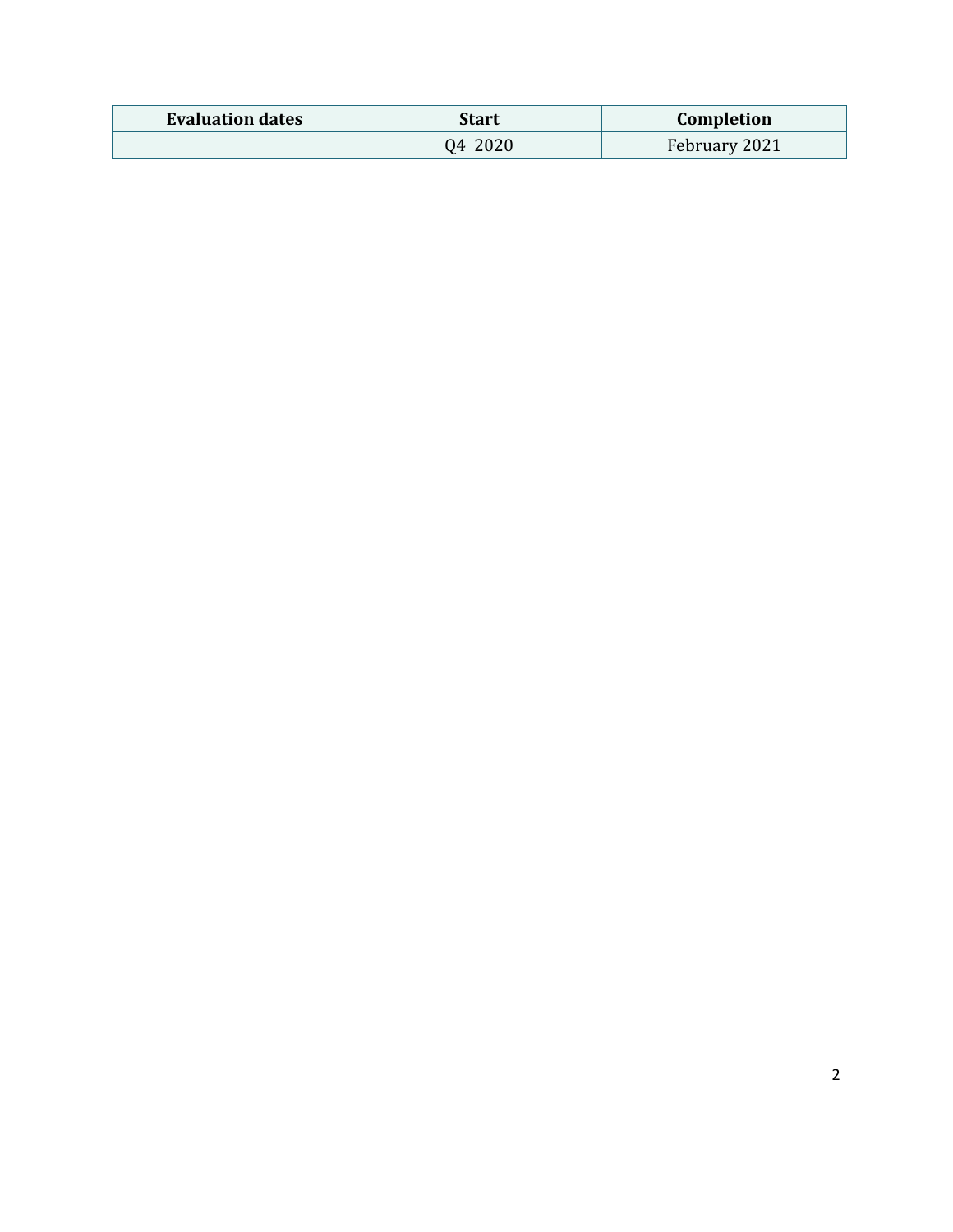| Evaluation dates | Start | Completion |
|---|---|---|
| | Q4 2020 | February 2021 |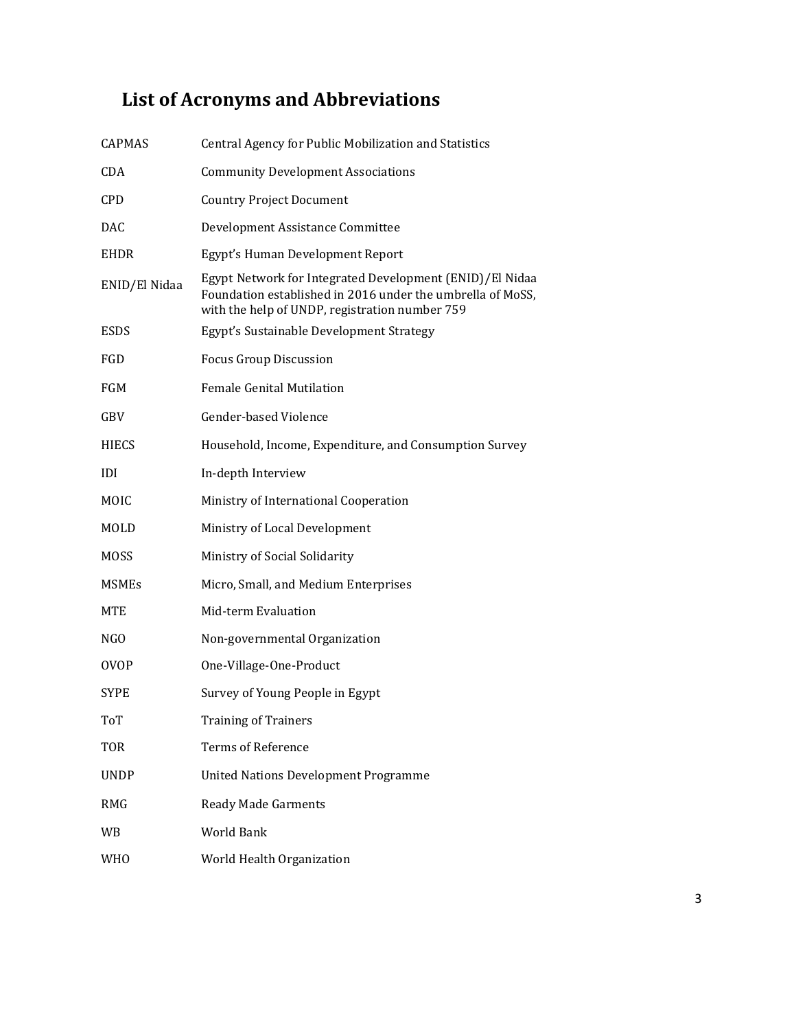# List of Acronyms and Abbreviations

| | |
|---|---|
| CAPMAS | Central Agency for Public Mobilization and Statistics |
| CDA | Community Development Associations |
| CPD | Country Project Document |
| DAC | Development Assistance Committee |
| EHDR | Egypt's Human Development Report |
| ENID/El Nidaa | Egypt Network for Integrated Development (ENID)/El Nidaa Foundation established in 2016 under the umbrella of MoSS, with the help of UNDP, registration number 759 |
| ESDS | Egypt's Sustainable Development Strategy |
| FGD | Focus Group Discussion |
| FGM | Female Genital Mutilation |
| GBV | Gender-based Violence |
| HIECS | Household, Income, Expenditure, and Consumption Survey |
| IDI | In-depth Interview |
| MOIC | Ministry of International Cooperation |
| MOLD | Ministry of Local Development |
| MOSS | Ministry of Social Solidarity |
| MSMEs | Micro, Small, and Medium Enterprises |
| MTE | Mid-term Evaluation |
| NGO | Non-governmental Organization |
| OVOP | One-Village-One-Product |
| SYPE | Survey of Young People in Egypt |
| ToT | Training of Trainers |
| TOR | Terms of Reference |
| UNDP | United Nations Development Programme |
| RMG | Ready Made Garments |
| WB | World Bank |
| WHO | World Health Organization |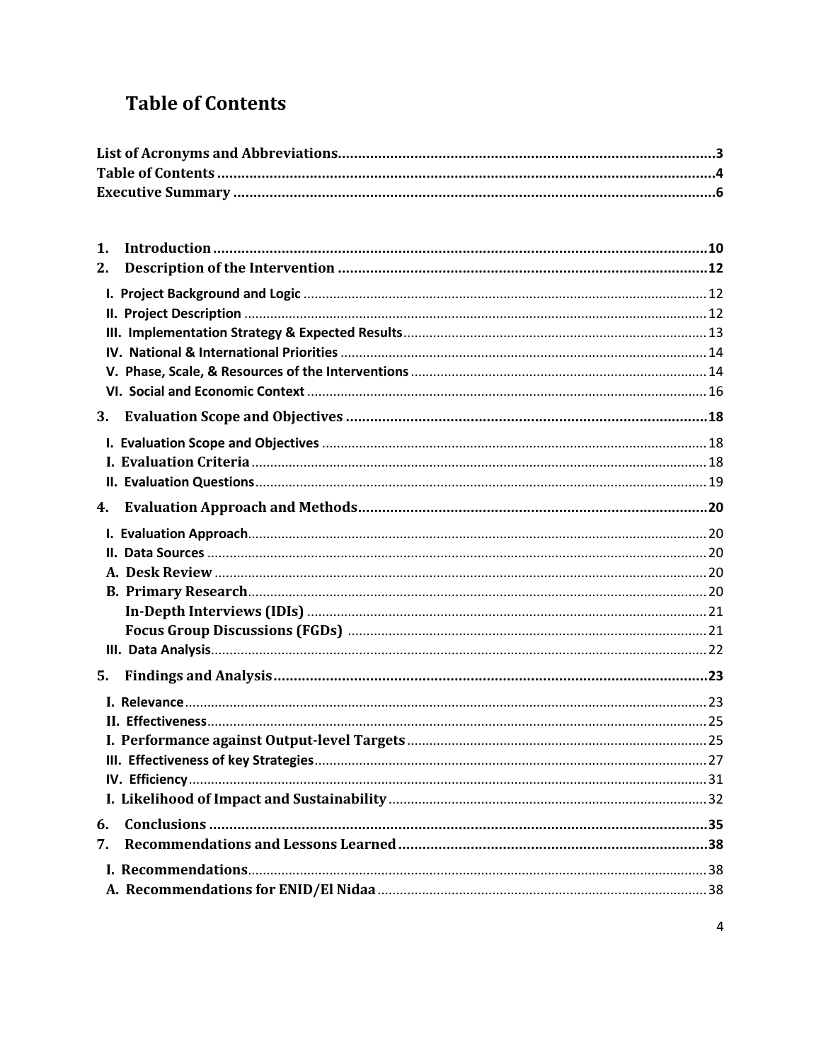# Table of Contents

**List of Acronyms and Abbreviations** ..... **3**
**Table of Contents** ..... **4**
**Executive Summary** ..... **6**

**1. Introduction** ..... **10**
**2. Description of the Intervention** ..... **12**

- I. Project Background and Logic ..... 12
- II. Project Description ..... 12
- III. Implementation Strategy & Expected Results ..... 13
- IV. National & International Priorities ..... 14
- V. Phase, Scale, & Resources of the Interventions ..... 14
- VI. Social and Economic Context ..... 16

**3. Evaluation Scope and Objectives** ..... **18**

- I. Evaluation Scope and Objectives ..... 18
- I. Evaluation Criteria ..... 18
- II. Evaluation Questions ..... 19

**4. Evaluation Approach and Methods** ..... **20**

- I. Evaluation Approach ..... 20
- II. Data Sources ..... 20
- A. Desk Review ..... 20
- B. Primary Research ..... 20
  - In-Depth Interviews (IDIs) ..... 21
  - Focus Group Discussions (FGDs) ..... 21
- III. Data Analysis ..... 22

**5. Findings and Analysis** ..... **23**

- I. Relevance ..... 23
- II. Effectiveness ..... 25
- I. Performance against Output-level Targets ..... 25
- III. Effectiveness of key Strategies ..... 27
- IV. Efficiency ..... 31
- I. Likelihood of Impact and Sustainability ..... 32

**6. Conclusions** ..... **35**
**7. Recommendations and Lessons Learned** ..... **38**

- I. Recommendations ..... 38
- A. Recommendations for ENID/El Nidaa ..... 38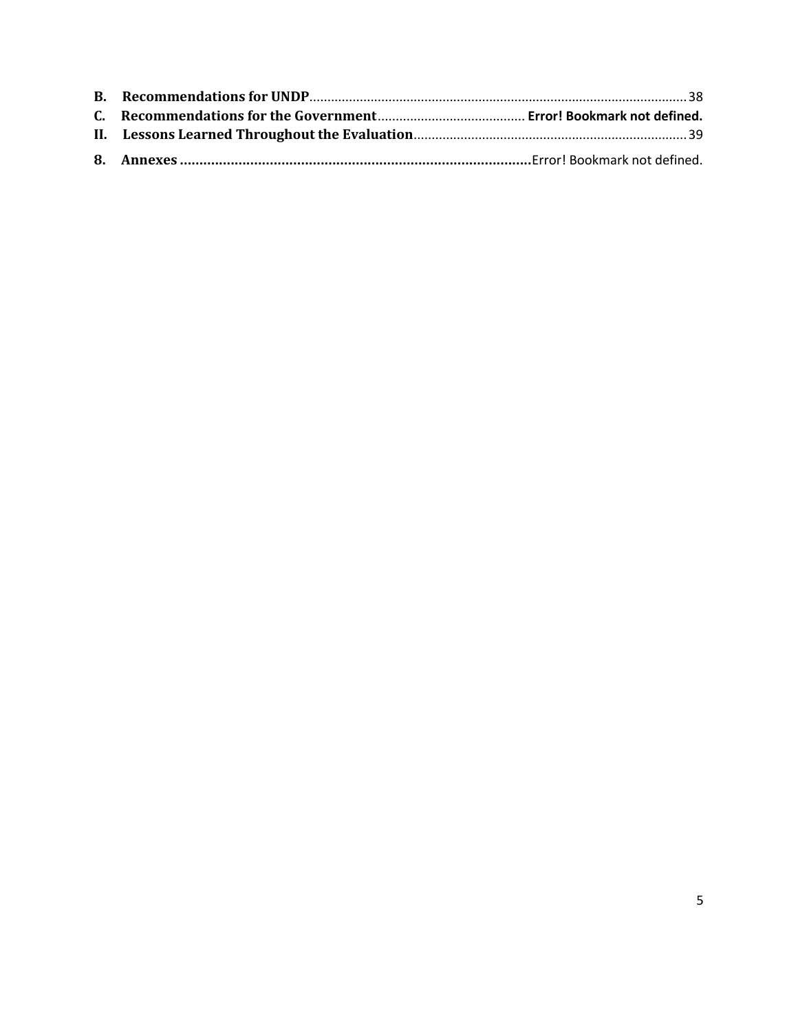B. **Recommendations for UNDP** ........................................................................................................ 38
C. **Recommendations for the Government** ......................................... **Error! Bookmark not defined.**
II. **Lessons Learned Throughout the Evaluation** ........................................................................... 39

8. **Annexes** .......................................................................................... Error! Bookmark not defined.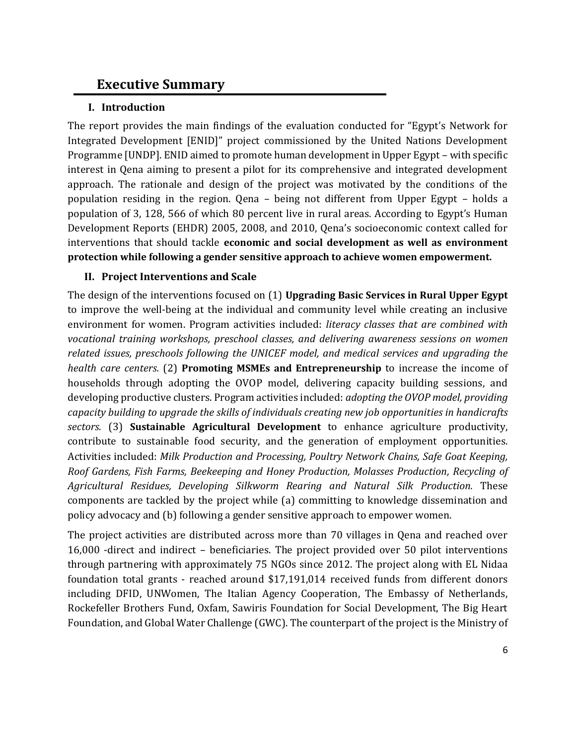# Executive Summary

## I. Introduction

The report provides the main findings of the evaluation conducted for "Egypt's Network for Integrated Development [ENID]" project commissioned by the United Nations Development Programme [UNDP]. ENID aimed to promote human development in Upper Egypt – with specific interest in Qena aiming to present a pilot for its comprehensive and integrated development approach. The rationale and design of the project was motivated by the conditions of the population residing in the region. Qena – being not different from Upper Egypt – holds a population of 3, 128, 566 of which 80 percent live in rural areas. According to Egypt's Human Development Reports (EHDR) 2005, 2008, and 2010, Qena's socioeconomic context called for interventions that should tackle **economic and social development as well as environment protection while following a gender sensitive approach to achieve women empowerment.**

## II. Project Interventions and Scale

The design of the interventions focused on (1) **Upgrading Basic Services in Rural Upper Egypt** to improve the well-being at the individual and community level while creating an inclusive environment for women. Program activities included: *literacy classes that are combined with vocational training workshops, preschool classes, and delivering awareness sessions on women related issues, preschools following the UNICEF model, and medical services and upgrading the health care centers.* (2) **Promoting MSMEs and Entrepreneurship** to increase the income of households through adopting the OVOP model, delivering capacity building sessions, and developing productive clusters. Program activities included: *adopting the OVOP model, providing capacity building to upgrade the skills of individuals creating new job opportunities in handicrafts sectors.* (3) **Sustainable Agricultural Development** to enhance agriculture productivity, contribute to sustainable food security, and the generation of employment opportunities. Activities included: *Milk Production and Processing, Poultry Network Chains, Safe Goat Keeping, Roof Gardens, Fish Farms, Beekeeping and Honey Production, Molasses Production, Recycling of Agricultural Residues, Developing Silkworm Rearing and Natural Silk Production.* These components are tackled by the project while (a) committing to knowledge dissemination and policy advocacy and (b) following a gender sensitive approach to empower women.

The project activities are distributed across more than 70 villages in Qena and reached over 16,000 -direct and indirect – beneficiaries. The project provided over 50 pilot interventions through partnering with approximately 75 NGOs since 2012. The project along with EL Nidaa foundation total grants - reached around $17,191,014 received funds from different donors including DFID, UNWomen, The Italian Agency Cooperation, The Embassy of Netherlands, Rockefeller Brothers Fund, Oxfam, Sawiris Foundation for Social Development, The Big Heart Foundation, and Global Water Challenge (GWC). The counterpart of the project is the Ministry of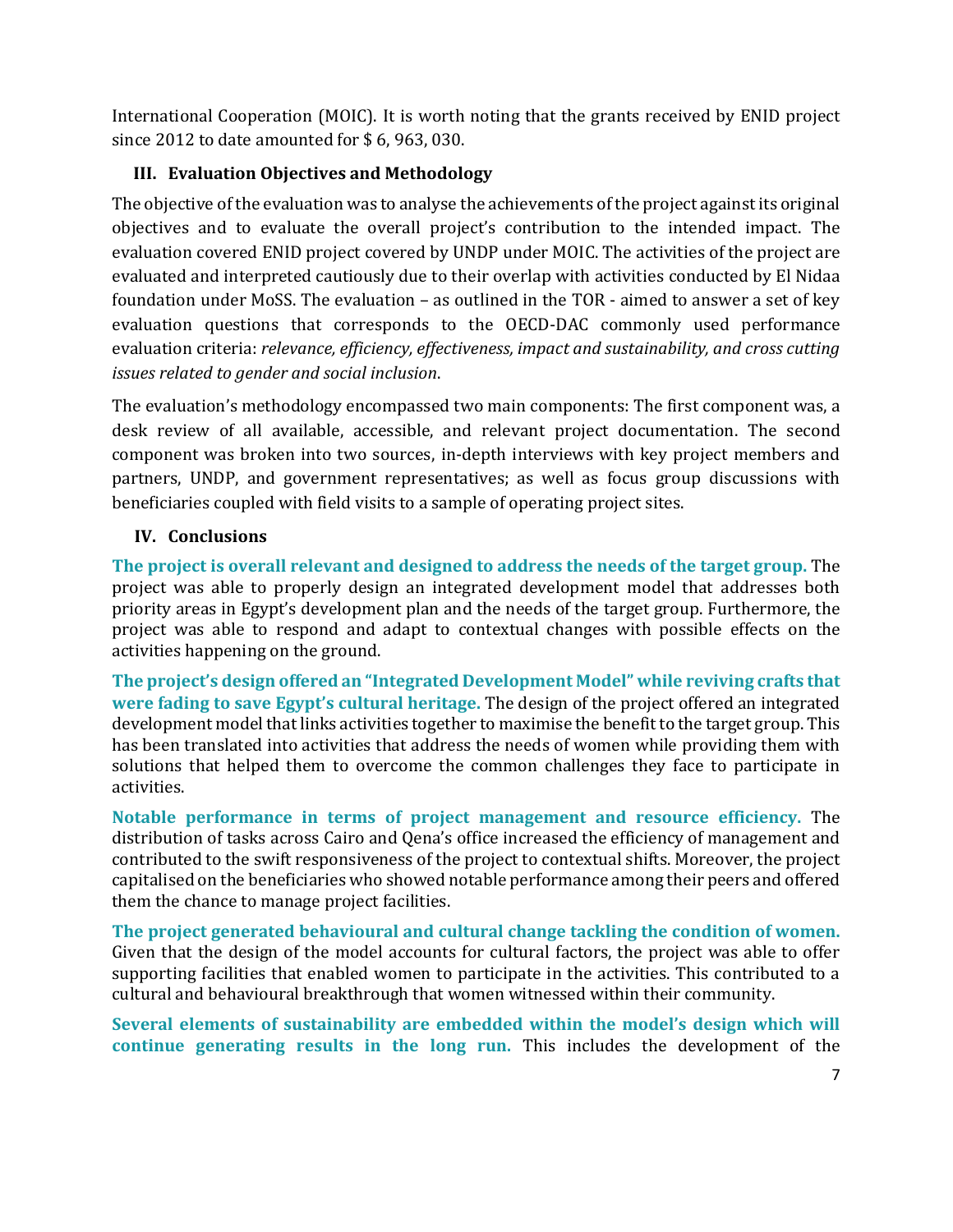International Cooperation (MOIC). It is worth noting that the grants received by ENID project since 2012 to date amounted for $ 6, 963, 030.

## III. Evaluation Objectives and Methodology

The objective of the evaluation was to analyse the achievements of the project against its original objectives and to evaluate the overall project's contribution to the intended impact. The evaluation covered ENID project covered by UNDP under MOIC. The activities of the project are evaluated and interpreted cautiously due to their overlap with activities conducted by El Nidaa foundation under MoSS. The evaluation – as outlined in the TOR - aimed to answer a set of key evaluation questions that corresponds to the OECD-DAC commonly used performance evaluation criteria: *relevance, efficiency, effectiveness, impact and sustainability, and cross cutting issues related to gender and social inclusion*.

The evaluation's methodology encompassed two main components: The first component was, a desk review of all available, accessible, and relevant project documentation. The second component was broken into two sources, in-depth interviews with key project members and partners, UNDP, and government representatives; as well as focus group discussions with beneficiaries coupled with field visits to a sample of operating project sites.

## IV. Conclusions

**The project is overall relevant and designed to address the needs of the target group.** The project was able to properly design an integrated development model that addresses both priority areas in Egypt's development plan and the needs of the target group. Furthermore, the project was able to respond and adapt to contextual changes with possible effects on the activities happening on the ground.

**The project's design offered an "Integrated Development Model" while reviving crafts that were fading to save Egypt's cultural heritage.** The design of the project offered an integrated development model that links activities together to maximise the benefit to the target group. This has been translated into activities that address the needs of women while providing them with solutions that helped them to overcome the common challenges they face to participate in activities.

**Notable performance in terms of project management and resource efficiency.** The distribution of tasks across Cairo and Qena's office increased the efficiency of management and contributed to the swift responsiveness of the project to contextual shifts. Moreover, the project capitalised on the beneficiaries who showed notable performance among their peers and offered them the chance to manage project facilities.

**The project generated behavioural and cultural change tackling the condition of women.** Given that the design of the model accounts for cultural factors, the project was able to offer supporting facilities that enabled women to participate in the activities. This contributed to a cultural and behavioural breakthrough that women witnessed within their community.

**Several elements of sustainability are embedded within the model's design which will continue generating results in the long run.** This includes the development of the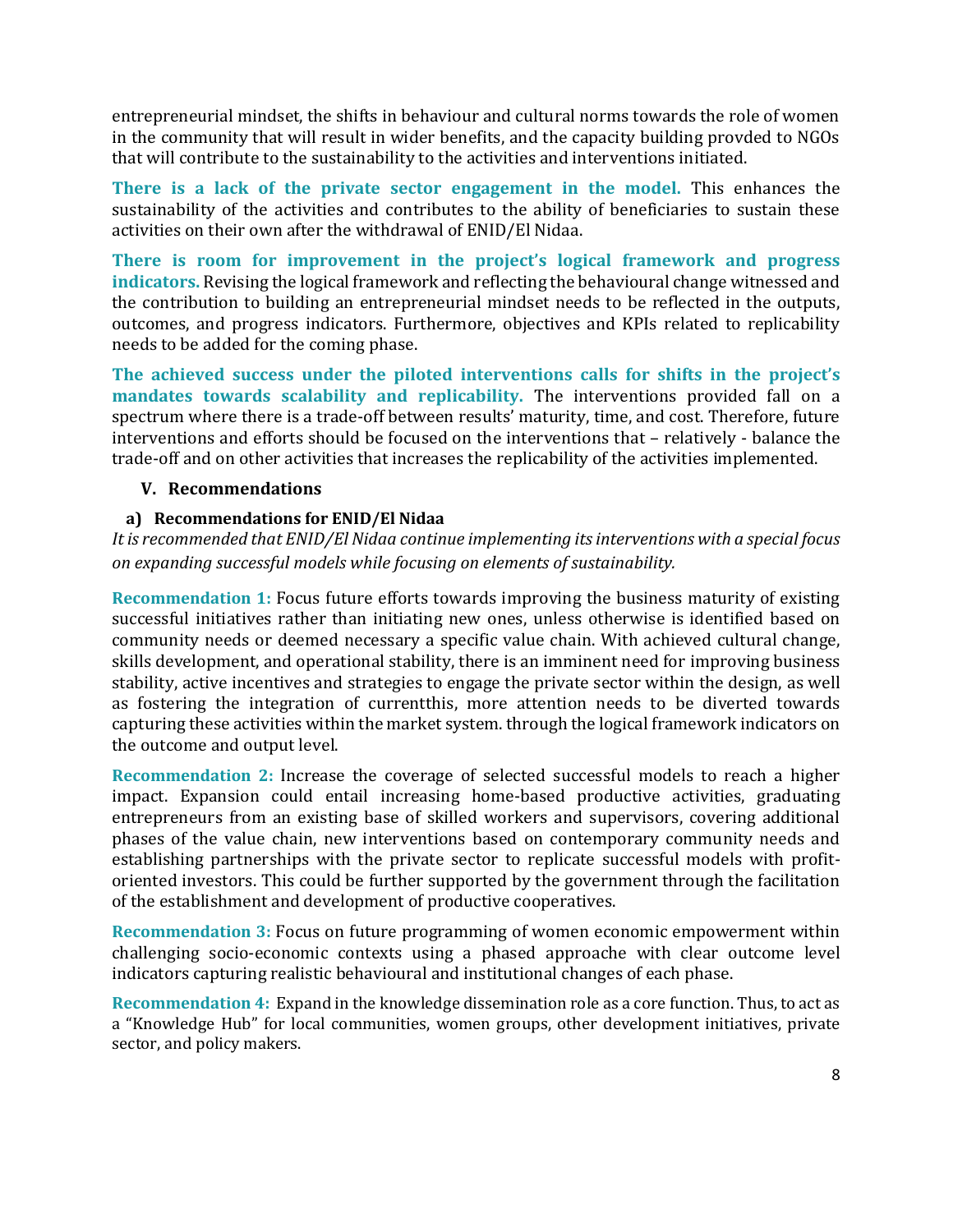entrepreneurial mindset, the shifts in behaviour and cultural norms towards the role of women in the community that will result in wider benefits, and the capacity building provded to NGOs that will contribute to the sustainability to the activities and interventions initiated.

**There is a lack of the private sector engagement in the model.** This enhances the sustainability of the activities and contributes to the ability of beneficiaries to sustain these activities on their own after the withdrawal of ENID/El Nidaa.

**There is room for improvement in the project's logical framework and progress indicators.** Revising the logical framework and reflecting the behavioural change witnessed and the contribution to building an entrepreneurial mindset needs to be reflected in the outputs, outcomes, and progress indicators. Furthermore, objectives and KPIs related to replicability needs to be added for the coming phase.

**The achieved success under the piloted interventions calls for shifts in the project's mandates towards scalability and replicability.** The interventions provided fall on a spectrum where there is a trade-off between results' maturity, time, and cost. Therefore, future interventions and efforts should be focused on the interventions that – relatively - balance the trade-off and on other activities that increases the replicability of the activities implemented.

## V. Recommendations

### a) Recommendations for ENID/El Nidaa

*It is recommended that ENID/El Nidaa continue implementing its interventions with a special focus on expanding successful models while focusing on elements of sustainability.*

**Recommendation 1:** Focus future efforts towards improving the business maturity of existing successful initiatives rather than initiating new ones, unless otherwise is identified based on community needs or deemed necessary a specific value chain. With achieved cultural change, skills development, and operational stability, there is an imminent need for improving business stability, active incentives and strategies to engage the private sector within the design, as well as fostering the integration of currentthis, more attention needs to be diverted towards capturing these activities within the market system. through the logical framework indicators on the outcome and output level.

**Recommendation 2:** Increase the coverage of selected successful models to reach a higher impact. Expansion could entail increasing home-based productive activities, graduating entrepreneurs from an existing base of skilled workers and supervisors, covering additional phases of the value chain, new interventions based on contemporary community needs and establishing partnerships with the private sector to replicate successful models with profit-oriented investors. This could be further supported by the government through the facilitation of the establishment and development of productive cooperatives.

**Recommendation 3:** Focus on future programming of women economic empowerment within challenging socio-economic contexts using a phased approache with clear outcome level indicators capturing realistic behavioural and institutional changes of each phase.

**Recommendation 4:** Expand in the knowledge dissemination role as a core function. Thus, to act as a "Knowledge Hub" for local communities, women groups, other development initiatives, private sector, and policy makers.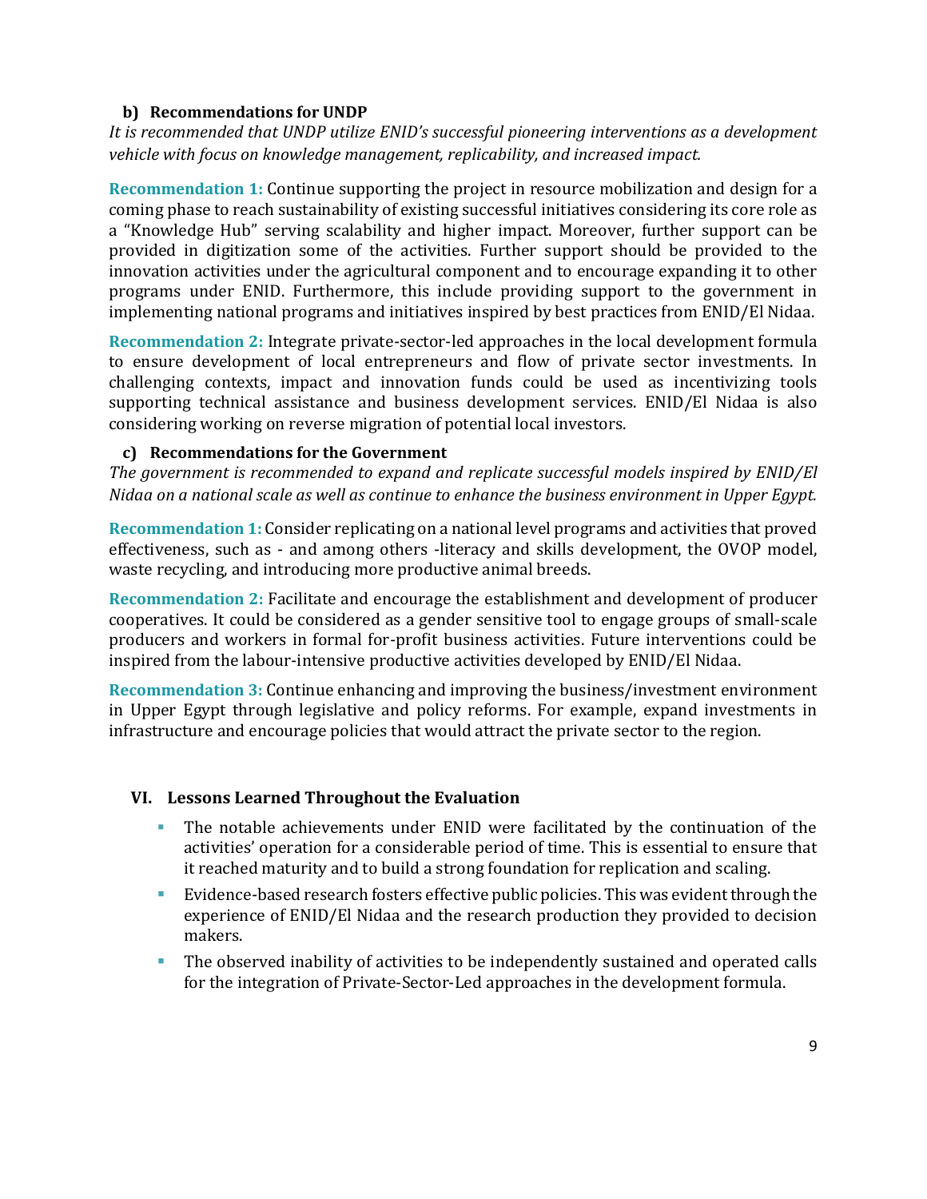### b) Recommendations for UNDP

*It is recommended that UNDP utilize ENID's successful pioneering interventions as a development vehicle with focus on knowledge management, replicability, and increased impact.*

**Recommendation 1:** Continue supporting the project in resource mobilization and design for a coming phase to reach sustainability of existing successful initiatives considering its core role as a "Knowledge Hub" serving scalability and higher impact. Moreover, further support can be provided in digitization some of the activities. Further support should be provided to the innovation activities under the agricultural component and to encourage expanding it to other programs under ENID. Furthermore, this include providing support to the government in implementing national programs and initiatives inspired by best practices from ENID/El Nidaa.

**Recommendation 2:** Integrate private-sector-led approaches in the local development formula to ensure development of local entrepreneurs and flow of private sector investments. In challenging contexts, impact and innovation funds could be used as incentivizing tools supporting technical assistance and business development services. ENID/El Nidaa is also considering working on reverse migration of potential local investors.

### c) Recommendations for the Government

*The government is recommended to expand and replicate successful models inspired by ENID/El Nidaa on a national scale as well as continue to enhance the business environment in Upper Egypt.*

**Recommendation 1:** Consider replicating on a national level programs and activities that proved effectiveness, such as - and among others -literacy and skills development, the OVOP model, waste recycling, and introducing more productive animal breeds.

**Recommendation 2:** Facilitate and encourage the establishment and development of producer cooperatives. It could be considered as a gender sensitive tool to engage groups of small-scale producers and workers in formal for-profit business activities. Future interventions could be inspired from the labour-intensive productive activities developed by ENID/El Nidaa.

**Recommendation 3:** Continue enhancing and improving the business/investment environment in Upper Egypt through legislative and policy reforms. For example, expand investments in infrastructure and encourage policies that would attract the private sector to the region.

## VI. Lessons Learned Throughout the Evaluation

- The notable achievements under ENID were facilitated by the continuation of the activities' operation for a considerable period of time. This is essential to ensure that it reached maturity and to build a strong foundation for replication and scaling.
- Evidence-based research fosters effective public policies. This was evident through the experience of ENID/El Nidaa and the research production they provided to decision makers.
- The observed inability of activities to be independently sustained and operated calls for the integration of Private-Sector-Led approaches in the development formula.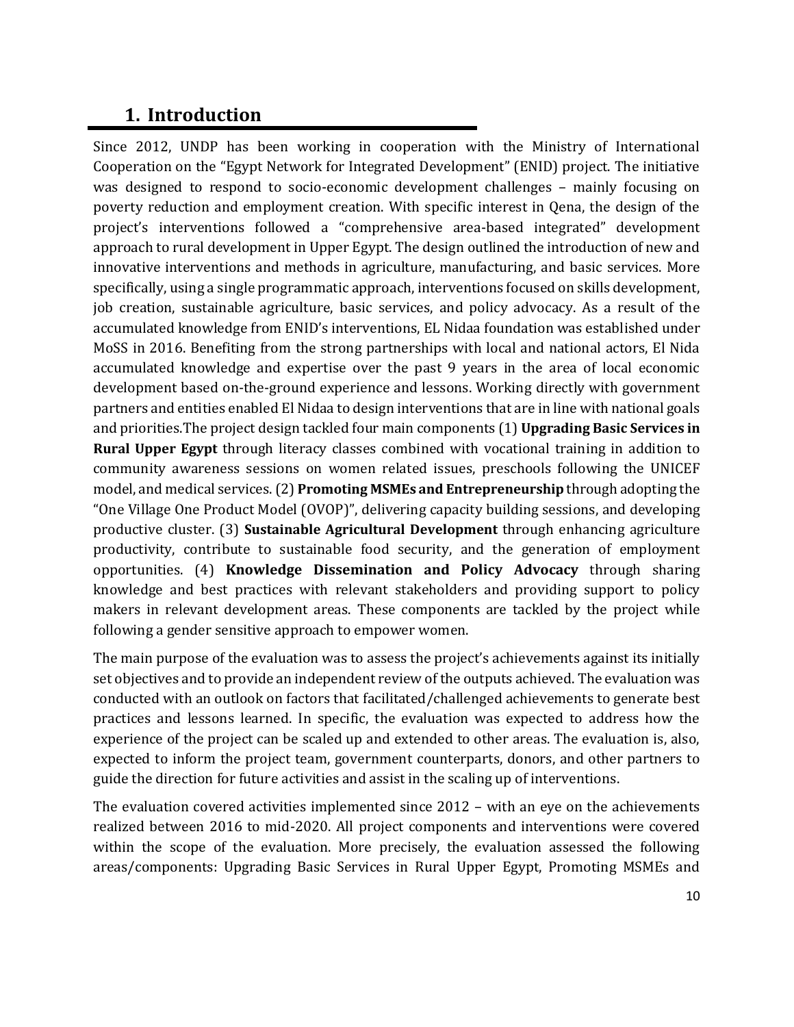## 1. Introduction

Since 2012, UNDP has been working in cooperation with the Ministry of International Cooperation on the "Egypt Network for Integrated Development" (ENID) project. The initiative was designed to respond to socio-economic development challenges – mainly focusing on poverty reduction and employment creation. With specific interest in Qena, the design of the project's interventions followed a "comprehensive area-based integrated" development approach to rural development in Upper Egypt. The design outlined the introduction of new and innovative interventions and methods in agriculture, manufacturing, and basic services. More specifically, using a single programmatic approach, interventions focused on skills development, job creation, sustainable agriculture, basic services, and policy advocacy. As a result of the accumulated knowledge from ENID's interventions, EL Nidaa foundation was established under MoSS in 2016. Benefiting from the strong partnerships with local and national actors, El Nida accumulated knowledge and expertise over the past 9 years in the area of local economic development based on-the-ground experience and lessons. Working directly with government partners and entities enabled El Nidaa to design interventions that are in line with national goals and priorities.The project design tackled four main components (1) **Upgrading Basic Services in Rural Upper Egypt** through literacy classes combined with vocational training in addition to community awareness sessions on women related issues, preschools following the UNICEF model, and medical services. (2) **Promoting MSMEs and Entrepreneurship** through adopting the "One Village One Product Model (OVOP)", delivering capacity building sessions, and developing productive cluster. (3) **Sustainable Agricultural Development** through enhancing agriculture productivity, contribute to sustainable food security, and the generation of employment opportunities. (4) **Knowledge Dissemination and Policy Advocacy** through sharing knowledge and best practices with relevant stakeholders and providing support to policy makers in relevant development areas. These components are tackled by the project while following a gender sensitive approach to empower women.

The main purpose of the evaluation was to assess the project's achievements against its initially set objectives and to provide an independent review of the outputs achieved. The evaluation was conducted with an outlook on factors that facilitated/challenged achievements to generate best practices and lessons learned. In specific, the evaluation was expected to address how the experience of the project can be scaled up and extended to other areas. The evaluation is, also, expected to inform the project team, government counterparts, donors, and other partners to guide the direction for future activities and assist in the scaling up of interventions.

The evaluation covered activities implemented since 2012 – with an eye on the achievements realized between 2016 to mid-2020. All project components and interventions were covered within the scope of the evaluation. More precisely, the evaluation assessed the following areas/components: Upgrading Basic Services in Rural Upper Egypt, Promoting MSMEs and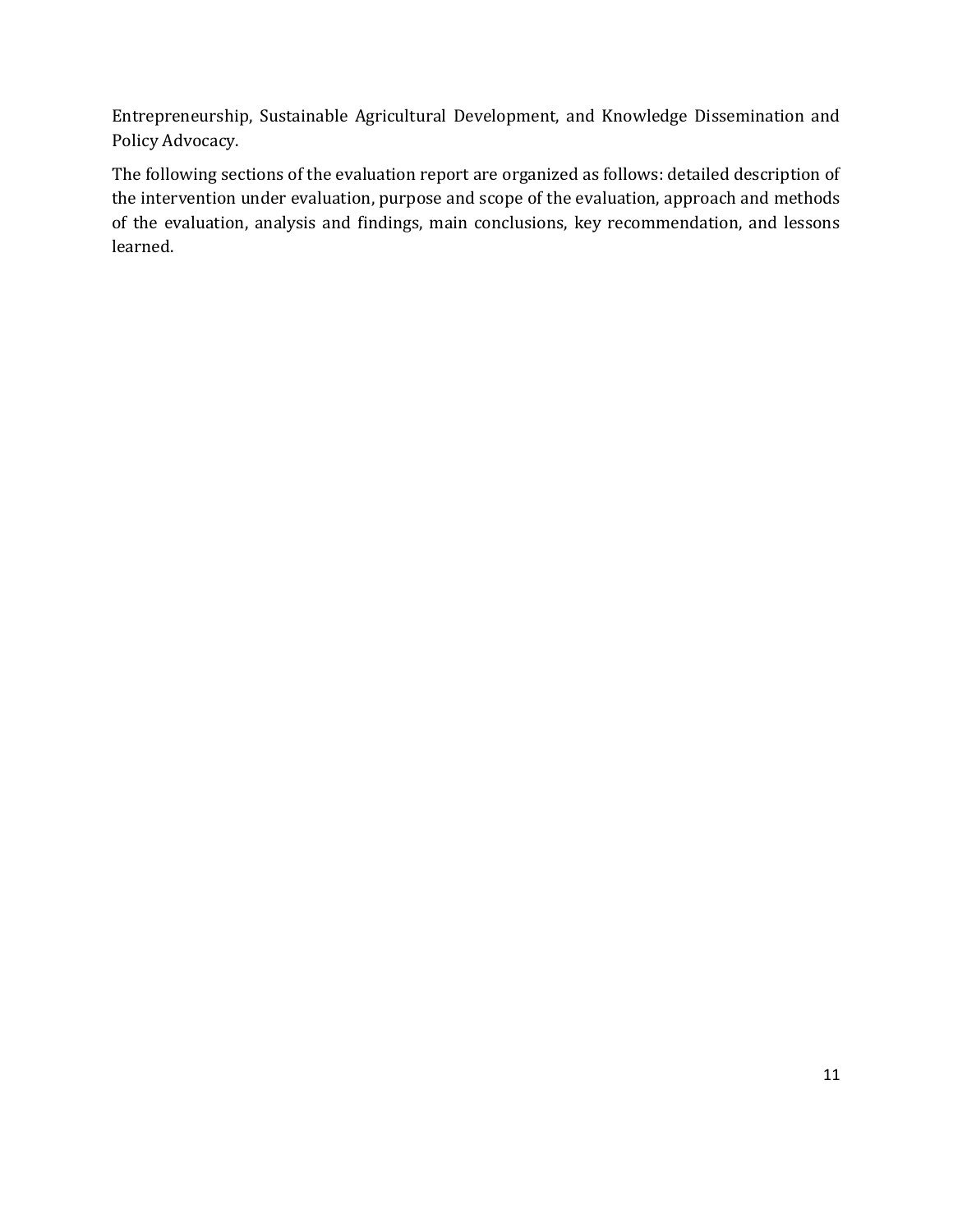Entrepreneurship, Sustainable Agricultural Development, and Knowledge Dissemination and Policy Advocacy.

The following sections of the evaluation report are organized as follows: detailed description of the intervention under evaluation, purpose and scope of the evaluation, approach and methods of the evaluation, analysis and findings, main conclusions, key recommendation, and lessons learned.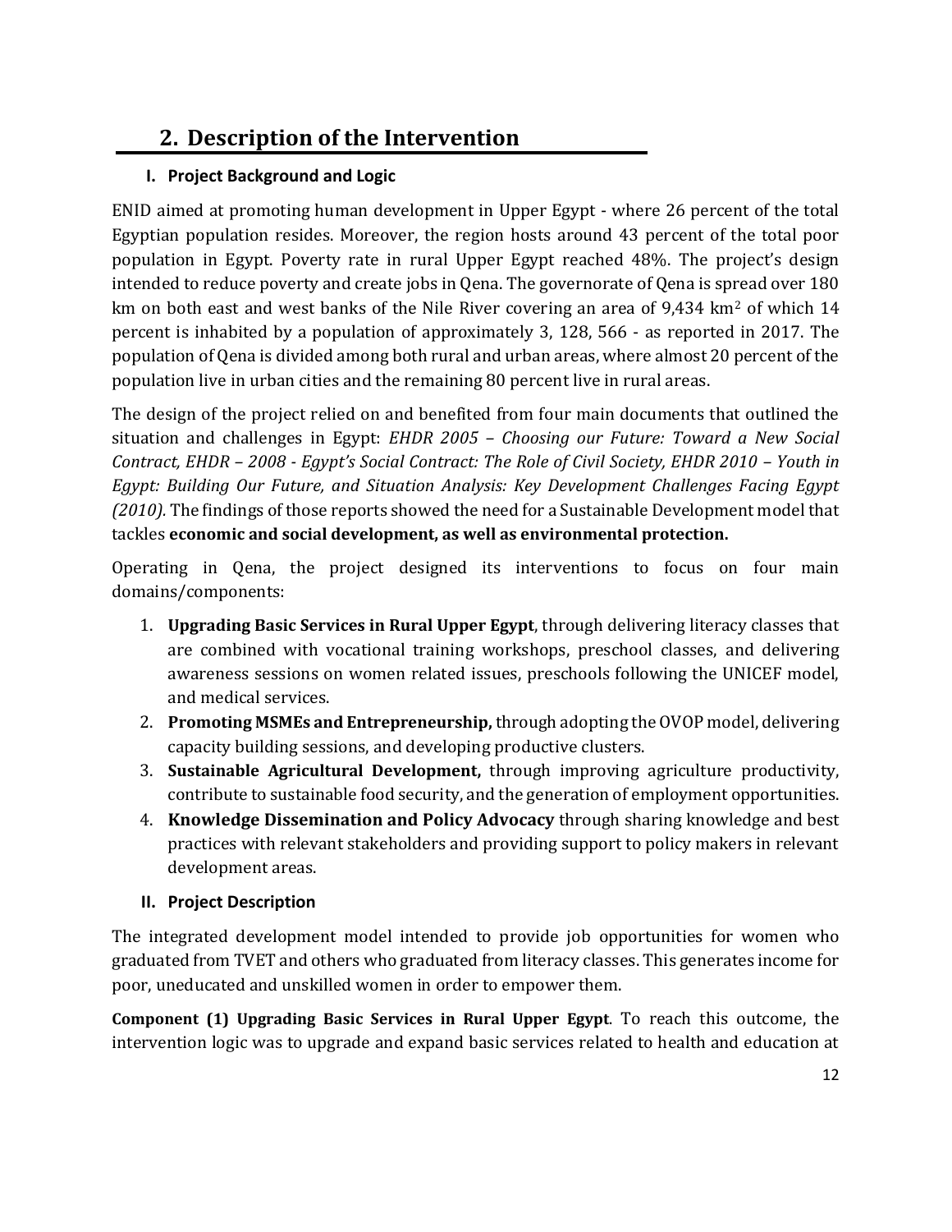## 2. Description of the Intervention

### I. Project Background and Logic

ENID aimed at promoting human development in Upper Egypt - where 26 percent of the total Egyptian population resides. Moreover, the region hosts around 43 percent of the total poor population in Egypt. Poverty rate in rural Upper Egypt reached 48%. The project's design intended to reduce poverty and create jobs in Qena. The governorate of Qena is spread over 180 km on both east and west banks of the Nile River covering an area of 9,434 km$^2$ of which 14 percent is inhabited by a population of approximately 3, 128, 566 - as reported in 2017. The population of Qena is divided among both rural and urban areas, where almost 20 percent of the population live in urban cities and the remaining 80 percent live in rural areas.

The design of the project relied on and benefited from four main documents that outlined the situation and challenges in Egypt: *EHDR 2005 – Choosing our Future: Toward a New Social Contract, EHDR – 2008 - Egypt's Social Contract: The Role of Civil Society, EHDR 2010 – Youth in Egypt: Building Our Future, and Situation Analysis: Key Development Challenges Facing Egypt (2010).* The findings of those reports showed the need for a Sustainable Development model that tackles **economic and social development, as well as environmental protection.**

Operating in Qena, the project designed its interventions to focus on four main domains/components:

1. **Upgrading Basic Services in Rural Upper Egypt**, through delivering literacy classes that are combined with vocational training workshops, preschool classes, and delivering awareness sessions on women related issues, preschools following the UNICEF model, and medical services.
2. **Promoting MSMEs and Entrepreneurship,** through adopting the OVOP model, delivering capacity building sessions, and developing productive clusters.
3. **Sustainable Agricultural Development,** through improving agriculture productivity, contribute to sustainable food security, and the generation of employment opportunities.
4. **Knowledge Dissemination and Policy Advocacy** through sharing knowledge and best practices with relevant stakeholders and providing support to policy makers in relevant development areas.

### II. Project Description

The integrated development model intended to provide job opportunities for women who graduated from TVET and others who graduated from literacy classes. This generates income for poor, uneducated and unskilled women in order to empower them.

**Component (1) Upgrading Basic Services in Rural Upper Egypt**. To reach this outcome, the intervention logic was to upgrade and expand basic services related to health and education at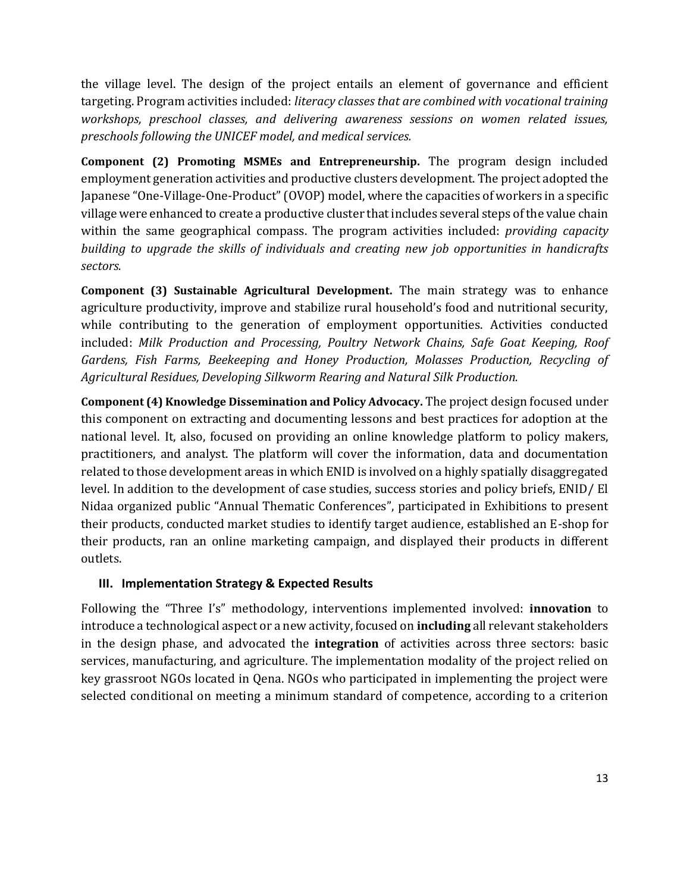the village level. The design of the project entails an element of governance and efficient targeting. Program activities included: *literacy classes that are combined with vocational training workshops, preschool classes, and delivering awareness sessions on women related issues, preschools following the UNICEF model, and medical services.*

**Component (2) Promoting MSMEs and Entrepreneurship.** The program design included employment generation activities and productive clusters development. The project adopted the Japanese "One-Village-One-Product" (OVOP) model, where the capacities of workers in a specific village were enhanced to create a productive cluster that includes several steps of the value chain within the same geographical compass. The program activities included: *providing capacity building to upgrade the skills of individuals and creating new job opportunities in handicrafts sectors.*

**Component (3) Sustainable Agricultural Development.** The main strategy was to enhance agriculture productivity, improve and stabilize rural household's food and nutritional security, while contributing to the generation of employment opportunities. Activities conducted included: *Milk Production and Processing, Poultry Network Chains, Safe Goat Keeping, Roof Gardens, Fish Farms, Beekeeping and Honey Production, Molasses Production, Recycling of Agricultural Residues, Developing Silkworm Rearing and Natural Silk Production.*

**Component (4) Knowledge Dissemination and Policy Advocacy.** The project design focused under this component on extracting and documenting lessons and best practices for adoption at the national level. It, also, focused on providing an online knowledge platform to policy makers, practitioners, and analyst. The platform will cover the information, data and documentation related to those development areas in which ENID is involved on a highly spatially disaggregated level. In addition to the development of case studies, success stories and policy briefs, ENID/ El Nidaa organized public "Annual Thematic Conferences", participated in Exhibitions to present their products, conducted market studies to identify target audience, established an E-shop for their products, ran an online marketing campaign, and displayed their products in different outlets.

### III. Implementation Strategy & Expected Results

Following the "Three I's" methodology, interventions implemented involved: **innovation** to introduce a technological aspect or a new activity, focused on **including** all relevant stakeholders in the design phase, and advocated the **integration** of activities across three sectors: basic services, manufacturing, and agriculture. The implementation modality of the project relied on key grassroot NGOs located in Qena. NGOs who participated in implementing the project were selected conditional on meeting a minimum standard of competence, according to a criterion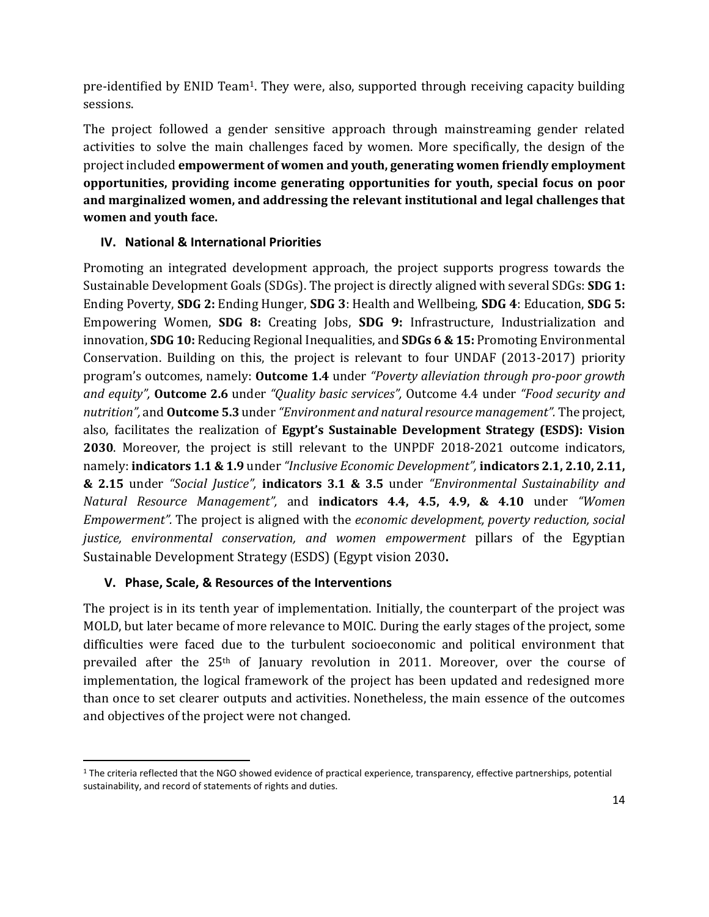pre-identified by ENID Team[1]. They were, also, supported through receiving capacity building sessions.

The project followed a gender sensitive approach through mainstreaming gender related activities to solve the main challenges faced by women. More specifically, the design of the project included **empowerment of women and youth, generating women friendly employment opportunities, providing income generating opportunities for youth, special focus on poor and marginalized women, and addressing the relevant institutional and legal challenges that women and youth face.**

### IV. National & International Priorities

Promoting an integrated development approach, the project supports progress towards the Sustainable Development Goals (SDGs). The project is directly aligned with several SDGs: **SDG 1:** Ending Poverty, **SDG 2:** Ending Hunger, **SDG 3**: Health and Wellbeing, **SDG 4**: Education, **SDG 5:** Empowering Women, **SDG 8:** Creating Jobs, **SDG 9:** Infrastructure, Industrialization and innovation, **SDG 10:** Reducing Regional Inequalities, and **SDGs 6 & 15:** Promoting Environmental Conservation. Building on this, the project is relevant to four UNDAF (2013-2017) priority program's outcomes, namely: **Outcome 1.4** under *"Poverty alleviation through pro-poor growth and equity",* **Outcome 2.6** under *"Quality basic services",* Outcome 4.4 under *"Food security and nutrition",* and **Outcome 5.3** under *"Environment and natural resource management".* The project, also, facilitates the realization of **Egypt's Sustainable Development Strategy (ESDS): Vision 2030**. Moreover, the project is still relevant to the UNPDF 2018-2021 outcome indicators, namely: **indicators 1.1 & 1.9** under *"Inclusive Economic Development",* **indicators 2.1, 2.10, 2.11, & 2.15** under *"Social Justice",* **indicators 3.1 & 3.5** under *"Environmental Sustainability and Natural Resource Management",* and **indicators 4.4, 4.5, 4.9, & 4.10** under *"Women Empowerment".* The project is aligned with the *economic development, poverty reduction, social justice, environmental conservation, and women empowerment* pillars of the Egyptian Sustainable Development Strategy (ESDS) (Egypt vision 2030**.**

### V. Phase, Scale, & Resources of the Interventions

The project is in its tenth year of implementation. Initially, the counterpart of the project was MOLD, but later became of more relevance to MOIC. During the early stages of the project, some difficulties were faced due to the turbulent socioeconomic and political environment that prevailed after the 25th of January revolution in 2011. Moreover, over the course of implementation, the logical framework of the project has been updated and redesigned more than once to set clearer outputs and activities. Nonetheless, the main essence of the outcomes and objectives of the project were not changed.

---

[1] The criteria reflected that the NGO showed evidence of practical experience, transparency, effective partnerships, potential sustainability, and record of statements of rights and duties.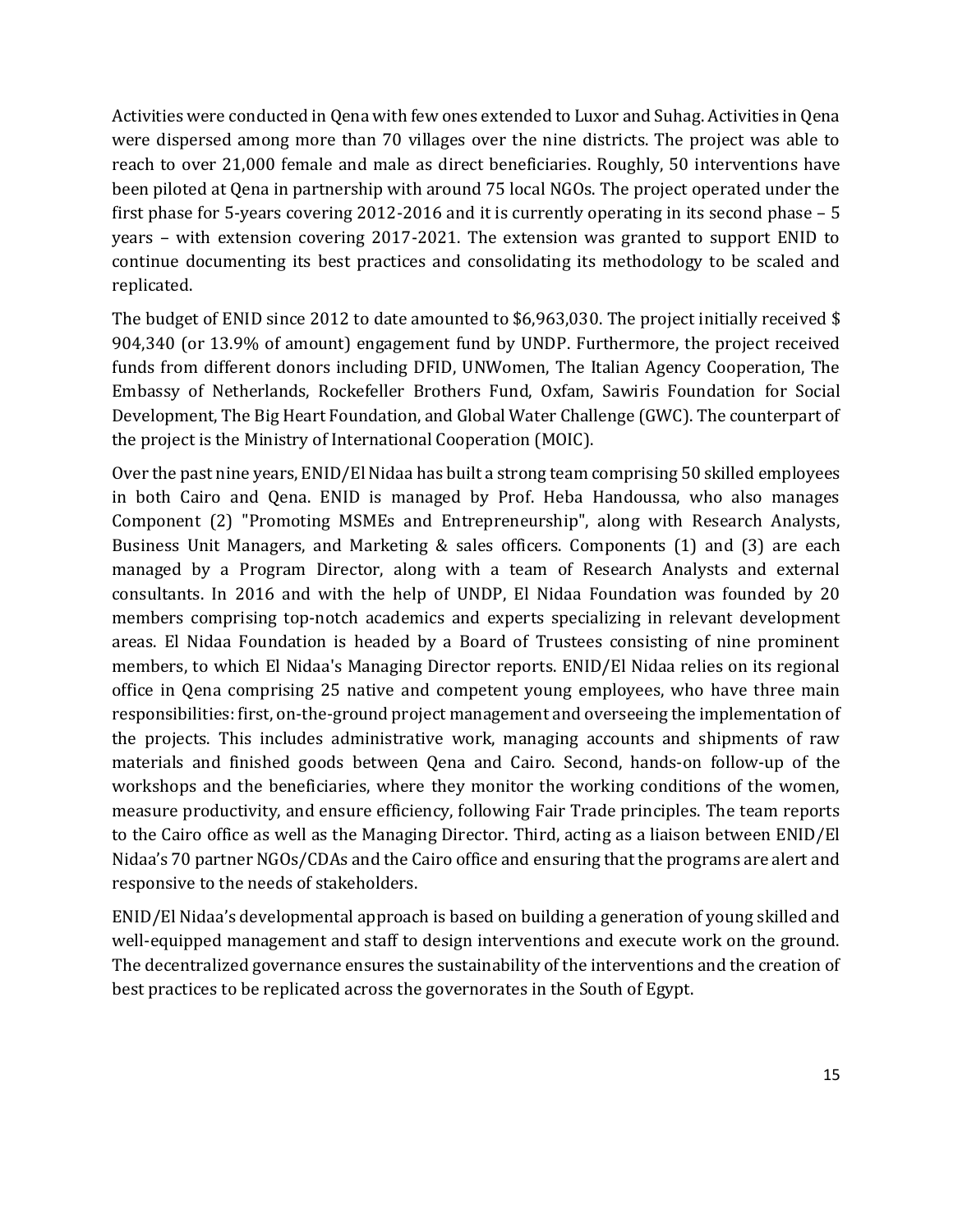Activities were conducted in Qena with few ones extended to Luxor and Suhag. Activities in Qena were dispersed among more than 70 villages over the nine districts. The project was able to reach to over 21,000 female and male as direct beneficiaries. Roughly, 50 interventions have been piloted at Qena in partnership with around 75 local NGOs. The project operated under the first phase for 5-years covering 2012-2016 and it is currently operating in its second phase – 5 years – with extension covering 2017-2021. The extension was granted to support ENID to continue documenting its best practices and consolidating its methodology to be scaled and replicated.

The budget of ENID since 2012 to date amounted to $6,963,030. The project initially received $ 904,340 (or 13.9% of amount) engagement fund by UNDP. Furthermore, the project received funds from different donors including DFID, UNWomen, The Italian Agency Cooperation, The Embassy of Netherlands, Rockefeller Brothers Fund, Oxfam, Sawiris Foundation for Social Development, The Big Heart Foundation, and Global Water Challenge (GWC). The counterpart of the project is the Ministry of International Cooperation (MOIC).

Over the past nine years, ENID/El Nidaa has built a strong team comprising 50 skilled employees in both Cairo and Qena. ENID is managed by Prof. Heba Handoussa, who also manages Component (2) "Promoting MSMEs and Entrepreneurship", along with Research Analysts, Business Unit Managers, and Marketing & sales officers. Components (1) and (3) are each managed by a Program Director, along with a team of Research Analysts and external consultants. In 2016 and with the help of UNDP, El Nidaa Foundation was founded by 20 members comprising top-notch academics and experts specializing in relevant development areas. El Nidaa Foundation is headed by a Board of Trustees consisting of nine prominent members, to which El Nidaa's Managing Director reports. ENID/El Nidaa relies on its regional office in Qena comprising 25 native and competent young employees, who have three main responsibilities: first, on-the-ground project management and overseeing the implementation of the projects. This includes administrative work, managing accounts and shipments of raw materials and finished goods between Qena and Cairo. Second, hands-on follow-up of the workshops and the beneficiaries, where they monitor the working conditions of the women, measure productivity, and ensure efficiency, following Fair Trade principles. The team reports to the Cairo office as well as the Managing Director. Third, acting as a liaison between ENID/El Nidaa's 70 partner NGOs/CDAs and the Cairo office and ensuring that the programs are alert and responsive to the needs of stakeholders.

ENID/El Nidaa's developmental approach is based on building a generation of young skilled and well-equipped management and staff to design interventions and execute work on the ground. The decentralized governance ensures the sustainability of the interventions and the creation of best practices to be replicated across the governorates in the South of Egypt.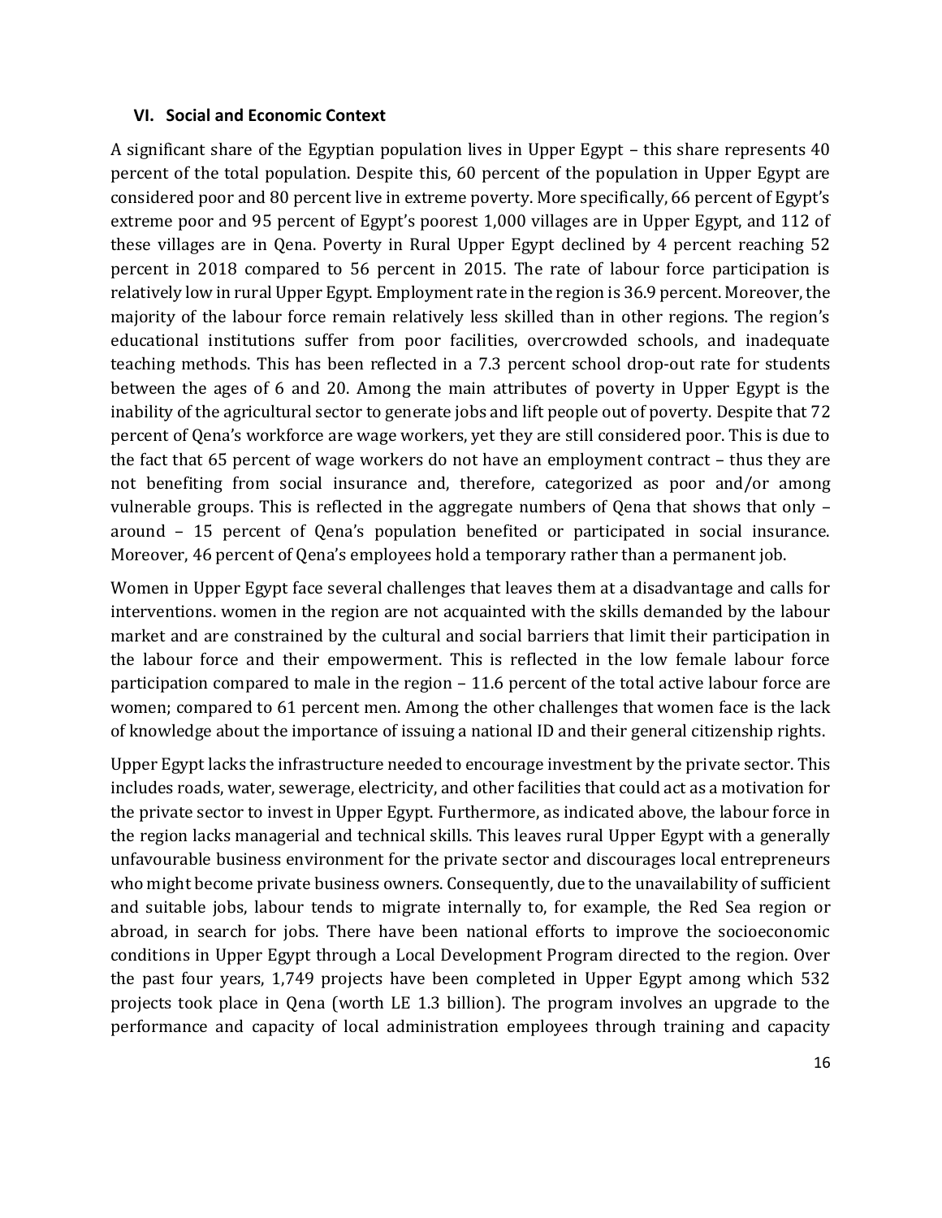## VI. Social and Economic Context

A significant share of the Egyptian population lives in Upper Egypt – this share represents 40 percent of the total population. Despite this, 60 percent of the population in Upper Egypt are considered poor and 80 percent live in extreme poverty. More specifically, 66 percent of Egypt's extreme poor and 95 percent of Egypt's poorest 1,000 villages are in Upper Egypt, and 112 of these villages are in Qena. Poverty in Rural Upper Egypt declined by 4 percent reaching 52 percent in 2018 compared to 56 percent in 2015. The rate of labour force participation is relatively low in rural Upper Egypt. Employment rate in the region is 36.9 percent. Moreover, the majority of the labour force remain relatively less skilled than in other regions. The region's educational institutions suffer from poor facilities, overcrowded schools, and inadequate teaching methods. This has been reflected in a 7.3 percent school drop-out rate for students between the ages of 6 and 20. Among the main attributes of poverty in Upper Egypt is the inability of the agricultural sector to generate jobs and lift people out of poverty. Despite that 72 percent of Qena's workforce are wage workers, yet they are still considered poor. This is due to the fact that 65 percent of wage workers do not have an employment contract – thus they are not benefiting from social insurance and, therefore, categorized as poor and/or among vulnerable groups. This is reflected in the aggregate numbers of Qena that shows that only – around – 15 percent of Qena's population benefited or participated in social insurance. Moreover, 46 percent of Qena's employees hold a temporary rather than a permanent job.

Women in Upper Egypt face several challenges that leaves them at a disadvantage and calls for interventions. women in the region are not acquainted with the skills demanded by the labour market and are constrained by the cultural and social barriers that limit their participation in the labour force and their empowerment. This is reflected in the low female labour force participation compared to male in the region – 11.6 percent of the total active labour force are women; compared to 61 percent men. Among the other challenges that women face is the lack of knowledge about the importance of issuing a national ID and their general citizenship rights.

Upper Egypt lacks the infrastructure needed to encourage investment by the private sector. This includes roads, water, sewerage, electricity, and other facilities that could act as a motivation for the private sector to invest in Upper Egypt. Furthermore, as indicated above, the labour force in the region lacks managerial and technical skills. This leaves rural Upper Egypt with a generally unfavourable business environment for the private sector and discourages local entrepreneurs who might become private business owners. Consequently, due to the unavailability of sufficient and suitable jobs, labour tends to migrate internally to, for example, the Red Sea region or abroad, in search for jobs. There have been national efforts to improve the socioeconomic conditions in Upper Egypt through a Local Development Program directed to the region. Over the past four years, 1,749 projects have been completed in Upper Egypt among which 532 projects took place in Qena (worth LE 1.3 billion). The program involves an upgrade to the performance and capacity of local administration employees through training and capacity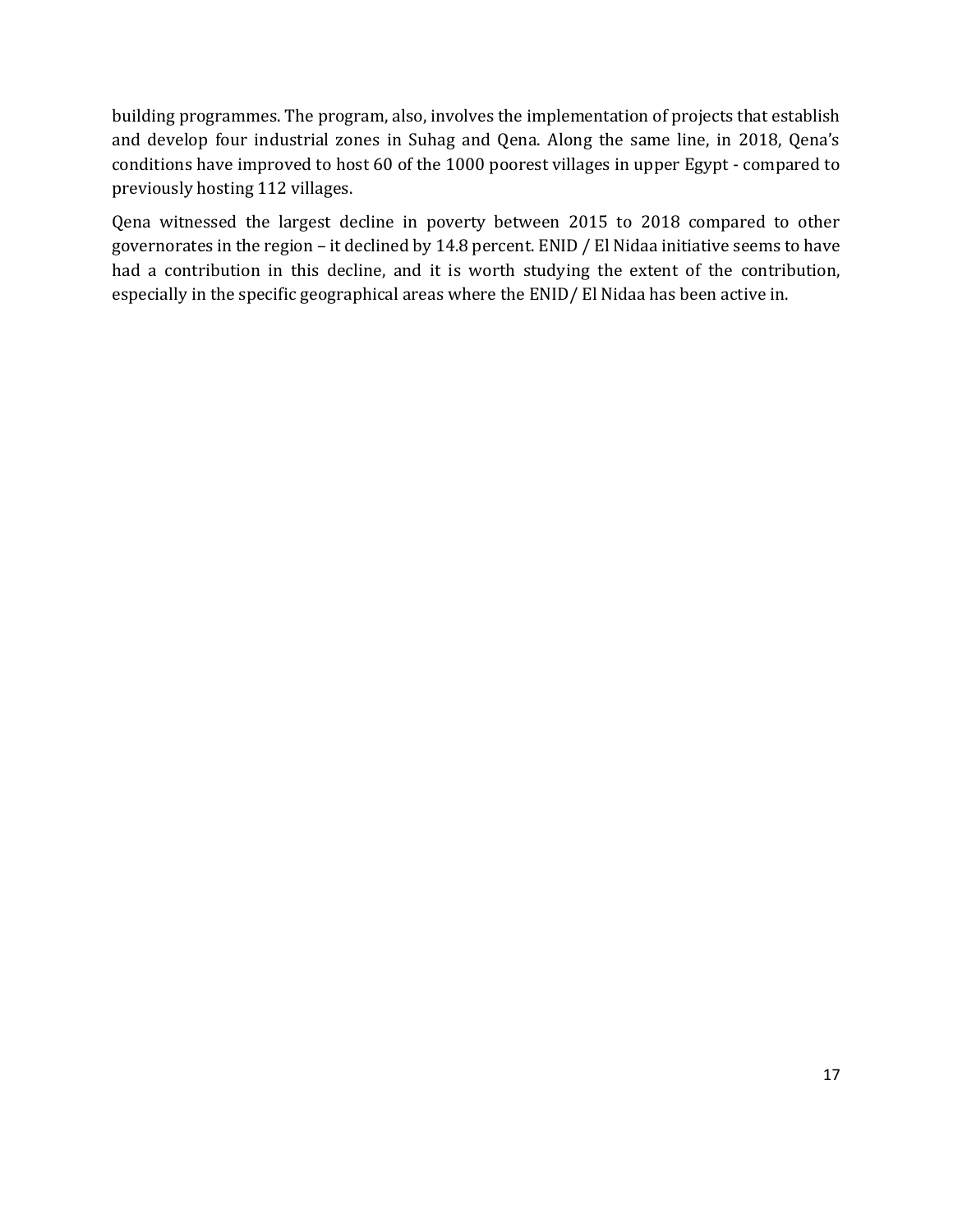building programmes. The program, also, involves the implementation of projects that establish and develop four industrial zones in Suhag and Qena. Along the same line, in 2018, Qena's conditions have improved to host 60 of the 1000 poorest villages in upper Egypt - compared to previously hosting 112 villages.

Qena witnessed the largest decline in poverty between 2015 to 2018 compared to other governorates in the region – it declined by 14.8 percent. ENID / El Nidaa initiative seems to have had a contribution in this decline, and it is worth studying the extent of the contribution, especially in the specific geographical areas where the ENID/ El Nidaa has been active in.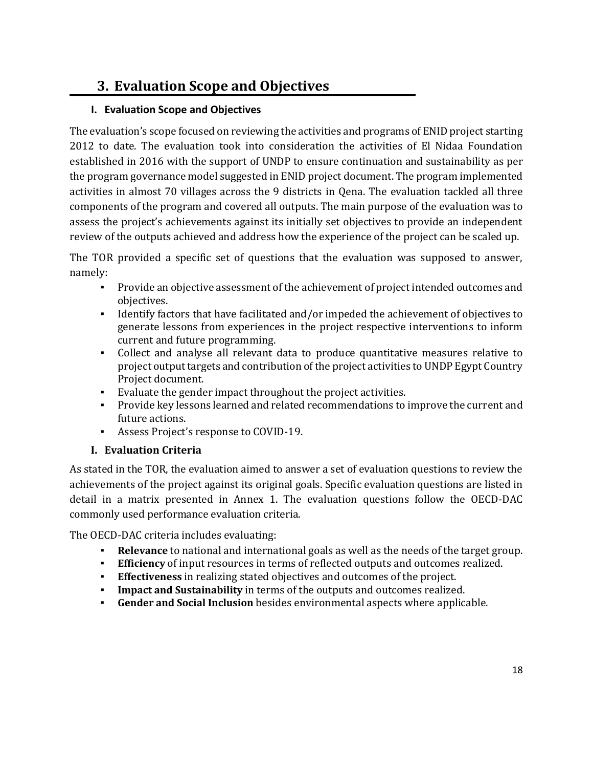# 3. Evaluation Scope and Objectives

## I. Evaluation Scope and Objectives

The evaluation's scope focused on reviewing the activities and programs of ENID project starting 2012 to date. The evaluation took into consideration the activities of El Nidaa Foundation established in 2016 with the support of UNDP to ensure continuation and sustainability as per the program governance model suggested in ENID project document. The program implemented activities in almost 70 villages across the 9 districts in Qena. The evaluation tackled all three components of the program and covered all outputs. The main purpose of the evaluation was to assess the project's achievements against its initially set objectives to provide an independent review of the outputs achieved and address how the experience of the project can be scaled up.

The TOR provided a specific set of questions that the evaluation was supposed to answer, namely:

- Provide an objective assessment of the achievement of project intended outcomes and objectives.
- Identify factors that have facilitated and/or impeded the achievement of objectives to generate lessons from experiences in the project respective interventions to inform current and future programming.
- Collect and analyse all relevant data to produce quantitative measures relative to project output targets and contribution of the project activities to UNDP Egypt Country Project document.
- Evaluate the gender impact throughout the project activities.
- Provide key lessons learned and related recommendations to improve the current and future actions.
- Assess Project's response to COVID-19.

## I. Evaluation Criteria

As stated in the TOR, the evaluation aimed to answer a set of evaluation questions to review the achievements of the project against its original goals. Specific evaluation questions are listed in detail in a matrix presented in Annex 1. The evaluation questions follow the OECD-DAC commonly used performance evaluation criteria.

The OECD-DAC criteria includes evaluating:

- **Relevance** to national and international goals as well as the needs of the target group.
- **Efficiency** of input resources in terms of reflected outputs and outcomes realized.
- **Effectiveness** in realizing stated objectives and outcomes of the project.
- **Impact and Sustainability** in terms of the outputs and outcomes realized.
- **Gender and Social Inclusion** besides environmental aspects where applicable.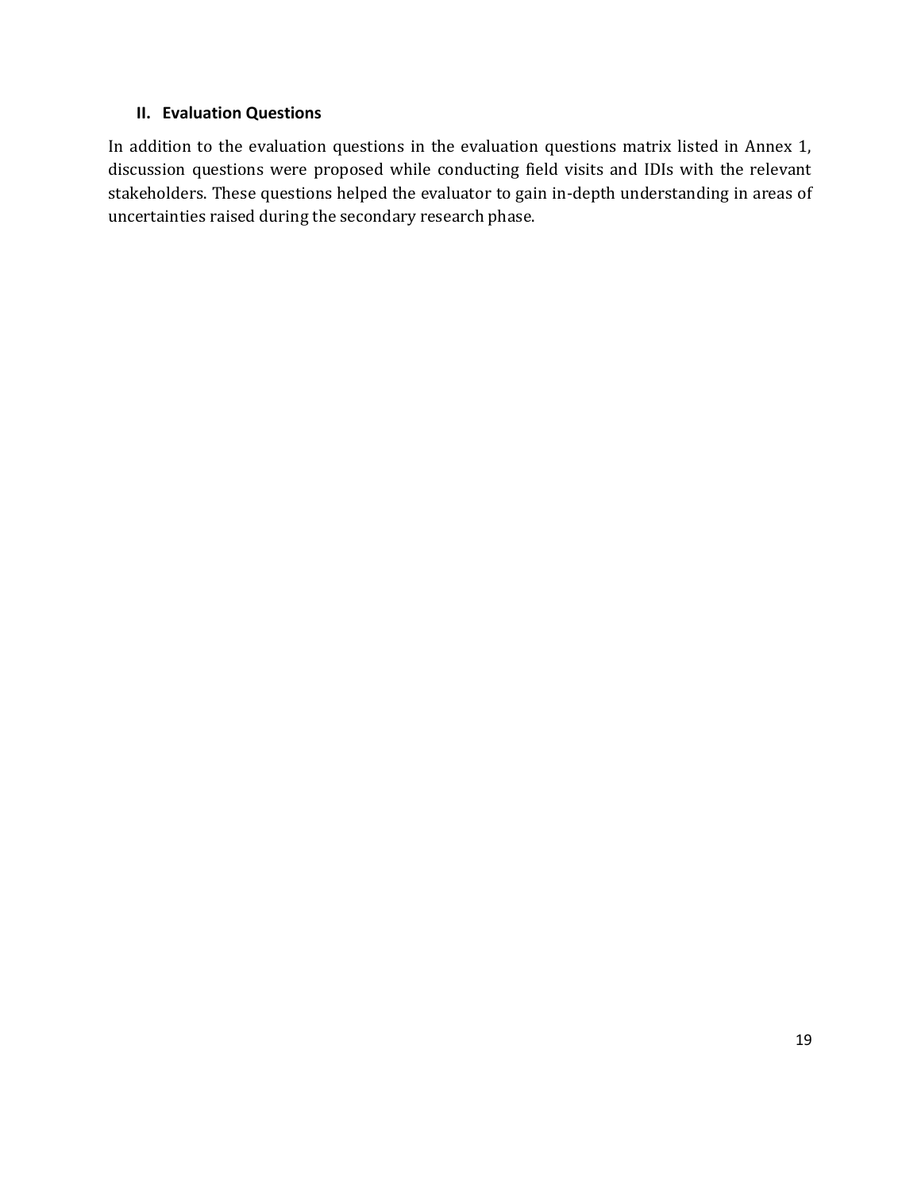## II. Evaluation Questions

In addition to the evaluation questions in the evaluation questions matrix listed in Annex 1, discussion questions were proposed while conducting field visits and IDIs with the relevant stakeholders. These questions helped the evaluator to gain in-depth understanding in areas of uncertainties raised during the secondary research phase.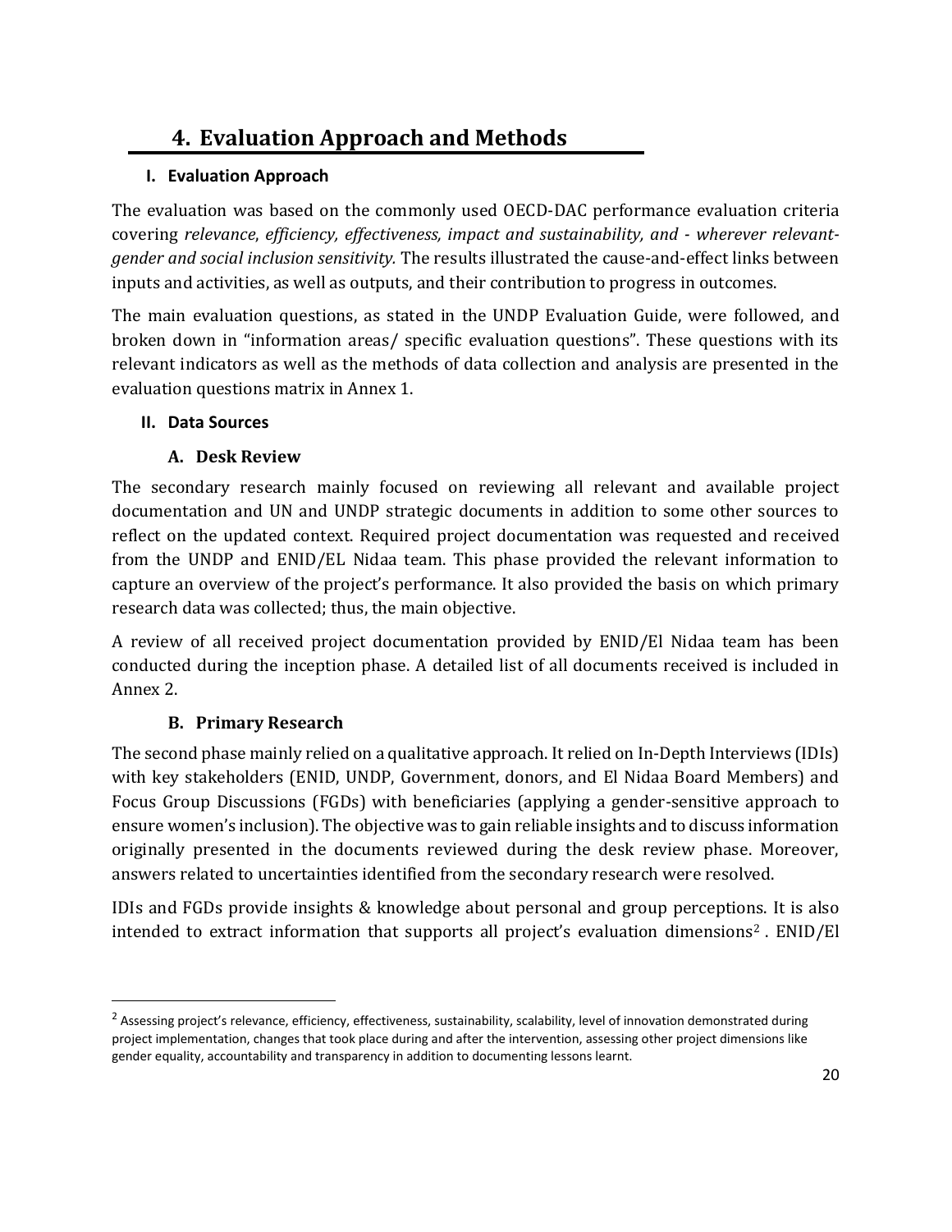# 4. Evaluation Approach and Methods

## I. Evaluation Approach

The evaluation was based on the commonly used OECD-DAC performance evaluation criteria covering *relevance, efficiency, effectiveness, impact and sustainability, and - wherever relevant- gender and social inclusion sensitivity.* The results illustrated the cause-and-effect links between inputs and activities, as well as outputs, and their contribution to progress in outcomes.

The main evaluation questions, as stated in the UNDP Evaluation Guide, were followed, and broken down in "information areas/ specific evaluation questions". These questions with its relevant indicators as well as the methods of data collection and analysis are presented in the evaluation questions matrix in Annex 1.

## II. Data Sources

### A. Desk Review

The secondary research mainly focused on reviewing all relevant and available project documentation and UN and UNDP strategic documents in addition to some other sources to reflect on the updated context. Required project documentation was requested and received from the UNDP and ENID/EL Nidaa team. This phase provided the relevant information to capture an overview of the project's performance. It also provided the basis on which primary research data was collected; thus, the main objective.

A review of all received project documentation provided by ENID/El Nidaa team has been conducted during the inception phase. A detailed list of all documents received is included in Annex 2.

### B. Primary Research

The second phase mainly relied on a qualitative approach. It relied on In-Depth Interviews (IDIs) with key stakeholders (ENID, UNDP, Government, donors, and El Nidaa Board Members) and Focus Group Discussions (FGDs) with beneficiaries (applying a gender-sensitive approach to ensure women's inclusion). The objective was to gain reliable insights and to discuss information originally presented in the documents reviewed during the desk review phase. Moreover, answers related to uncertainties identified from the secondary research were resolved.

IDIs and FGDs provide insights & knowledge about personal and group perceptions. It is also intended to extract information that supports all project's evaluation dimensions[2] . ENID/El

[2] Assessing project's relevance, efficiency, effectiveness, sustainability, scalability, level of innovation demonstrated during project implementation, changes that took place during and after the intervention, assessing other project dimensions like gender equality, accountability and transparency in addition to documenting lessons learnt.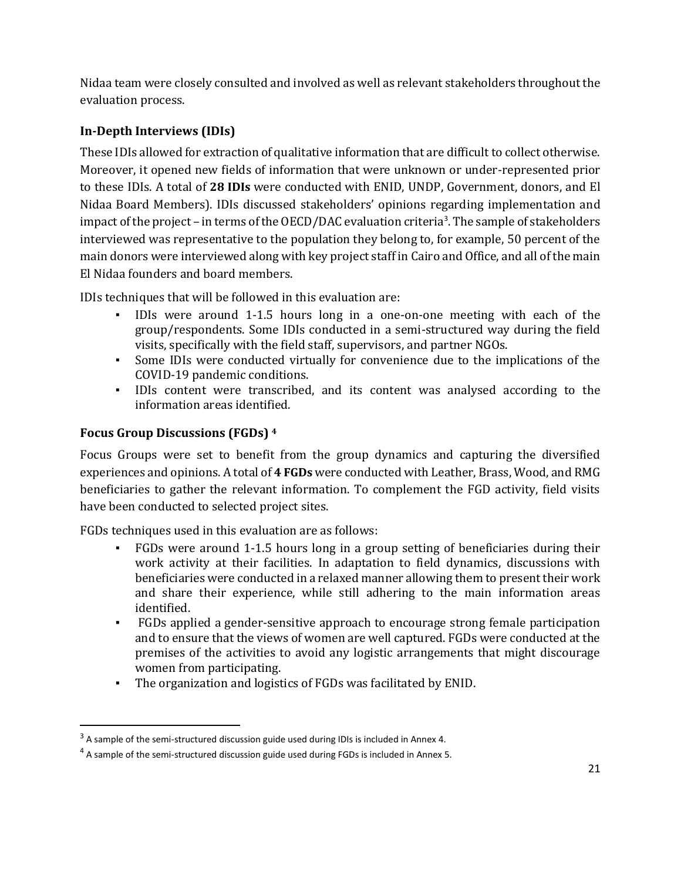Nidaa team were closely consulted and involved as well as relevant stakeholders throughout the evaluation process.

### In-Depth Interviews (IDIs)

These IDIs allowed for extraction of qualitative information that are difficult to collect otherwise. Moreover, it opened new fields of information that were unknown or under-represented prior to these IDIs. A total of **28 IDIs** were conducted with ENID, UNDP, Government, donors, and El Nidaa Board Members). IDIs discussed stakeholders' opinions regarding implementation and impact of the project – in terms of the OECD/DAC evaluation criteria[3]. The sample of stakeholders interviewed was representative to the population they belong to, for example, 50 percent of the main donors were interviewed along with key project staff in Cairo and Office, and all of the main El Nidaa founders and board members.

IDIs techniques that will be followed in this evaluation are:

- IDIs were around 1-1.5 hours long in a one-on-one meeting with each of the group/respondents. Some IDIs conducted in a semi-structured way during the field visits, specifically with the field staff, supervisors, and partner NGOs.
- Some IDIs were conducted virtually for convenience due to the implications of the COVID-19 pandemic conditions.
- IDIs content were transcribed, and its content was analysed according to the information areas identified.

### Focus Group Discussions (FGDs) [4]

Focus Groups were set to benefit from the group dynamics and capturing the diversified experiences and opinions. A total of **4 FGDs** were conducted with Leather, Brass, Wood, and RMG beneficiaries to gather the relevant information. To complement the FGD activity, field visits have been conducted to selected project sites.

FGDs techniques used in this evaluation are as follows:

- FGDs were around 1-1.5 hours long in a group setting of beneficiaries during their work activity at their facilities. In adaptation to field dynamics, discussions with beneficiaries were conducted in a relaxed manner allowing them to present their work and share their experience, while still adhering to the main information areas identified.
- FGDs applied a gender-sensitive approach to encourage strong female participation and to ensure that the views of women are well captured. FGDs were conducted at the premises of the activities to avoid any logistic arrangements that might discourage women from participating.
- The organization and logistics of FGDs was facilitated by ENID.

---

[3] A sample of the semi-structured discussion guide used during IDIs is included in Annex 4.

[4] A sample of the semi-structured discussion guide used during FGDs is included in Annex 5.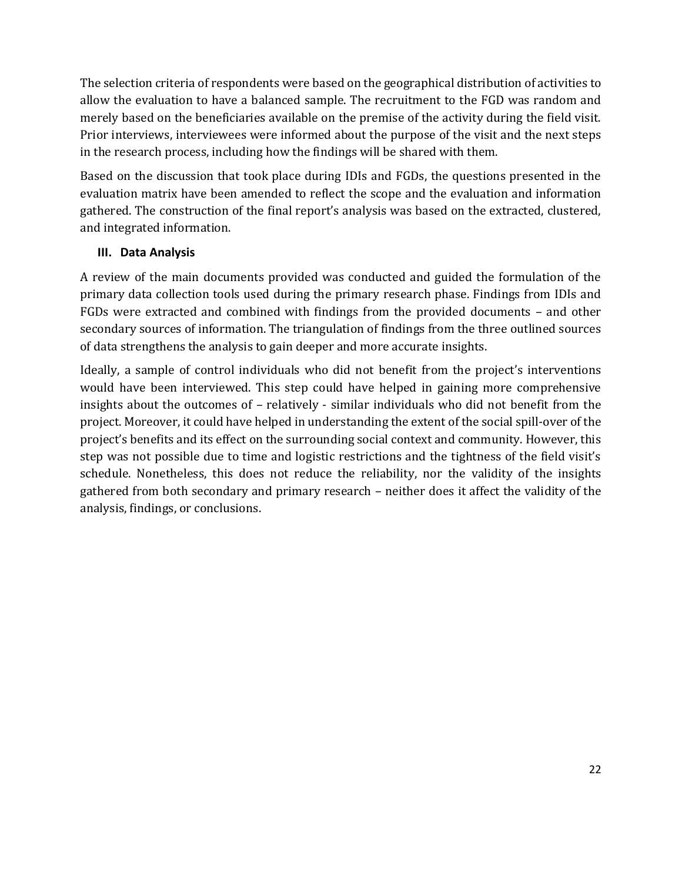The selection criteria of respondents were based on the geographical distribution of activities to allow the evaluation to have a balanced sample. The recruitment to the FGD was random and merely based on the beneficiaries available on the premise of the activity during the field visit. Prior interviews, interviewees were informed about the purpose of the visit and the next steps in the research process, including how the findings will be shared with them.

Based on the discussion that took place during IDIs and FGDs, the questions presented in the evaluation matrix have been amended to reflect the scope and the evaluation and information gathered. The construction of the final report's analysis was based on the extracted, clustered, and integrated information.

### III. Data Analysis

A review of the main documents provided was conducted and guided the formulation of the primary data collection tools used during the primary research phase. Findings from IDIs and FGDs were extracted and combined with findings from the provided documents – and other secondary sources of information. The triangulation of findings from the three outlined sources of data strengthens the analysis to gain deeper and more accurate insights.

Ideally, a sample of control individuals who did not benefit from the project's interventions would have been interviewed. This step could have helped in gaining more comprehensive insights about the outcomes of – relatively - similar individuals who did not benefit from the project. Moreover, it could have helped in understanding the extent of the social spill-over of the project's benefits and its effect on the surrounding social context and community. However, this step was not possible due to time and logistic restrictions and the tightness of the field visit's schedule. Nonetheless, this does not reduce the reliability, nor the validity of the insights gathered from both secondary and primary research – neither does it affect the validity of the analysis, findings, or conclusions.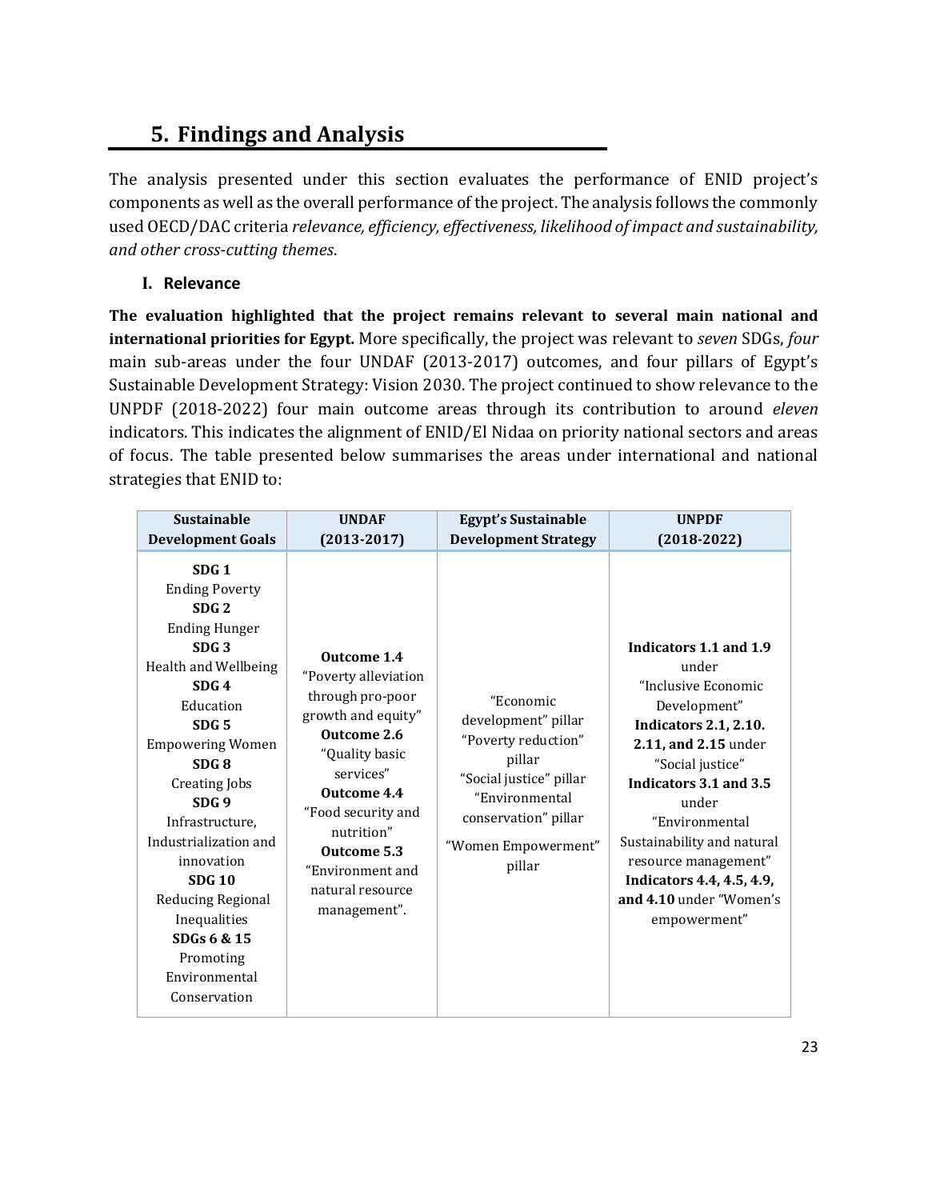## 5. Findings and Analysis

The analysis presented under this section evaluates the performance of ENID project's components as well as the overall performance of the project. The analysis follows the commonly used OECD/DAC criteria *relevance, efficiency, effectiveness, likelihood of impact and sustainability, and other cross-cutting themes*.

### I. Relevance

**The evaluation highlighted that the project remains relevant to several main national and international priorities for Egypt.** More specifically, the project was relevant to *seven* SDGs, *four* main sub-areas under the four UNDAF (2013-2017) outcomes, and four pillars of Egypt's Sustainable Development Strategy: Vision 2030. The project continued to show relevance to the UNPDF (2018-2022) four main outcome areas through its contribution to around *eleven* indicators. This indicates the alignment of ENID/El Nidaa on priority national sectors and areas of focus. The table presented below summarises the areas under international and national strategies that ENID to:

| Sustainable Development Goals | UNDAF (2013-2017) | Egypt's Sustainable Development Strategy | UNPDF (2018-2022) |
|---|---|---|---|
| **SDG 1** Ending Poverty<br>**SDG 2** Ending Hunger<br>**SDG 3** Health and Wellbeing<br>**SDG 4** Education<br>**SDG 5** Empowering Women<br>**SDG 8** Creating Jobs<br>**SDG 9** Infrastructure, Industrialization and innovation<br>**SDG 10** Reducing Regional Inequalities<br>**SDGs 6 & 15** Promoting Environmental Conservation | **Outcome 1.4** "Poverty alleviation through pro-poor growth and equity"<br>**Outcome 2.6** "Quality basic services"<br>**Outcome 4.4** "Food security and nutrition"<br>**Outcome 5.3** "Environment and natural resource management". | "Economic development" pillar<br>"Poverty reduction" pillar<br>"Social justice" pillar<br>"Environmental conservation" pillar<br>"Women Empowerment" pillar | **Indicators 1.1 and 1.9** under "Inclusive Economic Development"<br>**Indicators 2.1, 2.10. 2.11, and 2.15** under "Social justice"<br>**Indicators 3.1 and 3.5** under "Environmental Sustainability and natural resource management"<br>**Indicators 4.4, 4.5, 4.9, and 4.10** under "Women's empowerment" |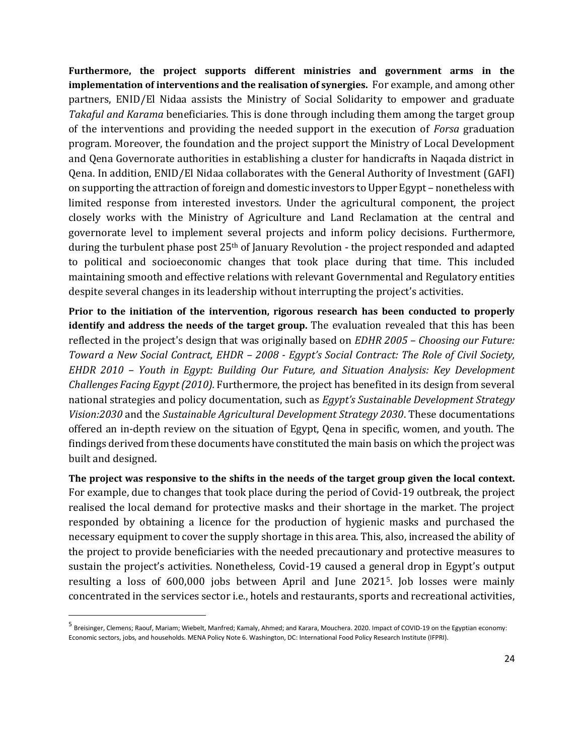**Furthermore, the project supports different ministries and government arms in the implementation of interventions and the realisation of synergies.** For example, and among other partners, ENID/El Nidaa assists the Ministry of Social Solidarity to empower and graduate *Takaful and Karama* beneficiaries. This is done through including them among the target group of the interventions and providing the needed support in the execution of *Forsa* graduation program. Moreover, the foundation and the project support the Ministry of Local Development and Qena Governorate authorities in establishing a cluster for handicrafts in Naqada district in Qena. In addition, ENID/El Nidaa collaborates with the General Authority of Investment (GAFI) on supporting the attraction of foreign and domestic investors to Upper Egypt – nonetheless with limited response from interested investors. Under the agricultural component, the project closely works with the Ministry of Agriculture and Land Reclamation at the central and governorate level to implement several projects and inform policy decisions. Furthermore, during the turbulent phase post 25th of January Revolution - the project responded and adapted to political and socioeconomic changes that took place during that time. This included maintaining smooth and effective relations with relevant Governmental and Regulatory entities despite several changes in its leadership without interrupting the project's activities.

**Prior to the initiation of the intervention, rigorous research has been conducted to properly identify and address the needs of the target group.** The evaluation revealed that this has been reflected in the project's design that was originally based on *EDHR 2005 – Choosing our Future: Toward a New Social Contract, EHDR – 2008 - Egypt's Social Contract: The Role of Civil Society, EHDR 2010 – Youth in Egypt: Building Our Future, and Situation Analysis: Key Development Challenges Facing Egypt (2010).* Furthermore, the project has benefited in its design from several national strategies and policy documentation, such as *Egypt's Sustainable Development Strategy Vision:2030* and the *Sustainable Agricultural Development Strategy 2030*. These documentations offered an in-depth review on the situation of Egypt, Qena in specific, women, and youth. The findings derived from these documents have constituted the main basis on which the project was built and designed.

**The project was responsive to the shifts in the needs of the target group given the local context.** For example, due to changes that took place during the period of Covid-19 outbreak, the project realised the local demand for protective masks and their shortage in the market. The project responded by obtaining a licence for the production of hygienic masks and purchased the necessary equipment to cover the supply shortage in this area. This, also, increased the ability of the project to provide beneficiaries with the needed precautionary and protective measures to sustain the project's activities. Nonetheless, Covid-19 caused a general drop in Egypt's output resulting a loss of 600,000 jobs between April and June 2021[5]. Job losses were mainly concentrated in the services sector i.e., hotels and restaurants, sports and recreational activities,

[5] Breisinger, Clemens; Raouf, Mariam; Wiebelt, Manfred; Kamaly, Ahmed; and Karara, Mouchera. 2020. Impact of COVID-19 on the Egyptian economy: Economic sectors, jobs, and households. MENA Policy Note 6. Washington, DC: International Food Policy Research Institute (IFPRI).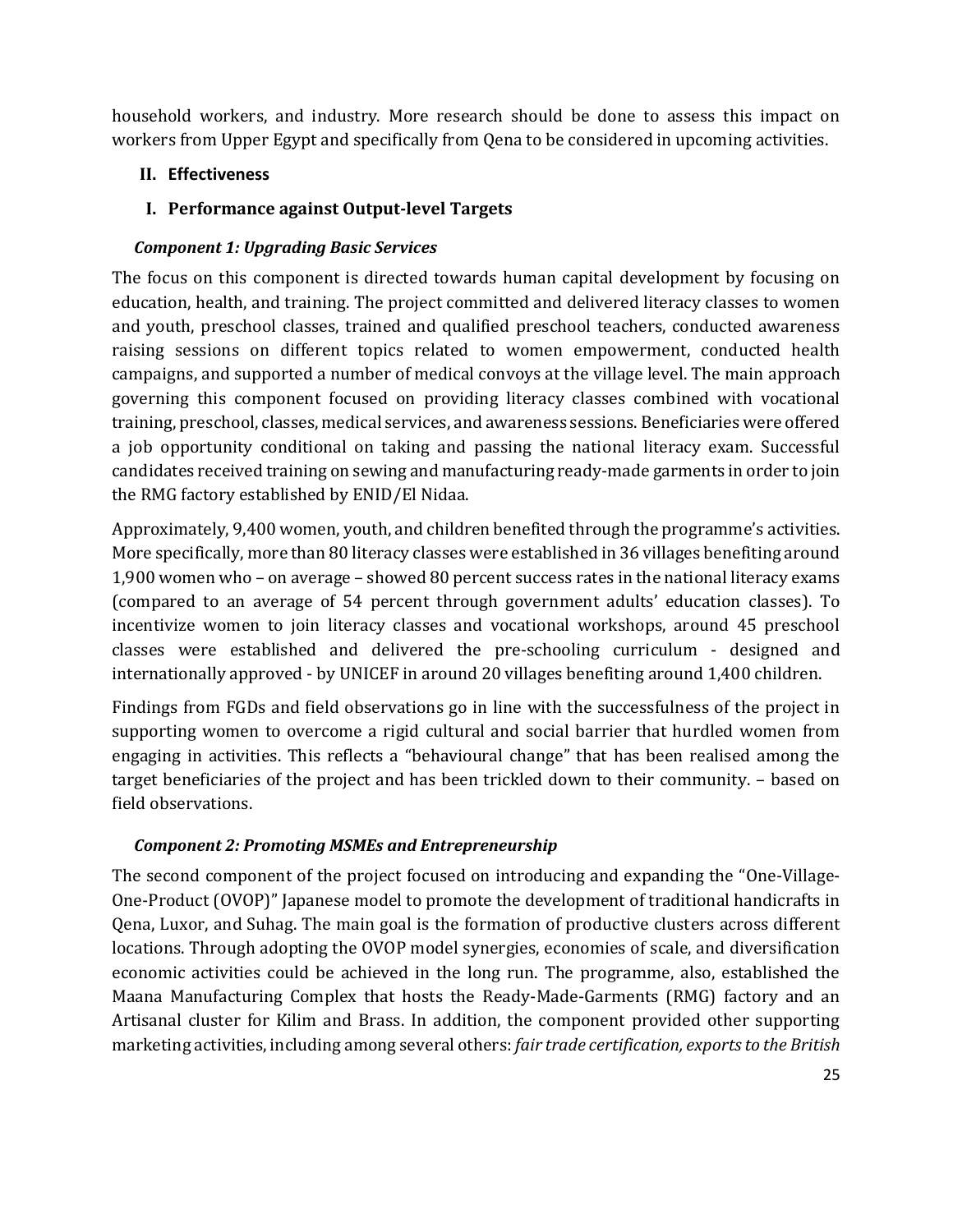household workers, and industry. More research should be done to assess this impact on workers from Upper Egypt and specifically from Qena to be considered in upcoming activities.

## II. Effectiveness

### I. Performance against Output-level Targets

***Component 1: Upgrading Basic Services***

The focus on this component is directed towards human capital development by focusing on education, health, and training. The project committed and delivered literacy classes to women and youth, preschool classes, trained and qualified preschool teachers, conducted awareness raising sessions on different topics related to women empowerment, conducted health campaigns, and supported a number of medical convoys at the village level. The main approach governing this component focused on providing literacy classes combined with vocational training, preschool, classes, medical services, and awareness sessions. Beneficiaries were offered a job opportunity conditional on taking and passing the national literacy exam. Successful candidates received training on sewing and manufacturing ready-made garments in order to join the RMG factory established by ENID/El Nidaa.

Approximately, 9,400 women, youth, and children benefited through the programme's activities. More specifically, more than 80 literacy classes were established in 36 villages benefiting around 1,900 women who – on average – showed 80 percent success rates in the national literacy exams (compared to an average of 54 percent through government adults' education classes). To incentivize women to join literacy classes and vocational workshops, around 45 preschool classes were established and delivered the pre-schooling curriculum - designed and internationally approved - by UNICEF in around 20 villages benefiting around 1,400 children.

Findings from FGDs and field observations go in line with the successfulness of the project in supporting women to overcome a rigid cultural and social barrier that hurdled women from engaging in activities. This reflects a "behavioural change" that has been realised among the target beneficiaries of the project and has been trickled down to their community. – based on field observations.

***Component 2: Promoting MSMEs and Entrepreneurship***

The second component of the project focused on introducing and expanding the "One-Village-One-Product (OVOP)" Japanese model to promote the development of traditional handicrafts in Qena, Luxor, and Suhag. The main goal is the formation of productive clusters across different locations. Through adopting the OVOP model synergies, economies of scale, and diversification economic activities could be achieved in the long run. The programme, also, established the Maana Manufacturing Complex that hosts the Ready-Made-Garments (RMG) factory and an Artisanal cluster for Kilim and Brass. In addition, the component provided other supporting marketing activities, including among several others: *fair trade certification, exports to the British*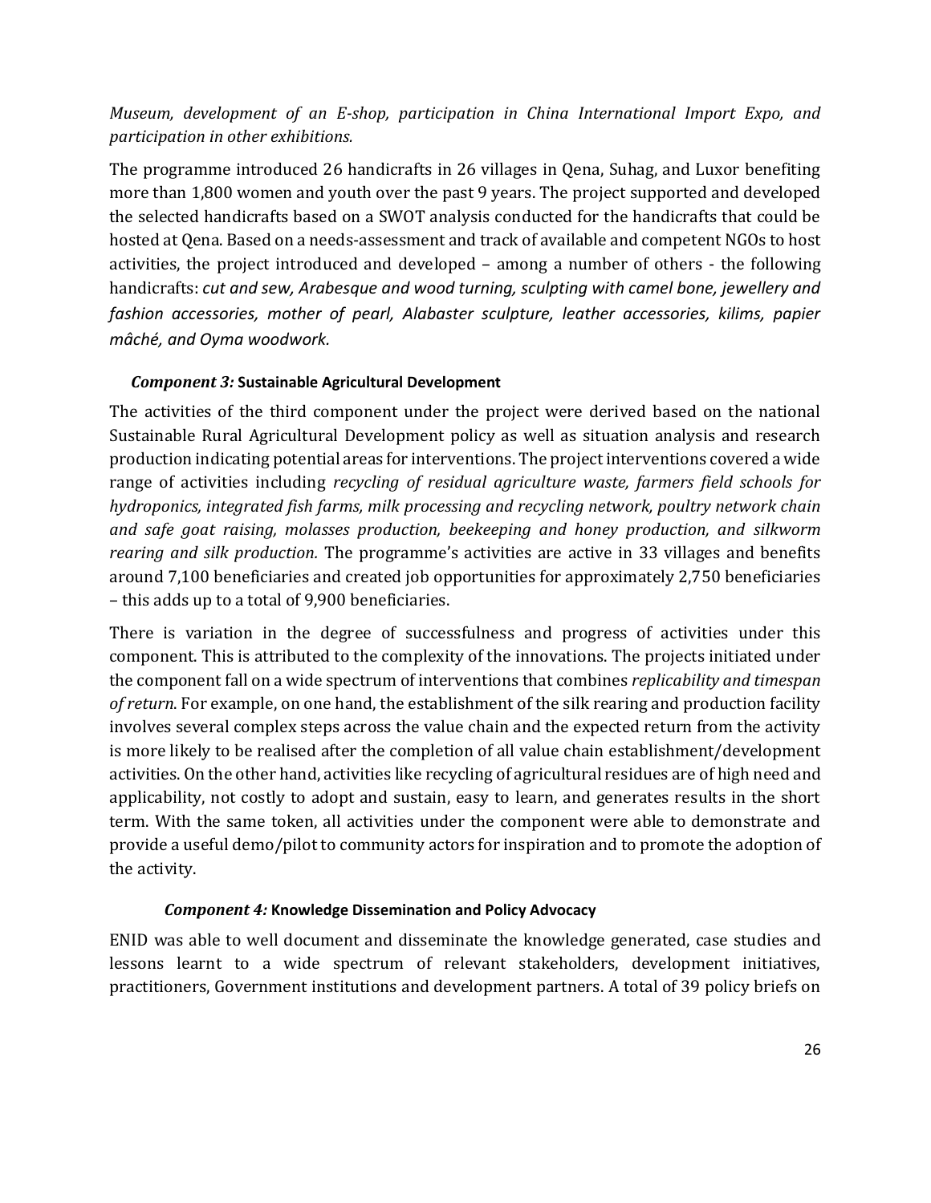*Museum, development of an E-shop, participation in China International Import Expo, and participation in other exhibitions.*

The programme introduced 26 handicrafts in 26 villages in Qena, Suhag, and Luxor benefiting more than 1,800 women and youth over the past 9 years. The project supported and developed the selected handicrafts based on a SWOT analysis conducted for the handicrafts that could be hosted at Qena. Based on a needs-assessment and track of available and competent NGOs to host activities, the project introduced and developed – among a number of others - the following handicrafts: *cut and sew, Arabesque and wood turning, sculpting with camel bone, jewellery and fashion accessories, mother of pearl, Alabaster sculpture, leather accessories, kilims, papier mâché, and Oyma woodwork.*

***Component 3:* Sustainable Agricultural Development**

The activities of the third component under the project were derived based on the national Sustainable Rural Agricultural Development policy as well as situation analysis and research production indicating potential areas for interventions. The project interventions covered a wide range of activities including *recycling of residual agriculture waste, farmers field schools for hydroponics, integrated fish farms, milk processing and recycling network, poultry network chain and safe goat raising, molasses production, beekeeping and honey production, and silkworm rearing and silk production.* The programme's activities are active in 33 villages and benefits around 7,100 beneficiaries and created job opportunities for approximately 2,750 beneficiaries – this adds up to a total of 9,900 beneficiaries.

There is variation in the degree of successfulness and progress of activities under this component. This is attributed to the complexity of the innovations. The projects initiated under the component fall on a wide spectrum of interventions that combines *replicability and timespan of return*. For example, on one hand, the establishment of the silk rearing and production facility involves several complex steps across the value chain and the expected return from the activity is more likely to be realised after the completion of all value chain establishment/development activities. On the other hand, activities like recycling of agricultural residues are of high need and applicability, not costly to adopt and sustain, easy to learn, and generates results in the short term. With the same token, all activities under the component were able to demonstrate and provide a useful demo/pilot to community actors for inspiration and to promote the adoption of the activity.

***Component 4:* Knowledge Dissemination and Policy Advocacy**

ENID was able to well document and disseminate the knowledge generated, case studies and lessons learnt to a wide spectrum of relevant stakeholders, development initiatives, practitioners, Government institutions and development partners. A total of 39 policy briefs on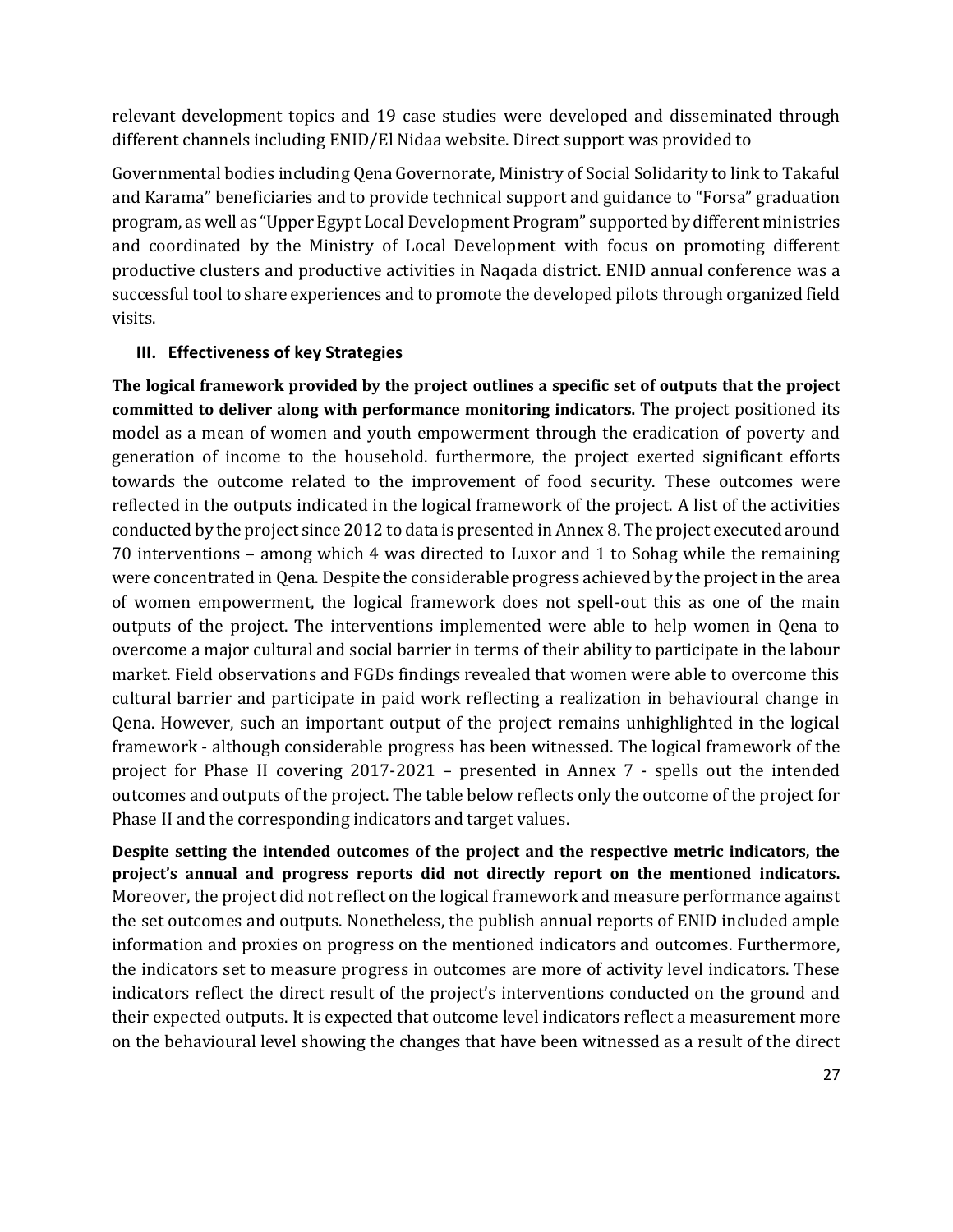relevant development topics and 19 case studies were developed and disseminated through different channels including ENID/El Nidaa website. Direct support was provided to

Governmental bodies including Qena Governorate, Ministry of Social Solidarity to link to Takaful and Karama" beneficiaries and to provide technical support and guidance to "Forsa" graduation program, as well as "Upper Egypt Local Development Program" supported by different ministries and coordinated by the Ministry of Local Development with focus on promoting different productive clusters and productive activities in Naqada district. ENID annual conference was a successful tool to share experiences and to promote the developed pilots through organized field visits.

### III. Effectiveness of key Strategies

**The logical framework provided by the project outlines a specific set of outputs that the project committed to deliver along with performance monitoring indicators.** The project positioned its model as a mean of women and youth empowerment through the eradication of poverty and generation of income to the household. furthermore, the project exerted significant efforts towards the outcome related to the improvement of food security. These outcomes were reflected in the outputs indicated in the logical framework of the project. A list of the activities conducted by the project since 2012 to data is presented in Annex 8. The project executed around 70 interventions – among which 4 was directed to Luxor and 1 to Sohag while the remaining were concentrated in Qena. Despite the considerable progress achieved by the project in the area of women empowerment, the logical framework does not spell-out this as one of the main outputs of the project. The interventions implemented were able to help women in Qena to overcome a major cultural and social barrier in terms of their ability to participate in the labour market. Field observations and FGDs findings revealed that women were able to overcome this cultural barrier and participate in paid work reflecting a realization in behavioural change in Qena. However, such an important output of the project remains unhighlighted in the logical framework - although considerable progress has been witnessed. The logical framework of the project for Phase II covering 2017-2021 – presented in Annex 7 - spells out the intended outcomes and outputs of the project. The table below reflects only the outcome of the project for Phase II and the corresponding indicators and target values.

**Despite setting the intended outcomes of the project and the respective metric indicators, the project's annual and progress reports did not directly report on the mentioned indicators.** Moreover, the project did not reflect on the logical framework and measure performance against the set outcomes and outputs. Nonetheless, the publish annual reports of ENID included ample information and proxies on progress on the mentioned indicators and outcomes. Furthermore, the indicators set to measure progress in outcomes are more of activity level indicators. These indicators reflect the direct result of the project's interventions conducted on the ground and their expected outputs. It is expected that outcome level indicators reflect a measurement more on the behavioural level showing the changes that have been witnessed as a result of the direct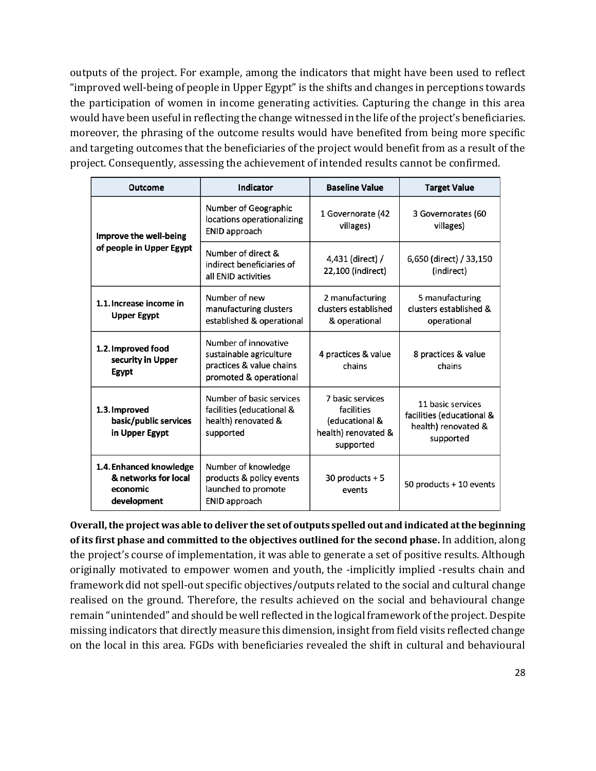outputs of the project. For example, among the indicators that might have been used to reflect "improved well-being of people in Upper Egypt" is the shifts and changes in perceptions towards the participation of women in income generating activities. Capturing the change in this area would have been useful in reflecting the change witnessed in the life of the project's beneficiaries. moreover, the phrasing of the outcome results would have benefited from being more specific and targeting outcomes that the beneficiaries of the project would benefit from as a result of the project. Consequently, assessing the achievement of intended results cannot be confirmed.

| Outcome | Indicator | Baseline Value | Target Value |
|---|---|---|---|
| **Improve the well-being of people in Upper Egypt** | Number of Geographic locations operationalizing ENID approach | 1 Governorate (42 villages) | 3 Governorates (60 villages) |
| | Number of direct & indirect beneficiaries of all ENID activities | 4,431 (direct) / 22,100 (indirect) | 6,650 (direct) / 33,150 (indirect) |
| **1.1. Increase income in Upper Egypt** | Number of new manufacturing clusters established & operational | 2 manufacturing clusters established & operational | 5 manufacturing clusters established & operational |
| **1.2. Improved food security in Upper Egypt** | Number of innovative sustainable agriculture practices & value chains promoted & operational | 4 practices & value chains | 8 practices & value chains |
| **1.3. Improved basic/public services in Upper Egypt** | Number of basic services facilities (educational & health) renovated & supported | 7 basic services facilities (educational & health) renovated & supported | 11 basic services facilities (educational & health) renovated & supported |
| **1.4. Enhanced knowledge & networks for local economic development** | Number of knowledge products & policy events launched to promote ENID approach | 30 products + 5 events | 50 products + 10 events |

**Overall, the project was able to deliver the set of outputs spelled out and indicated at the beginning of its first phase and committed to the objectives outlined for the second phase.** In addition, along the project's course of implementation, it was able to generate a set of positive results. Although originally motivated to empower women and youth, the -implicitly implied -results chain and framework did not spell-out specific objectives/outputs related to the social and cultural change realised on the ground. Therefore, the results achieved on the social and behavioural change remain "unintended" and should be well reflected in the logical framework of the project. Despite missing indicators that directly measure this dimension, insight from field visits reflected change on the local in this area. FGDs with beneficiaries revealed the shift in cultural and behavioural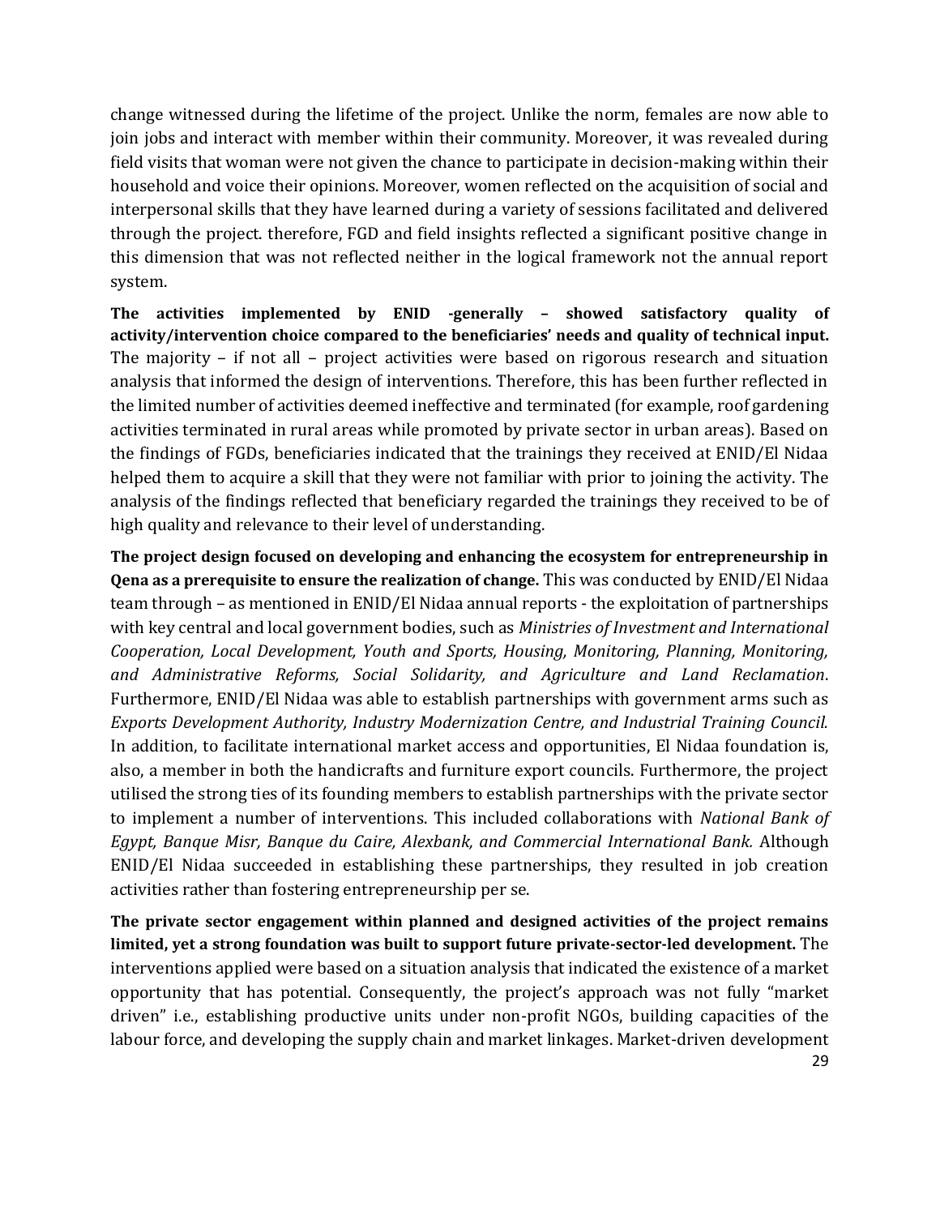change witnessed during the lifetime of the project. Unlike the norm, females are now able to join jobs and interact with member within their community. Moreover, it was revealed during field visits that woman were not given the chance to participate in decision-making within their household and voice their opinions. Moreover, women reflected on the acquisition of social and interpersonal skills that they have learned during a variety of sessions facilitated and delivered through the project. therefore, FGD and field insights reflected a significant positive change in this dimension that was not reflected neither in the logical framework not the annual report system.

**The activities implemented by ENID -generally – showed satisfactory quality of activity/intervention choice compared to the beneficiaries' needs and quality of technical input.** The majority – if not all – project activities were based on rigorous research and situation analysis that informed the design of interventions. Therefore, this has been further reflected in the limited number of activities deemed ineffective and terminated (for example, roof gardening activities terminated in rural areas while promoted by private sector in urban areas). Based on the findings of FGDs, beneficiaries indicated that the trainings they received at ENID/El Nidaa helped them to acquire a skill that they were not familiar with prior to joining the activity. The analysis of the findings reflected that beneficiary regarded the trainings they received to be of high quality and relevance to their level of understanding.

**The project design focused on developing and enhancing the ecosystem for entrepreneurship in Qena as a prerequisite to ensure the realization of change.** This was conducted by ENID/El Nidaa team through – as mentioned in ENID/El Nidaa annual reports - the exploitation of partnerships with key central and local government bodies, such as *Ministries of Investment and International Cooperation, Local Development, Youth and Sports, Housing, Monitoring, Planning, Monitoring, and Administrative Reforms, Social Solidarity, and Agriculture and Land Reclamation*. Furthermore, ENID/El Nidaa was able to establish partnerships with government arms such as *Exports Development Authority, Industry Modernization Centre, and Industrial Training Council.* In addition, to facilitate international market access and opportunities, El Nidaa foundation is, also, a member in both the handicrafts and furniture export councils. Furthermore, the project utilised the strong ties of its founding members to establish partnerships with the private sector to implement a number of interventions. This included collaborations with *National Bank of Egypt, Banque Misr, Banque du Caire, Alexbank, and Commercial International Bank.* Although ENID/El Nidaa succeeded in establishing these partnerships, they resulted in job creation activities rather than fostering entrepreneurship per se.

**The private sector engagement within planned and designed activities of the project remains limited, yet a strong foundation was built to support future private-sector-led development.** The interventions applied were based on a situation analysis that indicated the existence of a market opportunity that has potential. Consequently, the project's approach was not fully "market driven" i.e., establishing productive units under non-profit NGOs, building capacities of the labour force, and developing the supply chain and market linkages. Market-driven development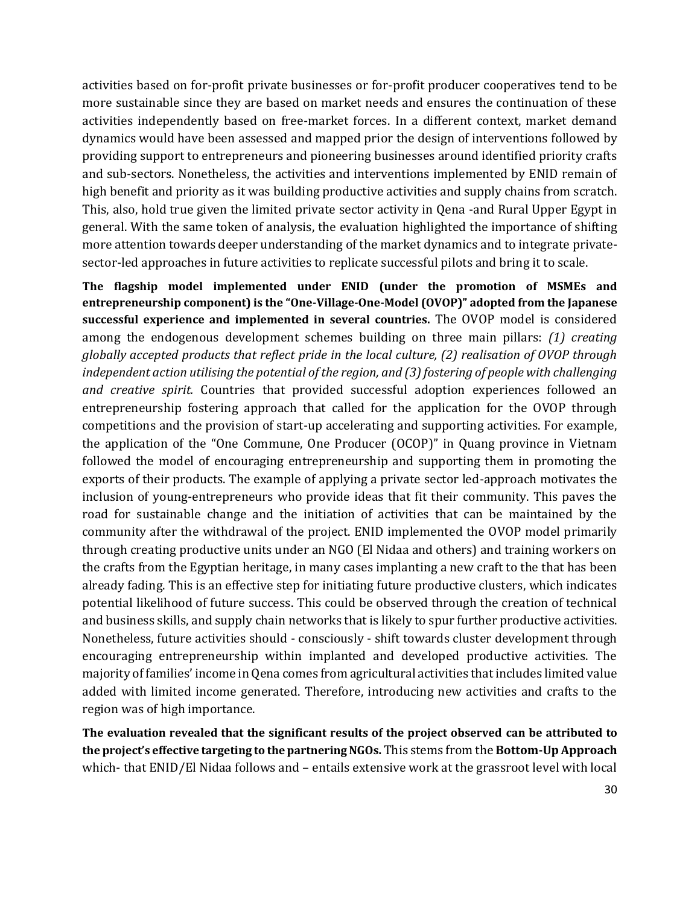activities based on for-profit private businesses or for-profit producer cooperatives tend to be more sustainable since they are based on market needs and ensures the continuation of these activities independently based on free-market forces. In a different context, market demand dynamics would have been assessed and mapped prior the design of interventions followed by providing support to entrepreneurs and pioneering businesses around identified priority crafts and sub-sectors. Nonetheless, the activities and interventions implemented by ENID remain of high benefit and priority as it was building productive activities and supply chains from scratch. This, also, hold true given the limited private sector activity in Qena -and Rural Upper Egypt in general. With the same token of analysis, the evaluation highlighted the importance of shifting more attention towards deeper understanding of the market dynamics and to integrate private-sector-led approaches in future activities to replicate successful pilots and bring it to scale.

**The flagship model implemented under ENID (under the promotion of MSMEs and entrepreneurship component) is the "One-Village-One-Model (OVOP)" adopted from the Japanese successful experience and implemented in several countries.** The OVOP model is considered among the endogenous development schemes building on three main pillars: *(1) creating globally accepted products that reflect pride in the local culture, (2) realisation of OVOP through independent action utilising the potential of the region, and (3) fostering of people with challenging and creative spirit.* Countries that provided successful adoption experiences followed an entrepreneurship fostering approach that called for the application for the OVOP through competitions and the provision of start-up accelerating and supporting activities. For example, the application of the "One Commune, One Producer (OCOP)" in Quang province in Vietnam followed the model of encouraging entrepreneurship and supporting them in promoting the exports of their products. The example of applying a private sector led-approach motivates the inclusion of young-entrepreneurs who provide ideas that fit their community. This paves the road for sustainable change and the initiation of activities that can be maintained by the community after the withdrawal of the project. ENID implemented the OVOP model primarily through creating productive units under an NGO (El Nidaa and others) and training workers on the crafts from the Egyptian heritage, in many cases implanting a new craft to the that has been already fading. This is an effective step for initiating future productive clusters, which indicates potential likelihood of future success. This could be observed through the creation of technical and business skills, and supply chain networks that is likely to spur further productive activities. Nonetheless, future activities should - consciously - shift towards cluster development through encouraging entrepreneurship within implanted and developed productive activities. The majority of families' income in Qena comes from agricultural activities that includes limited value added with limited income generated. Therefore, introducing new activities and crafts to the region was of high importance.

**The evaluation revealed that the significant results of the project observed can be attributed to the project's effective targeting to the partnering NGOs.** This stems from the **Bottom-Up Approach** which- that ENID/El Nidaa follows and – entails extensive work at the grassroot level with local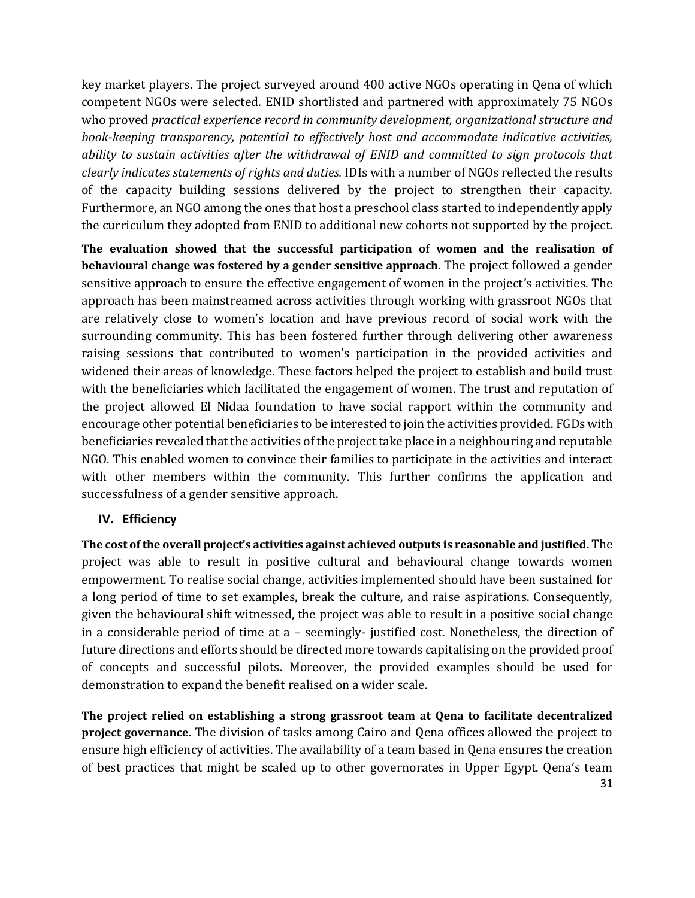key market players. The project surveyed around 400 active NGOs operating in Qena of which competent NGOs were selected. ENID shortlisted and partnered with approximately 75 NGOs who proved *practical experience record in community development, organizational structure and book-keeping transparency, potential to effectively host and accommodate indicative activities, ability to sustain activities after the withdrawal of ENID and committed to sign protocols that clearly indicates statements of rights and duties.* IDIs with a number of NGOs reflected the results of the capacity building sessions delivered by the project to strengthen their capacity. Furthermore, an NGO among the ones that host a preschool class started to independently apply the curriculum they adopted from ENID to additional new cohorts not supported by the project.

**The evaluation showed that the successful participation of women and the realisation of behavioural change was fostered by a gender sensitive approach**. The project followed a gender sensitive approach to ensure the effective engagement of women in the project's activities. The approach has been mainstreamed across activities through working with grassroot NGOs that are relatively close to women's location and have previous record of social work with the surrounding community. This has been fostered further through delivering other awareness raising sessions that contributed to women's participation in the provided activities and widened their areas of knowledge. These factors helped the project to establish and build trust with the beneficiaries which facilitated the engagement of women. The trust and reputation of the project allowed El Nidaa foundation to have social rapport within the community and encourage other potential beneficiaries to be interested to join the activities provided. FGDs with beneficiaries revealed that the activities of the project take place in a neighbouring and reputable NGO. This enabled women to convince their families to participate in the activities and interact with other members within the community. This further confirms the application and successfulness of a gender sensitive approach.

## IV. Efficiency

**The cost of the overall project's activities against achieved outputs is reasonable and justified.** The project was able to result in positive cultural and behavioural change towards women empowerment. To realise social change, activities implemented should have been sustained for a long period of time to set examples, break the culture, and raise aspirations. Consequently, given the behavioural shift witnessed, the project was able to result in a positive social change in a considerable period of time at a – seemingly- justified cost. Nonetheless, the direction of future directions and efforts should be directed more towards capitalising on the provided proof of concepts and successful pilots. Moreover, the provided examples should be used for demonstration to expand the benefit realised on a wider scale.

**The project relied on establishing a strong grassroot team at Qena to facilitate decentralized project governance.** The division of tasks among Cairo and Qena offices allowed the project to ensure high efficiency of activities. The availability of a team based in Qena ensures the creation of best practices that might be scaled up to other governorates in Upper Egypt. Qena's team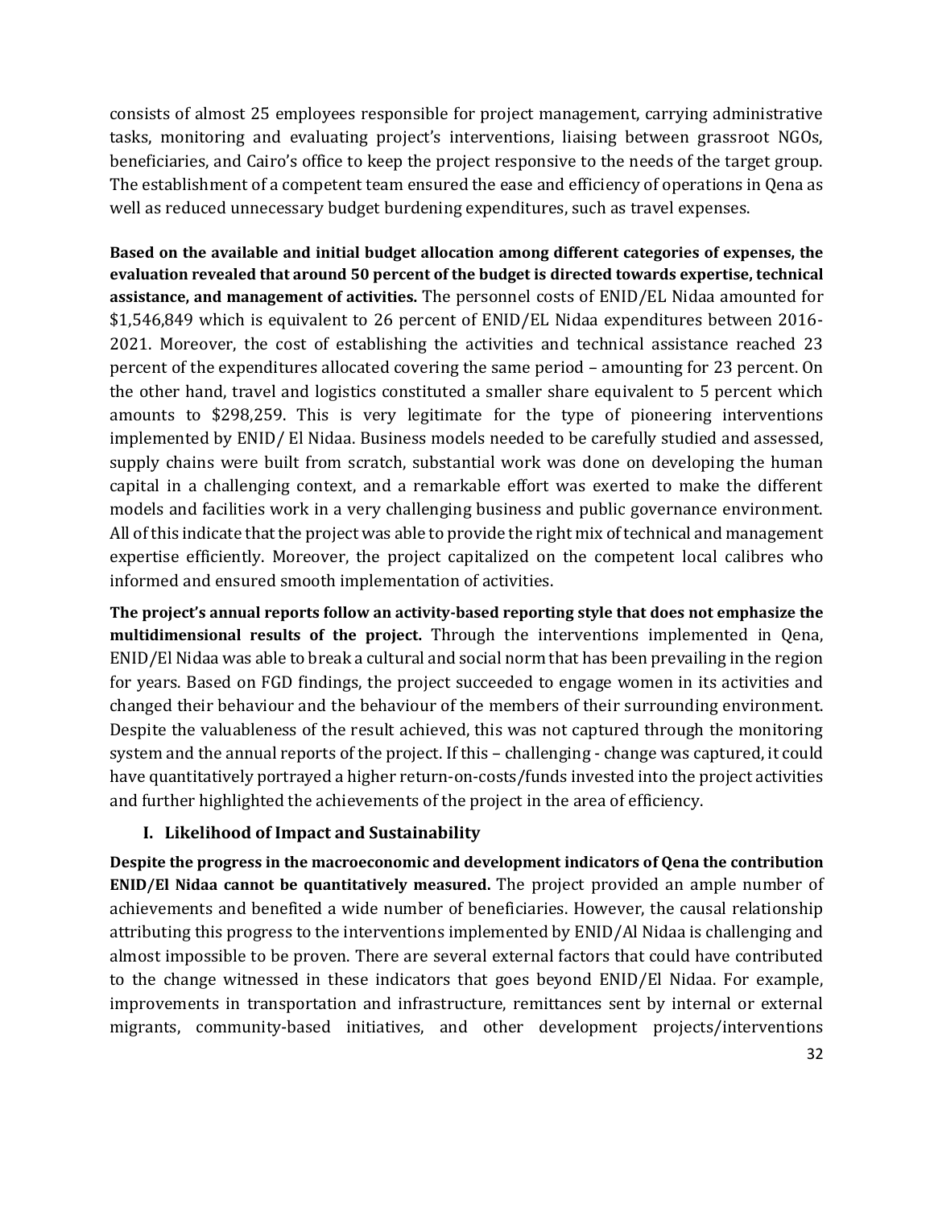consists of almost 25 employees responsible for project management, carrying administrative tasks, monitoring and evaluating project's interventions, liaising between grassroot NGOs, beneficiaries, and Cairo's office to keep the project responsive to the needs of the target group. The establishment of a competent team ensured the ease and efficiency of operations in Qena as well as reduced unnecessary budget burdening expenditures, such as travel expenses.

**Based on the available and initial budget allocation among different categories of expenses, the evaluation revealed that around 50 percent of the budget is directed towards expertise, technical assistance, and management of activities.** The personnel costs of ENID/EL Nidaa amounted for \$1,546,849 which is equivalent to 26 percent of ENID/EL Nidaa expenditures between 2016-2021. Moreover, the cost of establishing the activities and technical assistance reached 23 percent of the expenditures allocated covering the same period – amounting for 23 percent. On the other hand, travel and logistics constituted a smaller share equivalent to 5 percent which amounts to \$298,259. This is very legitimate for the type of pioneering interventions implemented by ENID/ El Nidaa. Business models needed to be carefully studied and assessed, supply chains were built from scratch, substantial work was done on developing the human capital in a challenging context, and a remarkable effort was exerted to make the different models and facilities work in a very challenging business and public governance environment. All of this indicate that the project was able to provide the right mix of technical and management expertise efficiently. Moreover, the project capitalized on the competent local calibres who informed and ensured smooth implementation of activities.

**The project's annual reports follow an activity-based reporting style that does not emphasize the multidimensional results of the project.** Through the interventions implemented in Qena, ENID/El Nidaa was able to break a cultural and social norm that has been prevailing in the region for years. Based on FGD findings, the project succeeded to engage women in its activities and changed their behaviour and the behaviour of the members of their surrounding environment. Despite the valuableness of the result achieved, this was not captured through the monitoring system and the annual reports of the project. If this – challenging - change was captured, it could have quantitatively portrayed a higher return-on-costs/funds invested into the project activities and further highlighted the achievements of the project in the area of efficiency.

### I. Likelihood of Impact and Sustainability

**Despite the progress in the macroeconomic and development indicators of Qena the contribution ENID/El Nidaa cannot be quantitatively measured.** The project provided an ample number of achievements and benefited a wide number of beneficiaries. However, the causal relationship attributing this progress to the interventions implemented by ENID/Al Nidaa is challenging and almost impossible to be proven. There are several external factors that could have contributed to the change witnessed in these indicators that goes beyond ENID/El Nidaa. For example, improvements in transportation and infrastructure, remittances sent by internal or external migrants, community-based initiatives, and other development projects/interventions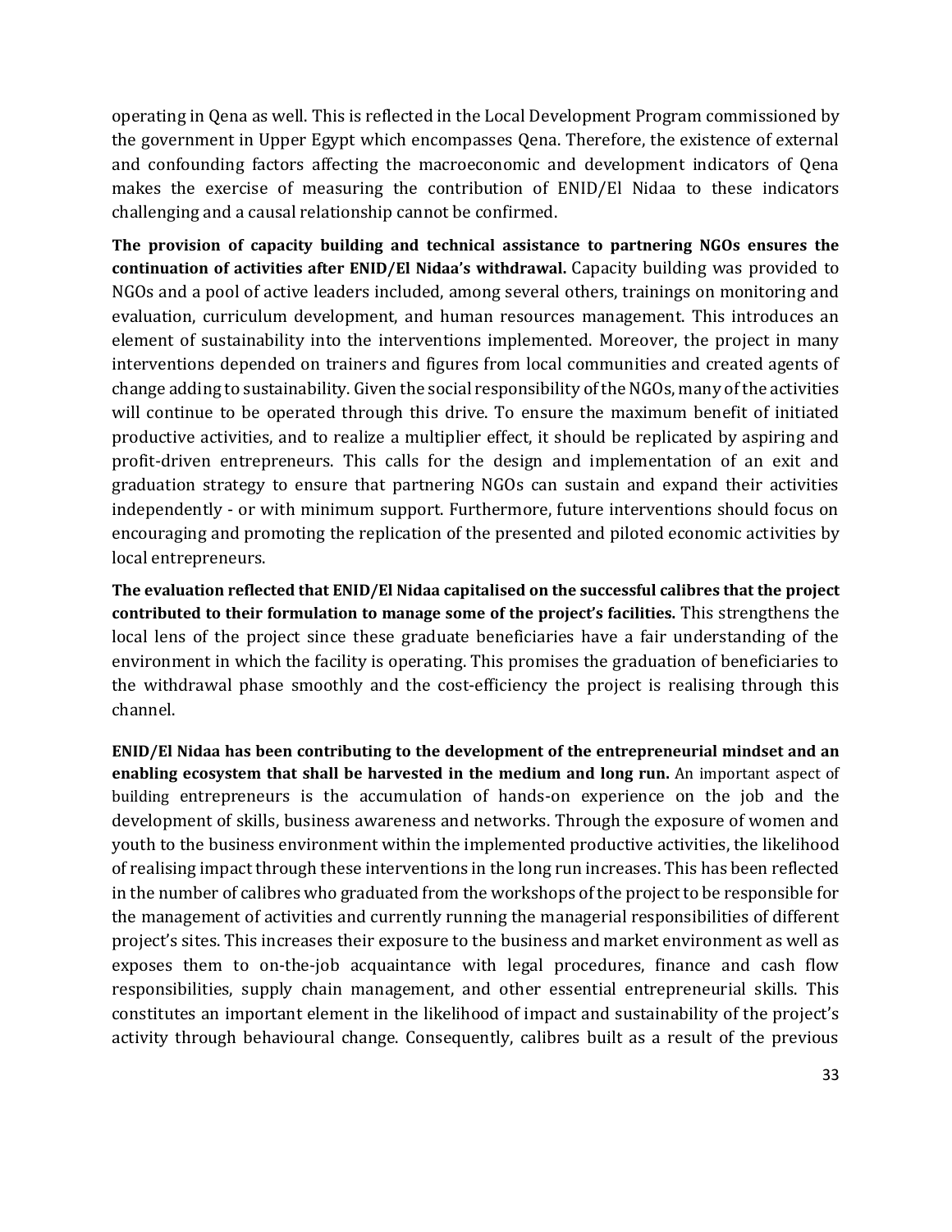operating in Qena as well. This is reflected in the Local Development Program commissioned by the government in Upper Egypt which encompasses Qena. Therefore, the existence of external and confounding factors affecting the macroeconomic and development indicators of Qena makes the exercise of measuring the contribution of ENID/El Nidaa to these indicators challenging and a causal relationship cannot be confirmed.

**The provision of capacity building and technical assistance to partnering NGOs ensures the continuation of activities after ENID/El Nidaa's withdrawal.** Capacity building was provided to NGOs and a pool of active leaders included, among several others, trainings on monitoring and evaluation, curriculum development, and human resources management. This introduces an element of sustainability into the interventions implemented. Moreover, the project in many interventions depended on trainers and figures from local communities and created agents of change adding to sustainability. Given the social responsibility of the NGOs, many of the activities will continue to be operated through this drive. To ensure the maximum benefit of initiated productive activities, and to realize a multiplier effect, it should be replicated by aspiring and profit-driven entrepreneurs. This calls for the design and implementation of an exit and graduation strategy to ensure that partnering NGOs can sustain and expand their activities independently - or with minimum support. Furthermore, future interventions should focus on encouraging and promoting the replication of the presented and piloted economic activities by local entrepreneurs.

**The evaluation reflected that ENID/El Nidaa capitalised on the successful calibres that the project contributed to their formulation to manage some of the project's facilities.** This strengthens the local lens of the project since these graduate beneficiaries have a fair understanding of the environment in which the facility is operating. This promises the graduation of beneficiaries to the withdrawal phase smoothly and the cost-efficiency the project is realising through this channel.

**ENID/El Nidaa has been contributing to the development of the entrepreneurial mindset and an enabling ecosystem that shall be harvested in the medium and long run.** An important aspect of building entrepreneurs is the accumulation of hands-on experience on the job and the development of skills, business awareness and networks. Through the exposure of women and youth to the business environment within the implemented productive activities, the likelihood of realising impact through these interventions in the long run increases. This has been reflected in the number of calibres who graduated from the workshops of the project to be responsible for the management of activities and currently running the managerial responsibilities of different project's sites. This increases their exposure to the business and market environment as well as exposes them to on-the-job acquaintance with legal procedures, finance and cash flow responsibilities, supply chain management, and other essential entrepreneurial skills. This constitutes an important element in the likelihood of impact and sustainability of the project's activity through behavioural change. Consequently, calibres built as a result of the previous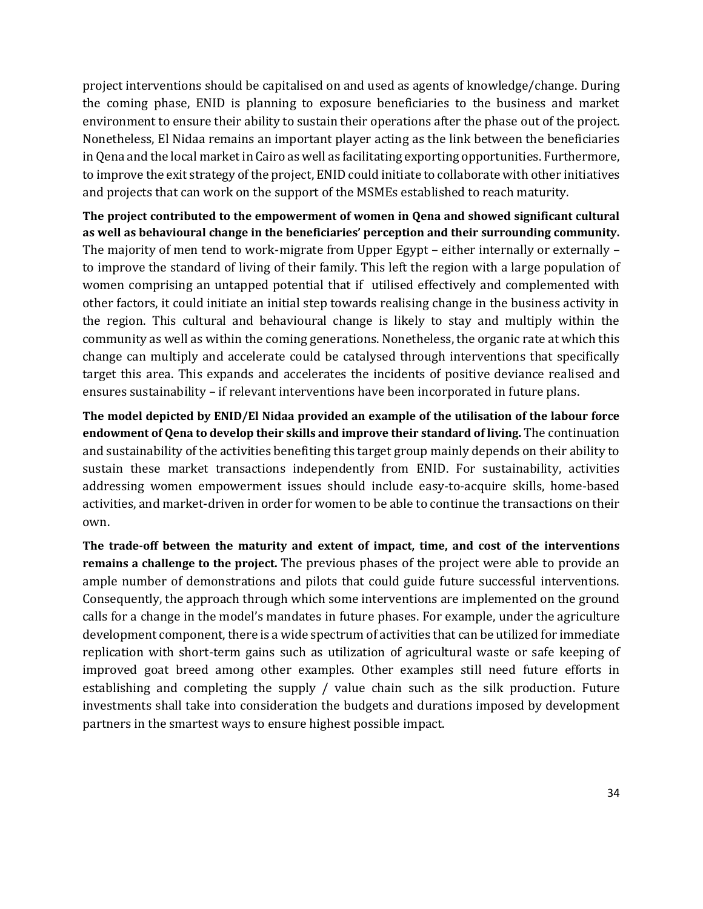project interventions should be capitalised on and used as agents of knowledge/change. During the coming phase, ENID is planning to exposure beneficiaries to the business and market environment to ensure their ability to sustain their operations after the phase out of the project. Nonetheless, El Nidaa remains an important player acting as the link between the beneficiaries in Qena and the local market in Cairo as well as facilitating exporting opportunities. Furthermore, to improve the exit strategy of the project, ENID could initiate to collaborate with other initiatives and projects that can work on the support of the MSMEs established to reach maturity.

**The project contributed to the empowerment of women in Qena and showed significant cultural as well as behavioural change in the beneficiaries' perception and their surrounding community.** The majority of men tend to work-migrate from Upper Egypt – either internally or externally – to improve the standard of living of their family. This left the region with a large population of women comprising an untapped potential that if utilised effectively and complemented with other factors, it could initiate an initial step towards realising change in the business activity in the region. This cultural and behavioural change is likely to stay and multiply within the community as well as within the coming generations. Nonetheless, the organic rate at which this change can multiply and accelerate could be catalysed through interventions that specifically target this area. This expands and accelerates the incidents of positive deviance realised and ensures sustainability – if relevant interventions have been incorporated in future plans.

**The model depicted by ENID/El Nidaa provided an example of the utilisation of the labour force endowment of Qena to develop their skills and improve their standard of living.** The continuation and sustainability of the activities benefiting this target group mainly depends on their ability to sustain these market transactions independently from ENID. For sustainability, activities addressing women empowerment issues should include easy-to-acquire skills, home-based activities, and market-driven in order for women to be able to continue the transactions on their own.

**The trade-off between the maturity and extent of impact, time, and cost of the interventions remains a challenge to the project.** The previous phases of the project were able to provide an ample number of demonstrations and pilots that could guide future successful interventions. Consequently, the approach through which some interventions are implemented on the ground calls for a change in the model's mandates in future phases. For example, under the agriculture development component, there is a wide spectrum of activities that can be utilized for immediate replication with short-term gains such as utilization of agricultural waste or safe keeping of improved goat breed among other examples. Other examples still need future efforts in establishing and completing the supply / value chain such as the silk production. Future investments shall take into consideration the budgets and durations imposed by development partners in the smartest ways to ensure highest possible impact.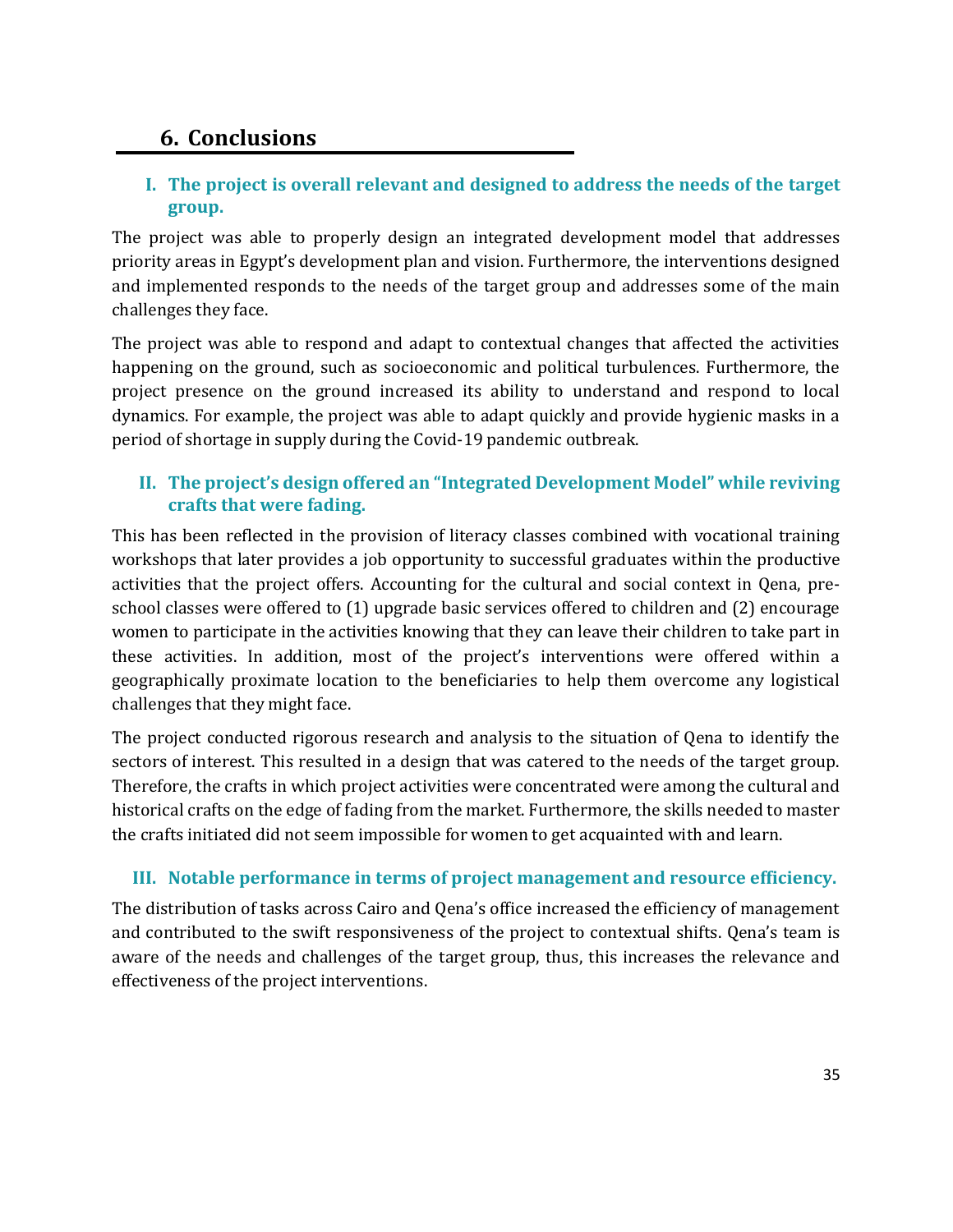## 6. Conclusions

### I. The project is overall relevant and designed to address the needs of the target group.

The project was able to properly design an integrated development model that addresses priority areas in Egypt's development plan and vision. Furthermore, the interventions designed and implemented responds to the needs of the target group and addresses some of the main challenges they face.

The project was able to respond and adapt to contextual changes that affected the activities happening on the ground, such as socioeconomic and political turbulences. Furthermore, the project presence on the ground increased its ability to understand and respond to local dynamics. For example, the project was able to adapt quickly and provide hygienic masks in a period of shortage in supply during the Covid-19 pandemic outbreak.

### II. The project's design offered an "Integrated Development Model" while reviving crafts that were fading.

This has been reflected in the provision of literacy classes combined with vocational training workshops that later provides a job opportunity to successful graduates within the productive activities that the project offers. Accounting for the cultural and social context in Qena, pre-school classes were offered to (1) upgrade basic services offered to children and (2) encourage women to participate in the activities knowing that they can leave their children to take part in these activities. In addition, most of the project's interventions were offered within a geographically proximate location to the beneficiaries to help them overcome any logistical challenges that they might face.

The project conducted rigorous research and analysis to the situation of Qena to identify the sectors of interest. This resulted in a design that was catered to the needs of the target group. Therefore, the crafts in which project activities were concentrated were among the cultural and historical crafts on the edge of fading from the market. Furthermore, the skills needed to master the crafts initiated did not seem impossible for women to get acquainted with and learn.

### III. Notable performance in terms of project management and resource efficiency.

The distribution of tasks across Cairo and Qena's office increased the efficiency of management and contributed to the swift responsiveness of the project to contextual shifts. Qena's team is aware of the needs and challenges of the target group, thus, this increases the relevance and effectiveness of the project interventions.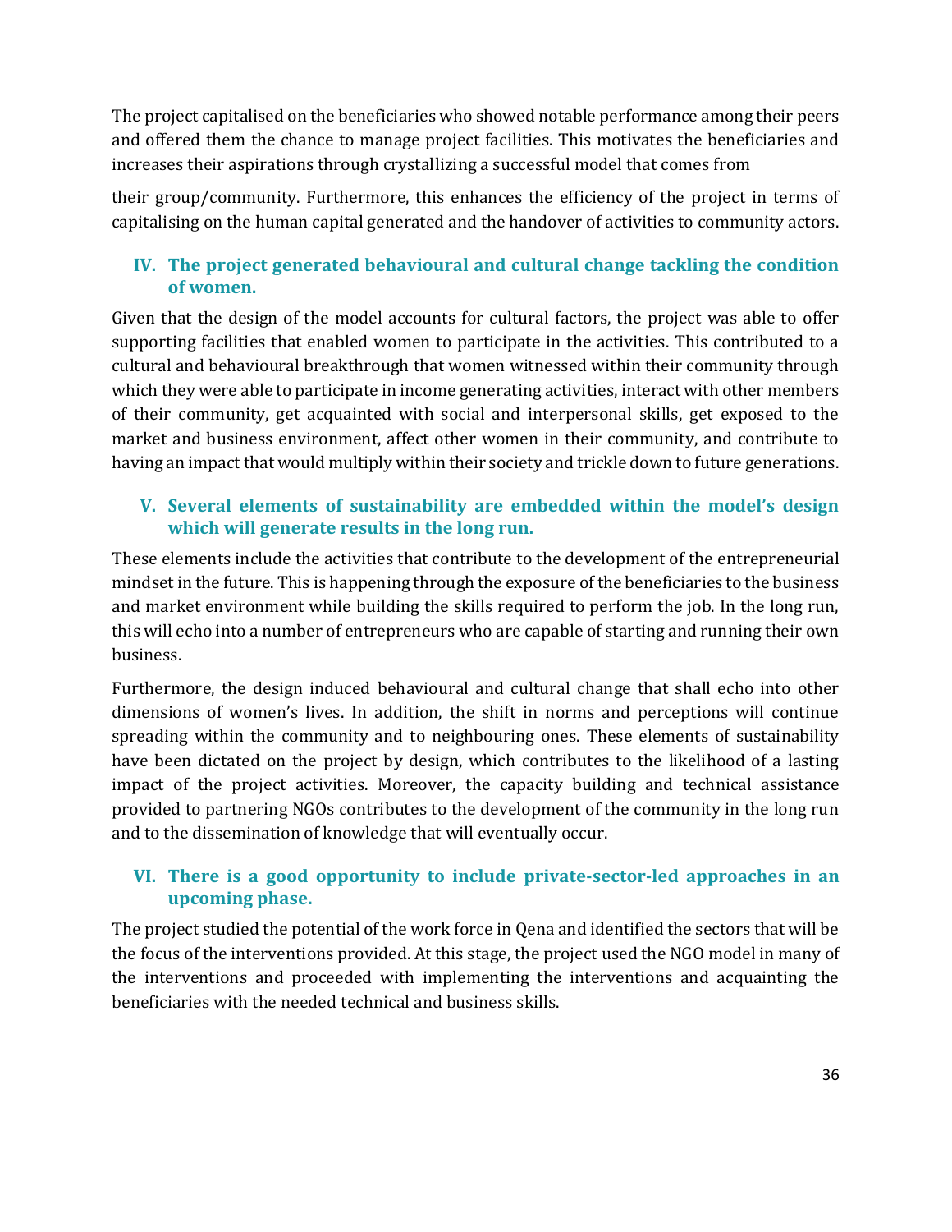The project capitalised on the beneficiaries who showed notable performance among their peers and offered them the chance to manage project facilities. This motivates the beneficiaries and increases their aspirations through crystallizing a successful model that comes from

their group/community. Furthermore, this enhances the efficiency of the project in terms of capitalising on the human capital generated and the handover of activities to community actors.

### IV. The project generated behavioural and cultural change tackling the condition of women.

Given that the design of the model accounts for cultural factors, the project was able to offer supporting facilities that enabled women to participate in the activities. This contributed to a cultural and behavioural breakthrough that women witnessed within their community through which they were able to participate in income generating activities, interact with other members of their community, get acquainted with social and interpersonal skills, get exposed to the market and business environment, affect other women in their community, and contribute to having an impact that would multiply within their society and trickle down to future generations.

### V. Several elements of sustainability are embedded within the model's design which will generate results in the long run.

These elements include the activities that contribute to the development of the entrepreneurial mindset in the future. This is happening through the exposure of the beneficiaries to the business and market environment while building the skills required to perform the job. In the long run, this will echo into a number of entrepreneurs who are capable of starting and running their own business.

Furthermore, the design induced behavioural and cultural change that shall echo into other dimensions of women's lives. In addition, the shift in norms and perceptions will continue spreading within the community and to neighbouring ones. These elements of sustainability have been dictated on the project by design, which contributes to the likelihood of a lasting impact of the project activities. Moreover, the capacity building and technical assistance provided to partnering NGOs contributes to the development of the community in the long run and to the dissemination of knowledge that will eventually occur.

### VI. There is a good opportunity to include private-sector-led approaches in an upcoming phase.

The project studied the potential of the work force in Qena and identified the sectors that will be the focus of the interventions provided. At this stage, the project used the NGO model in many of the interventions and proceeded with implementing the interventions and acquainting the beneficiaries with the needed technical and business skills.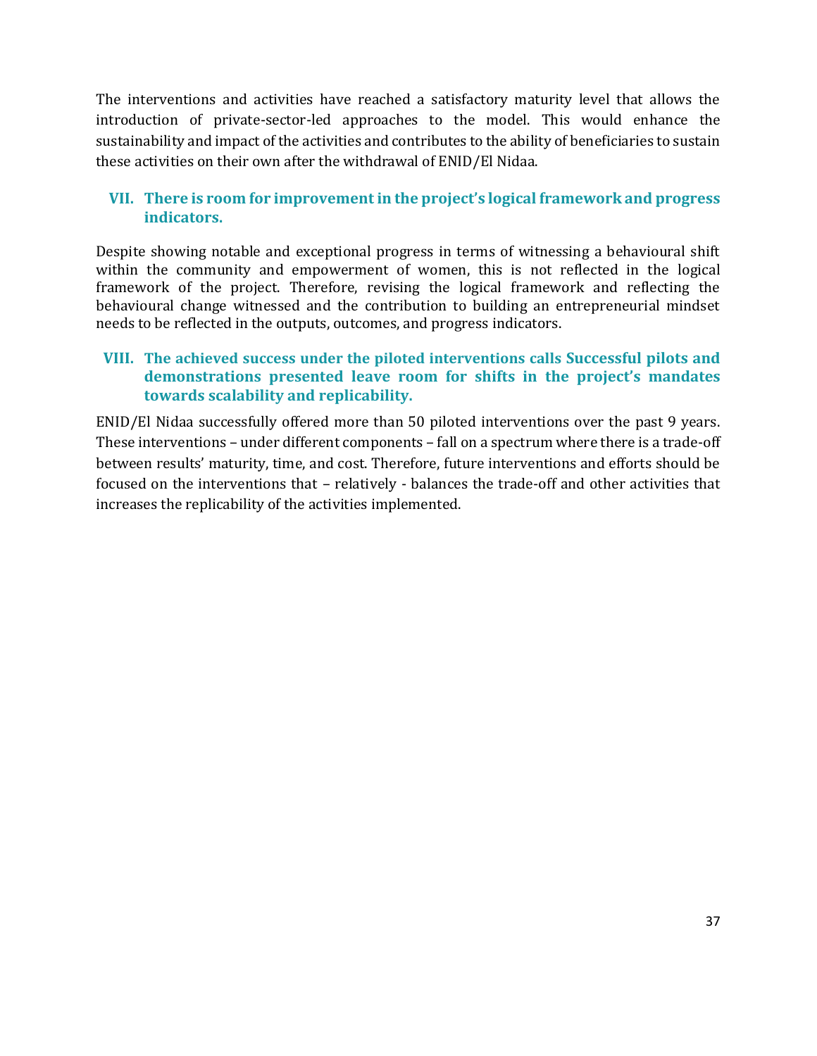The interventions and activities have reached a satisfactory maturity level that allows the introduction of private-sector-led approaches to the model. This would enhance the sustainability and impact of the activities and contributes to the ability of beneficiaries to sustain these activities on their own after the withdrawal of ENID/El Nidaa.

### VII. There is room for improvement in the project's logical framework and progress indicators.

Despite showing notable and exceptional progress in terms of witnessing a behavioural shift within the community and empowerment of women, this is not reflected in the logical framework of the project. Therefore, revising the logical framework and reflecting the behavioural change witnessed and the contribution to building an entrepreneurial mindset needs to be reflected in the outputs, outcomes, and progress indicators.

### VIII. The achieved success under the piloted interventions calls Successful pilots and demonstrations presented leave room for shifts in the project's mandates towards scalability and replicability.

ENID/El Nidaa successfully offered more than 50 piloted interventions over the past 9 years. These interventions – under different components – fall on a spectrum where there is a trade-off between results' maturity, time, and cost. Therefore, future interventions and efforts should be focused on the interventions that – relatively - balances the trade-off and other activities that increases the replicability of the activities implemented.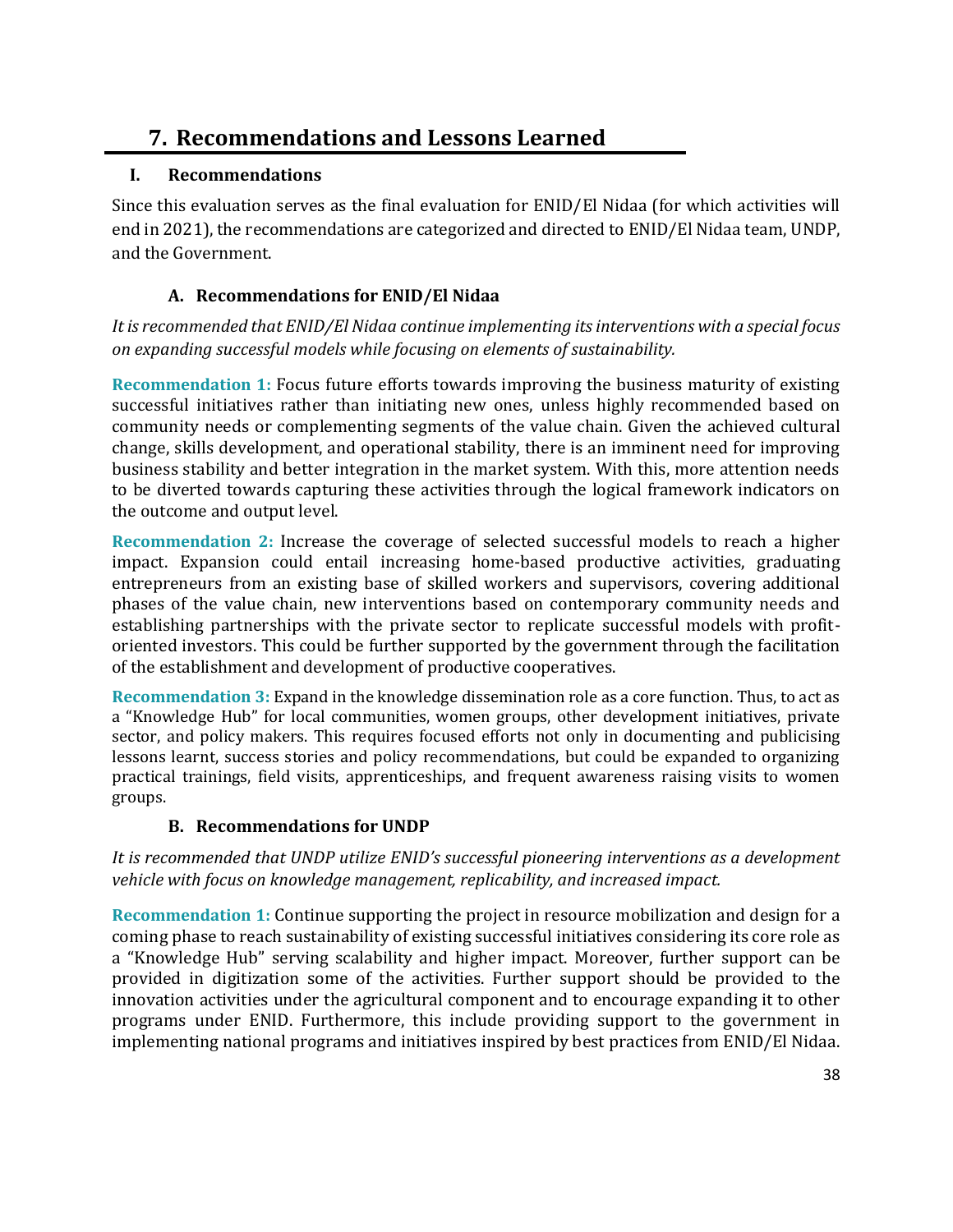# 7. Recommendations and Lessons Learned

## I. Recommendations

Since this evaluation serves as the final evaluation for ENID/El Nidaa (for which activities will end in 2021), the recommendations are categorized and directed to ENID/El Nidaa team, UNDP, and the Government.

### A. Recommendations for ENID/El Nidaa

*It is recommended that ENID/El Nidaa continue implementing its interventions with a special focus on expanding successful models while focusing on elements of sustainability.*

**Recommendation 1:** Focus future efforts towards improving the business maturity of existing successful initiatives rather than initiating new ones, unless highly recommended based on community needs or complementing segments of the value chain. Given the achieved cultural change, skills development, and operational stability, there is an imminent need for improving business stability and better integration in the market system. With this, more attention needs to be diverted towards capturing these activities through the logical framework indicators on the outcome and output level.

**Recommendation 2:** Increase the coverage of selected successful models to reach a higher impact. Expansion could entail increasing home-based productive activities, graduating entrepreneurs from an existing base of skilled workers and supervisors, covering additional phases of the value chain, new interventions based on contemporary community needs and establishing partnerships with the private sector to replicate successful models with profit-oriented investors. This could be further supported by the government through the facilitation of the establishment and development of productive cooperatives.

**Recommendation 3:** Expand in the knowledge dissemination role as a core function. Thus, to act as a "Knowledge Hub" for local communities, women groups, other development initiatives, private sector, and policy makers. This requires focused efforts not only in documenting and publicising lessons learnt, success stories and policy recommendations, but could be expanded to organizing practical trainings, field visits, apprenticeships, and frequent awareness raising visits to women groups.

### B. Recommendations for UNDP

*It is recommended that UNDP utilize ENID's successful pioneering interventions as a development vehicle with focus on knowledge management, replicability, and increased impact.*

**Recommendation 1:** Continue supporting the project in resource mobilization and design for a coming phase to reach sustainability of existing successful initiatives considering its core role as a "Knowledge Hub" serving scalability and higher impact. Moreover, further support can be provided in digitization some of the activities. Further support should be provided to the innovation activities under the agricultural component and to encourage expanding it to other programs under ENID. Furthermore, this include providing support to the government in implementing national programs and initiatives inspired by best practices from ENID/El Nidaa.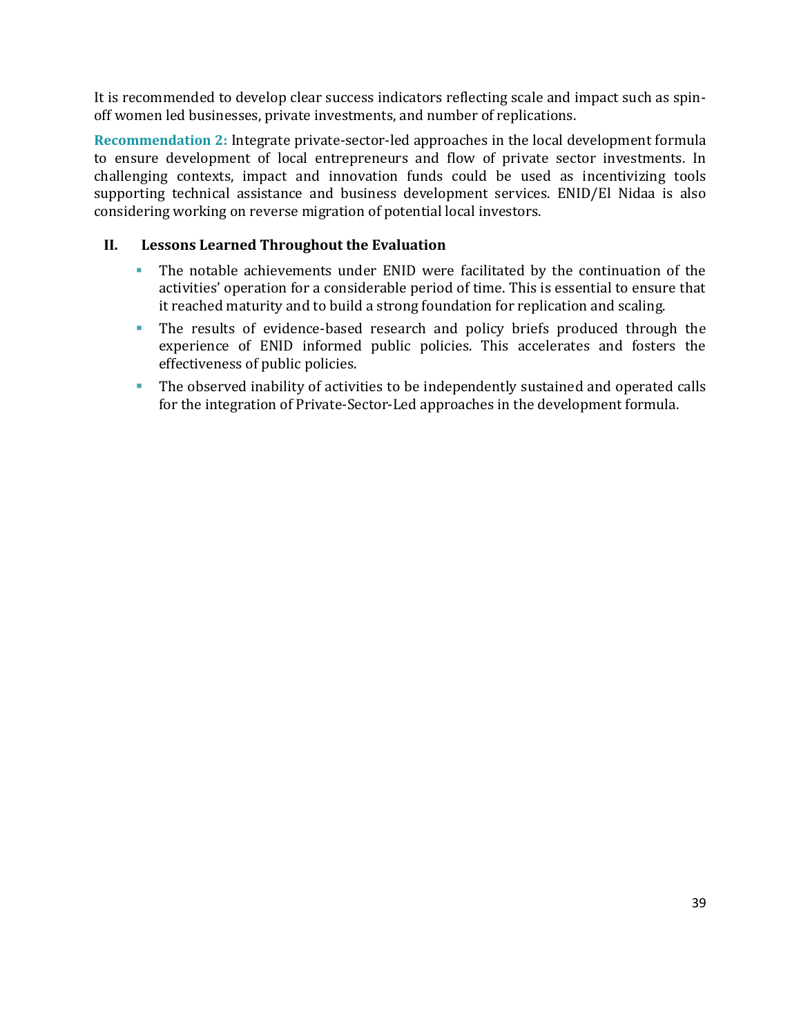It is recommended to develop clear success indicators reflecting scale and impact such as spin-off women led businesses, private investments, and number of replications.

**Recommendation 2:** Integrate private-sector-led approaches in the local development formula to ensure development of local entrepreneurs and flow of private sector investments. In challenging contexts, impact and innovation funds could be used as incentivizing tools supporting technical assistance and business development services. ENID/El Nidaa is also considering working on reverse migration of potential local investors.

## II. Lessons Learned Throughout the Evaluation

- The notable achievements under ENID were facilitated by the continuation of the activities' operation for a considerable period of time. This is essential to ensure that it reached maturity and to build a strong foundation for replication and scaling.
- The results of evidence-based research and policy briefs produced through the experience of ENID informed public policies. This accelerates and fosters the effectiveness of public policies.
- The observed inability of activities to be independently sustained and operated calls for the integration of Private-Sector-Led approaches in the development formula.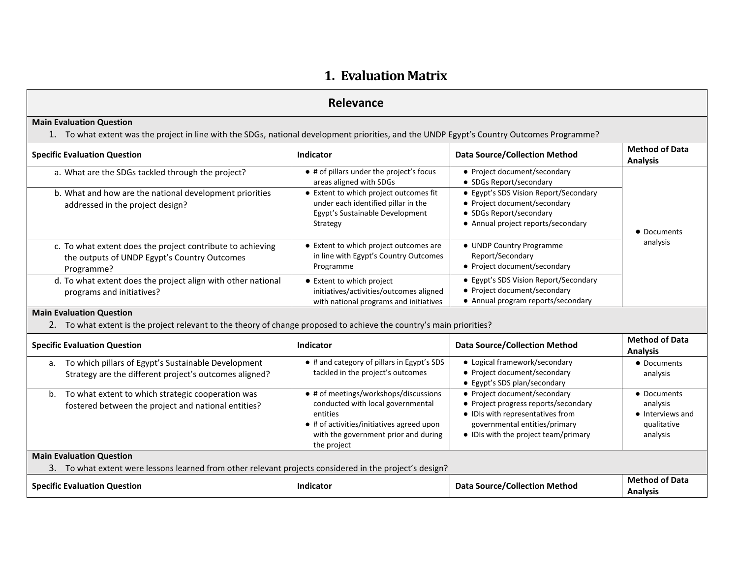# 1. Evaluation Matrix

## Relevance

**Main Evaluation Question**

1. To what extent was the project in line with the SDGs, national development priorities, and the UNDP Egypt's Country Outcomes Programme?

| Specific Evaluation Question | Indicator | Data Source/Collection Method | Method of Data Analysis |
|---|---|---|---|
| a. What are the SDGs tackled through the project? | • # of pillars under the project's focus areas aligned with SDGs | • Project document/secondary<br>• SDGs Report/secondary | • Documents analysis |
| b. What and how are the national development priorities addressed in the project design? | • Extent to which project outcomes fit under each identified pillar in the Egypt's Sustainable Development Strategy | • Egypt's SDS Vision Report/Secondary<br>• Project document/secondary<br>• SDGs Report/secondary<br>• Annual project reports/secondary | |
| c. To what extent does the project contribute to achieving the outputs of UNDP Egypt's Country Outcomes Programme? | • Extent to which project outcomes are in line with Egypt's Country Outcomes Programme | • UNDP Country Programme Report/Secondary<br>• Project document/secondary | |
| d. To what extent does the project align with other national programs and initiatives? | • Extent to which project initiatives/activities/outcomes aligned with national programs and initiatives | • Egypt's SDS Vision Report/Secondary<br>• Project document/secondary<br>• Annual program reports/secondary | |

**Main Evaluation Question**

2. To what extent is the project relevant to the theory of change proposed to achieve the country's main priorities?

| Specific Evaluation Question | Indicator | Data Source/Collection Method | Method of Data Analysis |
|---|---|---|---|
| a. To which pillars of Egypt's Sustainable Development Strategy are the different project's outcomes aligned? | • # and category of pillars in Egypt's SDS tackled in the project's outcomes | • Logical framework/secondary<br>• Project document/secondary<br>• Egypt's SDS plan/secondary | • Documents analysis |
| b. To what extent to which strategic cooperation was fostered between the project and national entities? | • # of meetings/workshops/discussions conducted with local governmental entities<br>• # of activities/initiatives agreed upon with the government prior and during the project | • Project document/secondary<br>• Project progress reports/secondary<br>• IDIs with representatives from governmental entities/primary<br>• IDIs with the project team/primary | • Documents analysis<br>• Interviews and qualitative analysis |

**Main Evaluation Question**

3. To what extent were lessons learned from other relevant projects considered in the project's design?

| Specific Evaluation Question | Indicator | Data Source/Collection Method | Method of Data Analysis |
|---|---|---|---|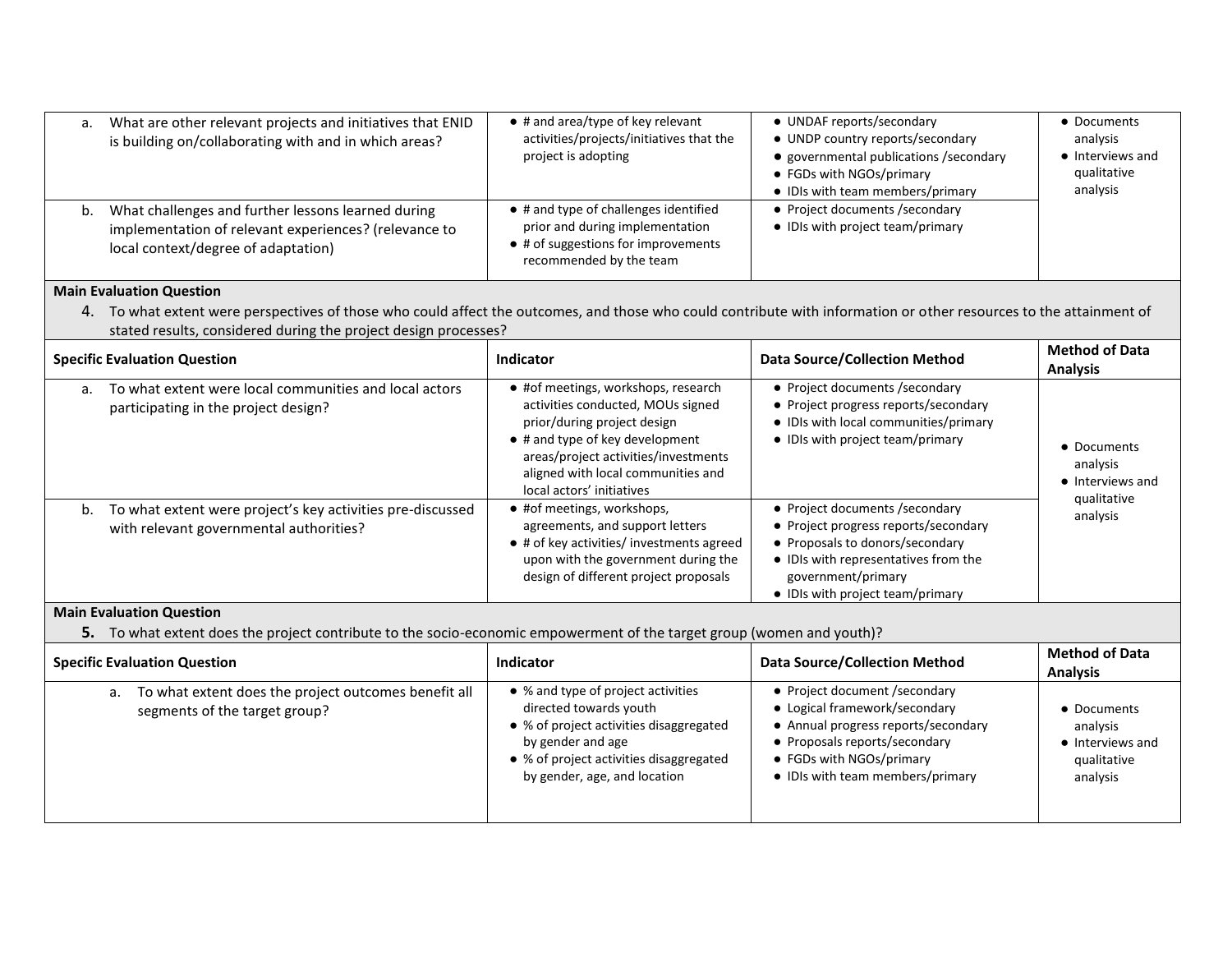| Specific Evaluation Question | Indicator | Data Source/Collection Method | Method of Data Analysis |
|---|---|---|---|
| a. What are other relevant projects and initiatives that ENID is building on/collaborating with and in which areas? | • # and area/type of key relevant activities/projects/initiatives that the project is adopting | • UNDAF reports/secondary<br>• UNDP country reports/secondary<br>• governmental publications /secondary<br>• FGDs with NGOs/primary<br>• IDIs with team members/primary | • Documents analysis<br>• Interviews and qualitative analysis |
| b. What challenges and further lessons learned during implementation of relevant experiences? (relevance to local context/degree of adaptation) | • # and type of challenges identified prior and during implementation<br>• # of suggestions for improvements recommended by the team | • Project documents /secondary<br>• IDIs with project team/primary | |

**Main Evaluation Question**

4. To what extent were perspectives of those who could affect the outcomes, and those who could contribute with information or other resources to the attainment of stated results, considered during the project design processes?

| Specific Evaluation Question | Indicator | Data Source/Collection Method | Method of Data Analysis |
|---|---|---|---|
| a. To what extent were local communities and local actors participating in the project design? | • #of meetings, workshops, research activities conducted, MOUs signed prior/during project design<br>• # and type of key development areas/project activities/investments aligned with local communities and local actors' initiatives | • Project documents /secondary<br>• Project progress reports/secondary<br>• IDIs with local communities/primary<br>• IDIs with project team/primary | • Documents analysis<br>• Interviews and qualitative analysis |
| b. To what extent were project's key activities pre-discussed with relevant governmental authorities? | • #of meetings, workshops, agreements, and support letters<br>• # of key activities/ investments agreed upon with the government during the design of different project proposals | • Project documents /secondary<br>• Project progress reports/secondary<br>• Proposals to donors/secondary<br>• IDIs with representatives from the government/primary<br>• IDIs with project team/primary | |

**Main Evaluation Question**

5. To what extent does the project contribute to the socio-economic empowerment of the target group (women and youth)?

| Specific Evaluation Question | Indicator | Data Source/Collection Method | Method of Data Analysis |
|---|---|---|---|
| a. To what extent does the project outcomes benefit all segments of the target group? | • % and type of project activities directed towards youth<br>• % of project activities disaggregated by gender and age<br>• % of project activities disaggregated by gender, age, and location | • Project document /secondary<br>• Logical framework/secondary<br>• Annual progress reports/secondary<br>• Proposals reports/secondary<br>• FGDs with NGOs/primary<br>• IDIs with team members/primary | • Documents analysis<br>• Interviews and qualitative analysis |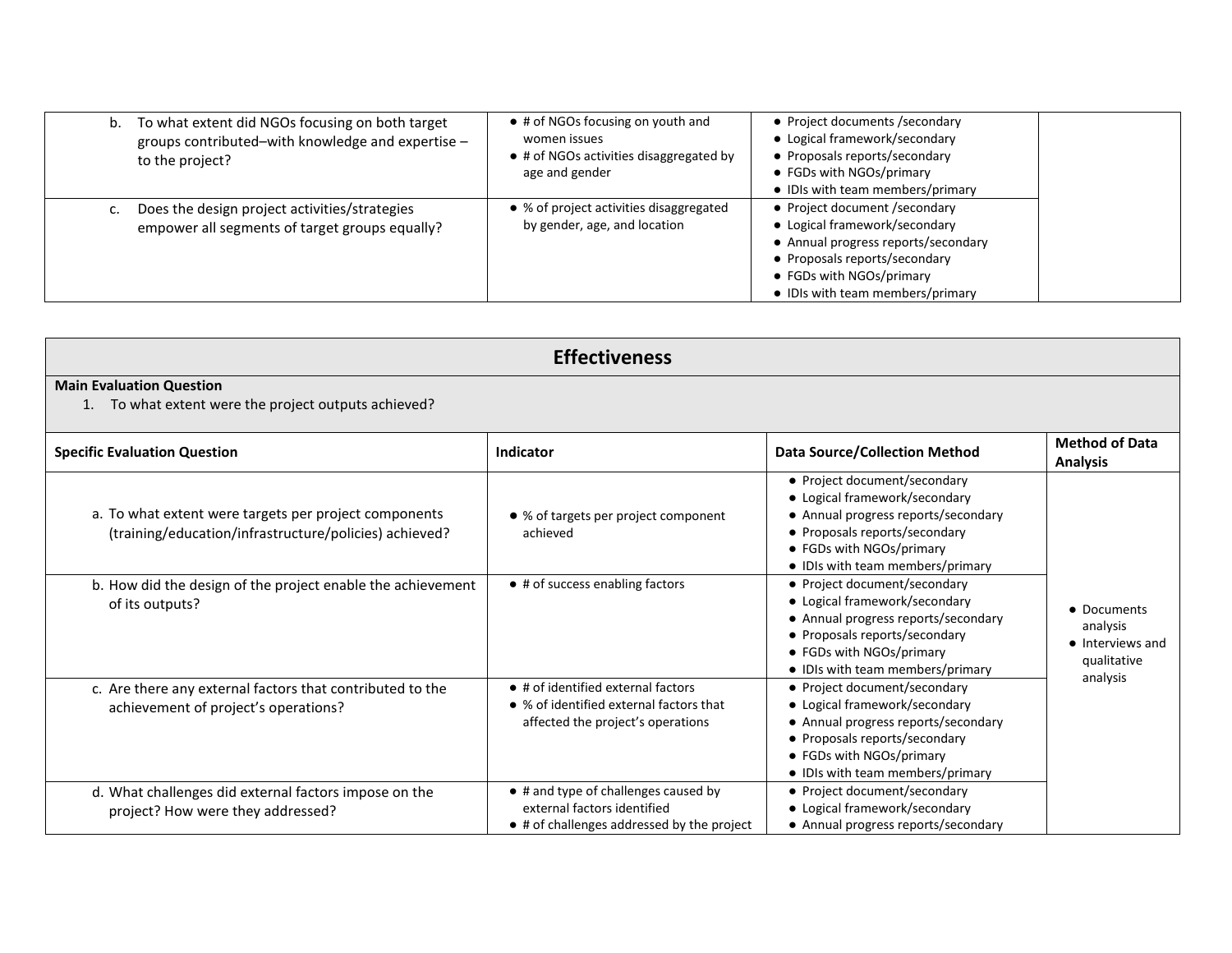| | | | |
|---|---|---|---|
| b. To what extent did NGOs focusing on both target groups contributed–with knowledge and expertise – to the project? | • # of NGOs focusing on youth and women issues<br>• # of NGOs activities disaggregated by age and gender | • Project documents /secondary<br>• Logical framework/secondary<br>• Proposals reports/secondary<br>• FGDs with NGOs/primary<br>• IDIs with team members/primary | |
| c. Does the design project activities/strategies empower all segments of target groups equally? | • % of project activities disaggregated by gender, age, and location | • Project document /secondary<br>• Logical framework/secondary<br>• Annual progress reports/secondary<br>• Proposals reports/secondary<br>• FGDs with NGOs/primary<br>• IDIs with team members/primary | |

## Effectiveness

**Main Evaluation Question**

1. To what extent were the project outputs achieved?

| Specific Evaluation Question | Indicator | Data Source/Collection Method | Method of Data Analysis |
|---|---|---|---|
| a. To what extent were targets per project components (training/education/infrastructure/policies) achieved? | • % of targets per project component achieved | • Project document/secondary<br>• Logical framework/secondary<br>• Annual progress reports/secondary<br>• Proposals reports/secondary<br>• FGDs with NGOs/primary<br>• IDIs with team members/primary | • Documents analysis<br>• Interviews and qualitative analysis |
| b. How did the design of the project enable the achievement of its outputs? | • # of success enabling factors | • Project document/secondary<br>• Logical framework/secondary<br>• Annual progress reports/secondary<br>• Proposals reports/secondary<br>• FGDs with NGOs/primary<br>• IDIs with team members/primary | |
| c. Are there any external factors that contributed to the achievement of project's operations? | • # of identified external factors<br>• % of identified external factors that affected the project's operations | • Project document/secondary<br>• Logical framework/secondary<br>• Annual progress reports/secondary<br>• Proposals reports/secondary<br>• FGDs with NGOs/primary<br>• IDIs with team members/primary | |
| d. What challenges did external factors impose on the project? How were they addressed? | • # and type of challenges caused by external factors identified<br>• # of challenges addressed by the project | • Project document/secondary<br>• Logical framework/secondary<br>• Annual progress reports/secondary | |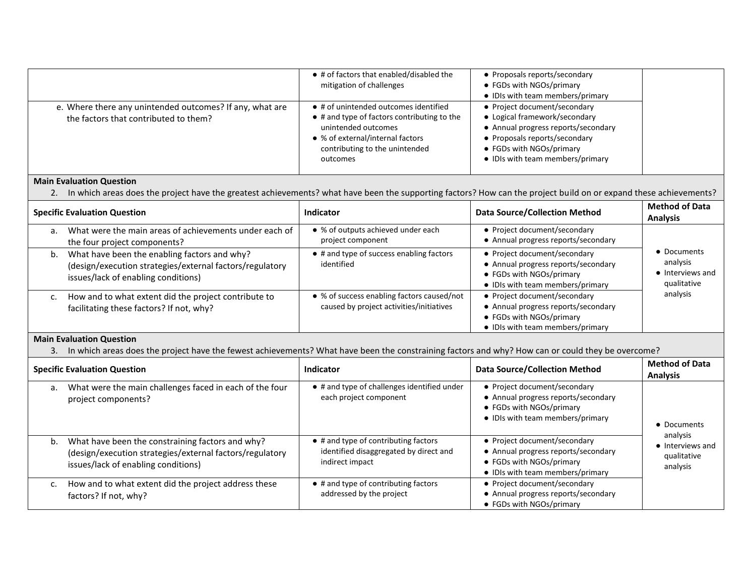| | | | |
|---|---|---|---|
| | • # of factors that enabled/disabled the mitigation of challenges | • Proposals reports/secondary<br>• FGDs with NGOs/primary<br>• IDIs with team members/primary | |
| e. Where there any unintended outcomes? If any, what are the factors that contributed to them? | • # of unintended outcomes identified<br>• # and type of factors contributing to the unintended outcomes<br>• % of external/internal factors contributing to the unintended outcomes | • Project document/secondary<br>• Logical framework/secondary<br>• Annual progress reports/secondary<br>• Proposals reports/secondary<br>• FGDs with NGOs/primary<br>• IDIs with team members/primary | |

**Main Evaluation Question**

2. In which areas does the project have the greatest achievements? what have been the supporting factors? How can the project build on or expand these achievements?

| Specific Evaluation Question | Indicator | Data Source/Collection Method | Method of Data Analysis |
|---|---|---|---|
| a. What were the main areas of achievements under each of the four project components? | • % of outputs achieved under each project component | • Project document/secondary<br>• Annual progress reports/secondary | • Documents analysis<br>• Interviews and qualitative analysis |
| b. What have been the enabling factors and why? (design/execution strategies/external factors/regulatory issues/lack of enabling conditions) | • # and type of success enabling factors identified | • Project document/secondary<br>• Annual progress reports/secondary<br>• FGDs with NGOs/primary<br>• IDIs with team members/primary | |
| c. How and to what extent did the project contribute to facilitating these factors? If not, why? | • % of success enabling factors caused/not caused by project activities/initiatives | • Project document/secondary<br>• Annual progress reports/secondary<br>• FGDs with NGOs/primary<br>• IDIs with team members/primary | |

**Main Evaluation Question**

3. In which areas does the project have the fewest achievements? What have been the constraining factors and why? How can or could they be overcome?

| Specific Evaluation Question | Indicator | Data Source/Collection Method | Method of Data Analysis |
|---|---|---|---|
| a. What were the main challenges faced in each of the four project components? | • # and type of challenges identified under each project component | • Project document/secondary<br>• Annual progress reports/secondary<br>• FGDs with NGOs/primary<br>• IDIs with team members/primary | • Documents analysis<br>• Interviews and qualitative analysis |
| b. What have been the constraining factors and why? (design/execution strategies/external factors/regulatory issues/lack of enabling conditions) | • # and type of contributing factors identified disaggregated by direct and indirect impact | • Project document/secondary<br>• Annual progress reports/secondary<br>• FGDs with NGOs/primary<br>• IDIs with team members/primary | |
| c. How and to what extent did the project address these factors? If not, why? | • # and type of contributing factors addressed by the project | • Project document/secondary<br>• Annual progress reports/secondary<br>• FGDs with NGOs/primary | |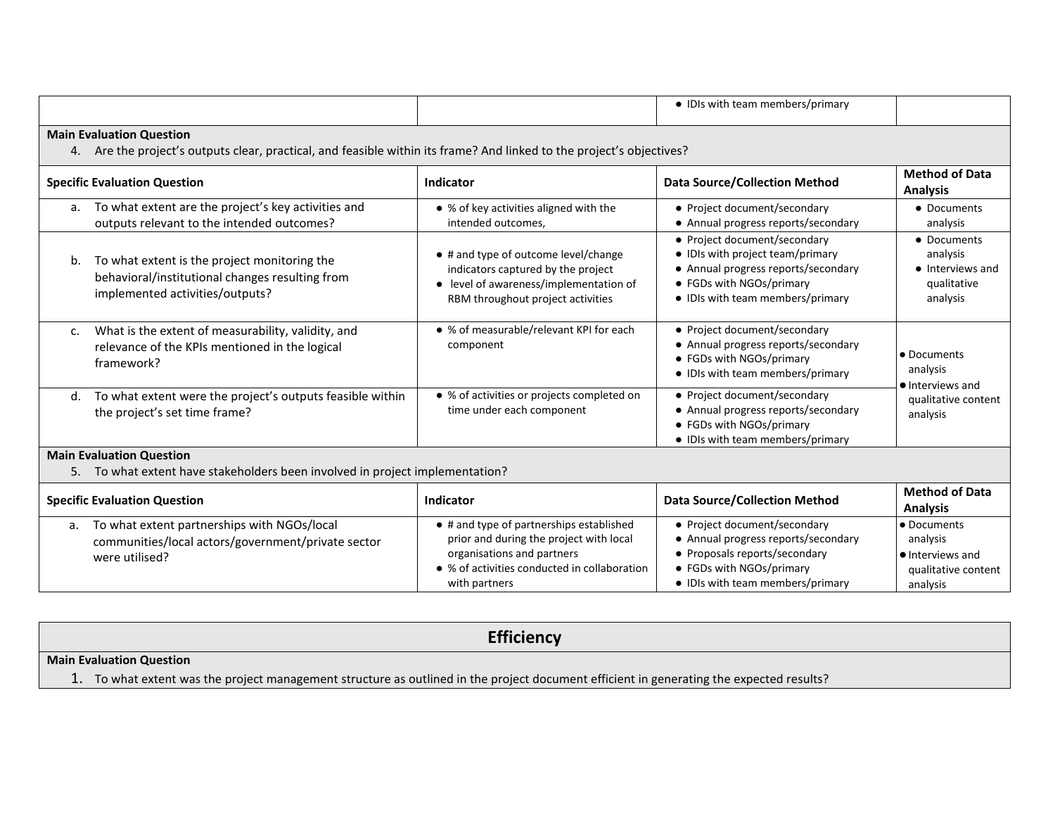| | | • IDIs with team members/primary | |
|---|---|---|---|

**Main Evaluation Question**

4. Are the project's outputs clear, practical, and feasible within its frame? And linked to the project's objectives?

| Specific Evaluation Question | Indicator | Data Source/Collection Method | Method of Data Analysis |
|---|---|---|---|
| a. To what extent are the project's key activities and outputs relevant to the intended outcomes? | • % of key activities aligned with the intended outcomes, | • Project document/secondary<br>• Annual progress reports/secondary | • Documents analysis |
| b. To what extent is the project monitoring the behavioral/institutional changes resulting from implemented activities/outputs? | • # and type of outcome level/change indicators captured by the project<br>• level of awareness/implementation of RBM throughout project activities | • Project document/secondary<br>• IDIs with project team/primary<br>• Annual progress reports/secondary<br>• FGDs with NGOs/primary<br>• IDIs with team members/primary | • Documents analysis<br>• Interviews and qualitative analysis |
| c. What is the extent of measurability, validity, and relevance of the KPIs mentioned in the logical framework? | • % of measurable/relevant KPI for each component | • Project document/secondary<br>• Annual progress reports/secondary<br>• FGDs with NGOs/primary<br>• IDIs with team members/primary | • Documents analysis<br>• Interviews and qualitative content analysis |
| d. To what extent were the project's outputs feasible within the project's set time frame? | • % of activities or projects completed on time under each component | • Project document/secondary<br>• Annual progress reports/secondary<br>• FGDs with NGOs/primary<br>• IDIs with team members/primary | |

**Main Evaluation Question**

5. To what extent have stakeholders been involved in project implementation?

| Specific Evaluation Question | Indicator | Data Source/Collection Method | Method of Data Analysis |
|---|---|---|---|
| a. To what extent partnerships with NGOs/local communities/local actors/government/private sector were utilised? | • # and type of partnerships established prior and during the project with local organisations and partners<br>• % of activities conducted in collaboration with partners | • Project document/secondary<br>• Annual progress reports/secondary<br>• Proposals reports/secondary<br>• FGDs with NGOs/primary<br>• IDIs with team members/primary | • Documents analysis<br>• Interviews and qualitative content analysis |

## Efficiency

**Main Evaluation Question**

1. To what extent was the project management structure as outlined in the project document efficient in generating the expected results?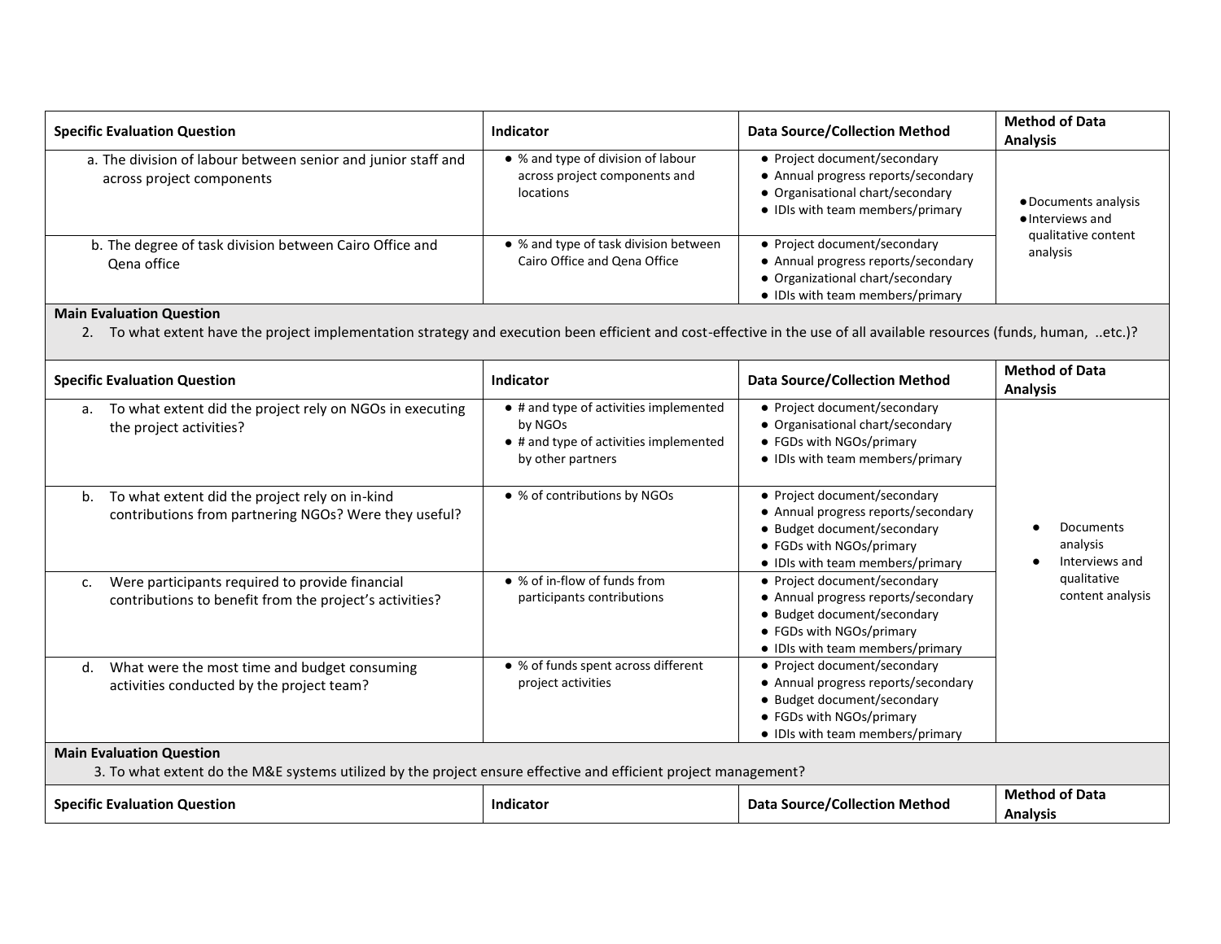| Specific Evaluation Question | Indicator | Data Source/Collection Method | Method of Data Analysis |
|---|---|---|---|
| a. The division of labour between senior and junior staff and across project components | • % and type of division of labour across project components and locations | • Project document/secondary<br>• Annual progress reports/secondary<br>• Organisational chart/secondary<br>• IDIs with team members/primary | • Documents analysis<br>• Interviews and qualitative content analysis |
| b. The degree of task division between Cairo Office and Qena office | • % and type of task division between Cairo Office and Qena Office | • Project document/secondary<br>• Annual progress reports/secondary<br>• Organizational chart/secondary<br>• IDIs with team members/primary | |

**Main Evaluation Question**

2. To what extent have the project implementation strategy and execution been efficient and cost-effective in the use of all available resources (funds, human, ..etc.)?

| Specific Evaluation Question | Indicator | Data Source/Collection Method | Method of Data Analysis |
|---|---|---|---|
| a. To what extent did the project rely on NGOs in executing the project activities? | • # and type of activities implemented by NGOs<br>• # and type of activities implemented by other partners | • Project document/secondary<br>• Organisational chart/secondary<br>• FGDs with NGOs/primary<br>• IDIs with team members/primary | • Documents analysis<br>• Interviews and qualitative content analysis |
| b. To what extent did the project rely on in-kind contributions from partnering NGOs? Were they useful? | • % of contributions by NGOs | • Project document/secondary<br>• Annual progress reports/secondary<br>• Budget document/secondary<br>• FGDs with NGOs/primary<br>• IDIs with team members/primary | |
| c. Were participants required to provide financial contributions to benefit from the project's activities? | • % of in-flow of funds from participants contributions | • Project document/secondary<br>• Annual progress reports/secondary<br>• Budget document/secondary<br>• FGDs with NGOs/primary<br>• IDIs with team members/primary | |
| d. What were the most time and budget consuming activities conducted by the project team? | • % of funds spent across different project activities | • Project document/secondary<br>• Annual progress reports/secondary<br>• Budget document/secondary<br>• FGDs with NGOs/primary<br>• IDIs with team members/primary | |

**Main Evaluation Question**

3. To what extent do the M&E systems utilized by the project ensure effective and efficient project management?

| Specific Evaluation Question | Indicator | Data Source/Collection Method | Method of Data Analysis |
|---|---|---|---|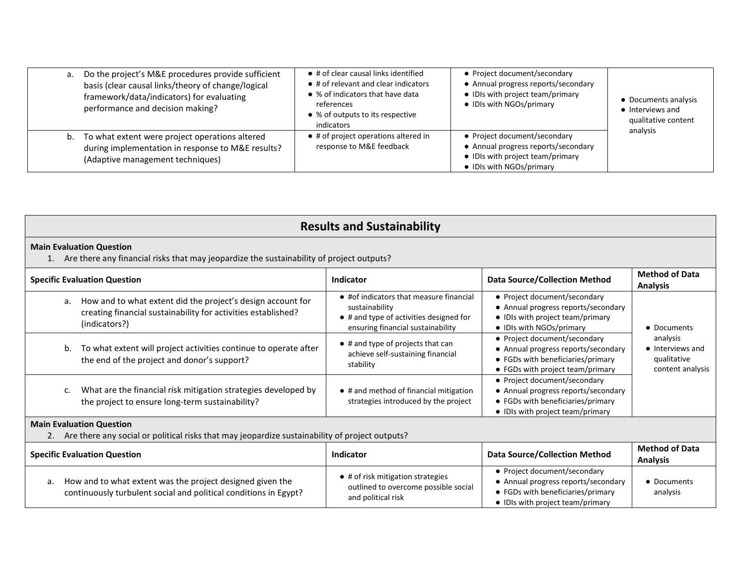| Specific Evaluation Question | Indicator | Data Source/Collection Method | Method of Data Analysis |
|---|---|---|---|
| a. Do the project's M&E procedures provide sufficient basis (clear causal links/theory of change/logical framework/data/indicators) for evaluating performance and decision making? | ● # of clear causal links identified<br>● # of relevant and clear indicators<br>● % of indicators that have data references<br>● % of outputs to its respective indicators | ● Project document/secondary<br>● Annual progress reports/secondary<br>● IDIs with project team/primary<br>● IDIs with NGOs/primary | ● Documents analysis<br>● Interviews and qualitative content analysis |
| b. To what extent were project operations altered during implementation in response to M&E results? (Adaptive management techniques) | ● # of project operations altered in response to M&E feedback | ● Project document/secondary<br>● Annual progress reports/secondary<br>● IDIs with project team/primary<br>● IDIs with NGOs/primary | |

## Results and Sustainability

**Main Evaluation Question**

1. Are there any financial risks that may jeopardize the sustainability of project outputs?

| Specific Evaluation Question | Indicator | Data Source/Collection Method | Method of Data Analysis |
|---|---|---|---|
| a. How and to what extent did the project's design account for creating financial sustainability for activities established? (indicators?) | ● #of indicators that measure financial sustainability<br>● # and type of activities designed for ensuring financial sustainability | ● Project document/secondary<br>● Annual progress reports/secondary<br>● IDIs with project team/primary<br>● IDIs with NGOs/primary | ● Documents analysis<br>● Interviews and qualitative content analysis |
| b. To what extent will project activities continue to operate after the end of the project and donor's support? | ● # and type of projects that can achieve self-sustaining financial stability | ● Project document/secondary<br>● Annual progress reports/secondary<br>● FGDs with beneficiaries/primary<br>● FGDs with project team/primary | |
| c. What are the financial risk mitigation strategies developed by the project to ensure long-term sustainability? | ● # and method of financial mitigation strategies introduced by the project | ● Project document/secondary<br>● Annual progress reports/secondary<br>● FGDs with beneficiaries/primary<br>● IDIs with project team/primary | |

**Main Evaluation Question**

2. Are there any social or political risks that may jeopardize sustainability of project outputs?

| Specific Evaluation Question | Indicator | Data Source/Collection Method | Method of Data Analysis |
|---|---|---|---|
| a. How and to what extent was the project designed given the continuously turbulent social and political conditions in Egypt? | ● # of risk mitigation strategies outlined to overcome possible social and political risk | ● Project document/secondary<br>● Annual progress reports/secondary<br>● FGDs with beneficiaries/primary<br>● IDIs with project team/primary | ● Documents analysis |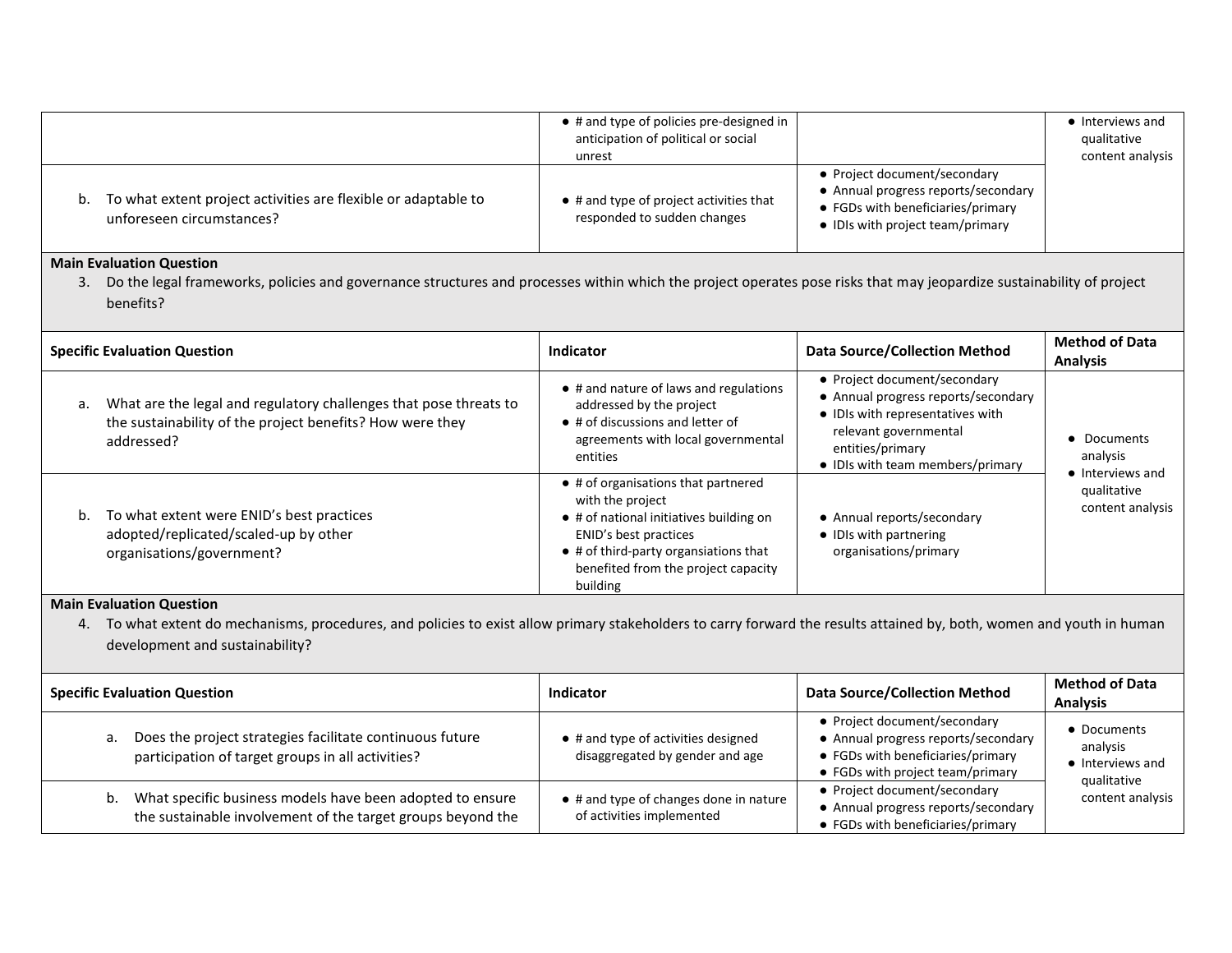| Specific Evaluation Question | Indicator | Data Source/Collection Method | Method of Data Analysis |
|---|---|---|---|
| | • # and type of policies pre-designed in anticipation of political or social unrest | | • Interviews and qualitative content analysis |
| b. To what extent project activities are flexible or adaptable to unforeseen circumstances? | • # and type of project activities that responded to sudden changes | • Project document/secondary<br>• Annual progress reports/secondary<br>• FGDs with beneficiaries/primary<br>• IDIs with project team/primary | |

**Main Evaluation Question**

3. Do the legal frameworks, policies and governance structures and processes within which the project operates pose risks that may jeopardize sustainability of project benefits?

| Specific Evaluation Question | Indicator | Data Source/Collection Method | Method of Data Analysis |
|---|---|---|---|
| a. What are the legal and regulatory challenges that pose threats to the sustainability of the project benefits? How were they addressed? | • # and nature of laws and regulations addressed by the project<br>• # of discussions and letter of agreements with local governmental entities | • Project document/secondary<br>• Annual progress reports/secondary<br>• IDIs with representatives with relevant governmental entities/primary<br>• IDIs with team members/primary | • Documents analysis<br>• Interviews and qualitative content analysis |
| b. To what extent were ENID's best practices adopted/replicated/scaled-up by other organisations/government? | • # of organisations that partnered with the project<br>• # of national initiatives building on ENID's best practices<br>• # of third-party organsiations that benefited from the project capacity building | • Annual reports/secondary<br>• IDIs with partnering organisations/primary | |

**Main Evaluation Question**

4. To what extent do mechanisms, procedures, and policies to exist allow primary stakeholders to carry forward the results attained by, both, women and youth in human development and sustainability?

| Specific Evaluation Question | Indicator | Data Source/Collection Method | Method of Data Analysis |
|---|---|---|---|
| a. Does the project strategies facilitate continuous future participation of target groups in all activities? | • # and type of activities designed disaggregated by gender and age | • Project document/secondary<br>• Annual progress reports/secondary<br>• FGDs with beneficiaries/primary<br>• FGDs with project team/primary | • Documents analysis<br>• Interviews and qualitative content analysis |
| b. What specific business models have been adopted to ensure the sustainable involvement of the target groups beyond the | • # and type of changes done in nature of activities implemented | • Project document/secondary<br>• Annual progress reports/secondary<br>• FGDs with beneficiaries/primary | |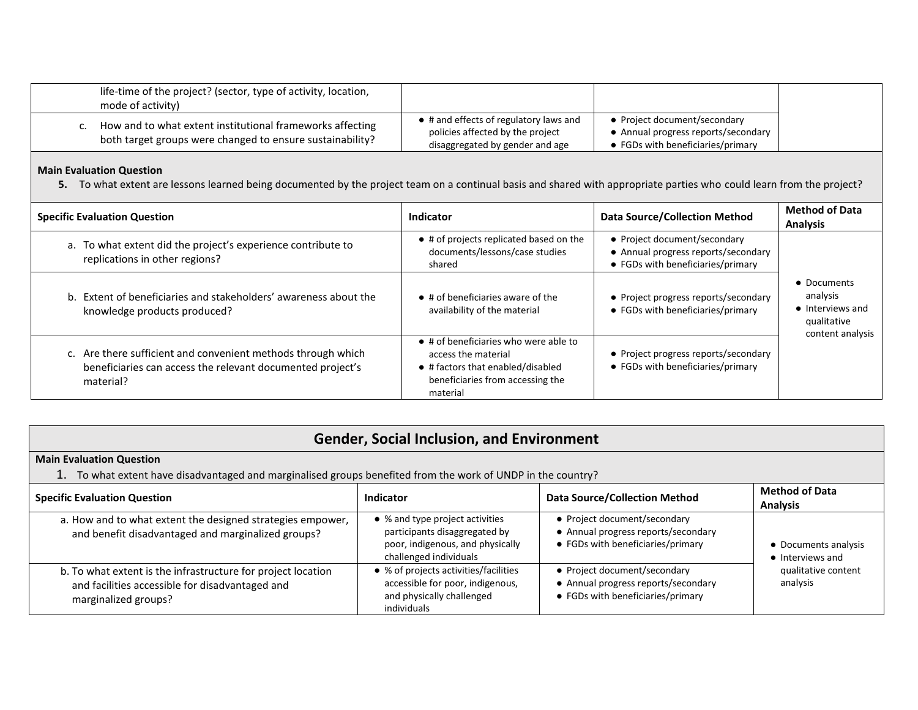| | | | |
|---|---|---|---|
| life-time of the project? (sector, type of activity, location, mode of activity) | | | |
| c. How and to what extent institutional frameworks affecting both target groups were changed to ensure sustainability? | ● # and effects of regulatory laws and policies affected by the project disaggregated by gender and age | ● Project document/secondary<br>● Annual progress reports/secondary<br>● FGDs with beneficiaries/primary | |

**Main Evaluation Question**

5. To what extent are lessons learned being documented by the project team on a continual basis and shared with appropriate parties who could learn from the project?

| Specific Evaluation Question | Indicator | Data Source/Collection Method | Method of Data Analysis |
|---|---|---|---|
| a. To what extent did the project's experience contribute to replications in other regions? | ● # of projects replicated based on the documents/lessons/case studies shared | ● Project document/secondary<br>● Annual progress reports/secondary<br>● FGDs with beneficiaries/primary | ● Documents analysis<br>● Interviews and qualitative content analysis |
| b. Extent of beneficiaries and stakeholders' awareness about the knowledge products produced? | ● # of beneficiaries aware of the availability of the material | ● Project progress reports/secondary<br>● FGDs with beneficiaries/primary | |
| c. Are there sufficient and convenient methods through which beneficiaries can access the relevant documented project's material? | ● # of beneficiaries who were able to access the material<br>● # factors that enabled/disabled beneficiaries from accessing the material | ● Project progress reports/secondary<br>● FGDs with beneficiaries/primary | |

## Gender, Social Inclusion, and Environment

**Main Evaluation Question**

1. To what extent have disadvantaged and marginalised groups benefited from the work of UNDP in the country?

| Specific Evaluation Question | Indicator | Data Source/Collection Method | Method of Data Analysis |
|---|---|---|---|
| a. How and to what extent the designed strategies empower, and benefit disadvantaged and marginalized groups? | ● % and type project activities participants disaggregated by poor, indigenous, and physically challenged individuals | ● Project document/secondary<br>● Annual progress reports/secondary<br>● FGDs with beneficiaries/primary | ● Documents analysis<br>● Interviews and qualitative content analysis |
| b. To what extent is the infrastructure for project location and facilities accessible for disadvantaged and marginalized groups? | ● % of projects activities/facilities accessible for poor, indigenous, and physically challenged individuals | ● Project document/secondary<br>● Annual progress reports/secondary<br>● FGDs with beneficiaries/primary | |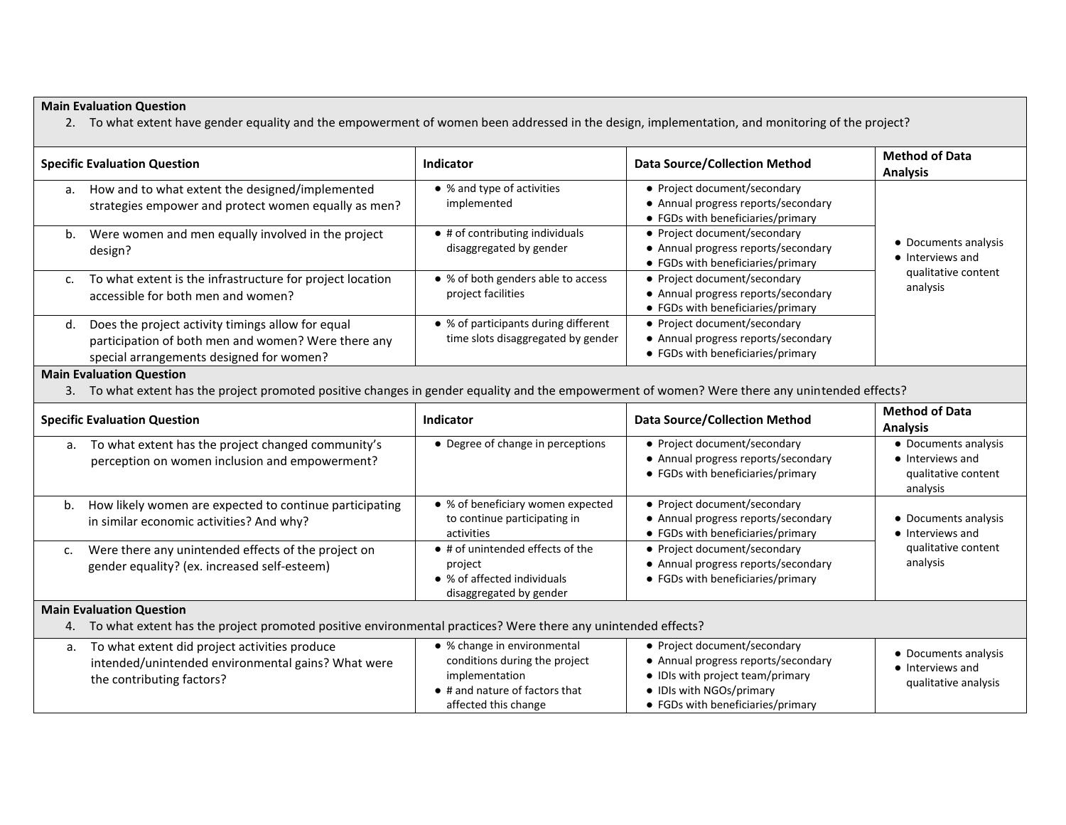| Specific Evaluation Question | Indicator | Data Source/Collection Method | Method of Data Analysis |
|---|---|---|---|
| **Main Evaluation Question**<br>2. To what extent have gender equality and the empowerment of women been addressed in the design, implementation, and monitoring of the project? | | | |
| a. How and to what extent the designed/implemented strategies empower and protect women equally as men? | • % and type of activities implemented | • Project document/secondary<br>• Annual progress reports/secondary<br>• FGDs with beneficiaries/primary | • Documents analysis<br>• Interviews and qualitative content analysis |
| b. Were women and men equally involved in the project design? | • # of contributing individuals disaggregated by gender | • Project document/secondary<br>• Annual progress reports/secondary<br>• FGDs with beneficiaries/primary | |
| c. To what extent is the infrastructure for project location accessible for both men and women? | • % of both genders able to access project facilities | • Project document/secondary<br>• Annual progress reports/secondary<br>• FGDs with beneficiaries/primary | |
| d. Does the project activity timings allow for equal participation of both men and women? Were there any special arrangements designed for women? | • % of participants during different time slots disaggregated by gender | • Project document/secondary<br>• Annual progress reports/secondary<br>• FGDs with beneficiaries/primary | |
| **Main Evaluation Question**<br>3. To what extent has the project promoted positive changes in gender equality and the empowerment of women? Were there any unintended effects? | | | |
| a. To what extent has the project changed community's perception on women inclusion and empowerment? | • Degree of change in perceptions | • Project document/secondary<br>• Annual progress reports/secondary<br>• FGDs with beneficiaries/primary | • Documents analysis<br>• Interviews and qualitative content analysis |
| b. How likely women are expected to continue participating in similar economic activities? And why? | • % of beneficiary women expected to continue participating in activities | • Project document/secondary<br>• Annual progress reports/secondary<br>• FGDs with beneficiaries/primary | • Documents analysis<br>• Interviews and qualitative content analysis |
| c. Were there any unintended effects of the project on gender equality? (ex. increased self-esteem) | • # of unintended effects of the project<br>• % of affected individuals disaggregated by gender | • Project document/secondary<br>• Annual progress reports/secondary<br>• FGDs with beneficiaries/primary | |
| **Main Evaluation Question**<br>4. To what extent has the project promoted positive environmental practices? Were there any unintended effects? | | | |
| a. To what extent did project activities produce intended/unintended environmental gains? What were the contributing factors? | • % change in environmental conditions during the project implementation<br>• # and nature of factors that affected this change | • Project document/secondary<br>• Annual progress reports/secondary<br>• IDIs with project team/primary<br>• IDIs with NGOs/primary<br>• FGDs with beneficiaries/primary | • Documents analysis<br>• Interviews and qualitative analysis |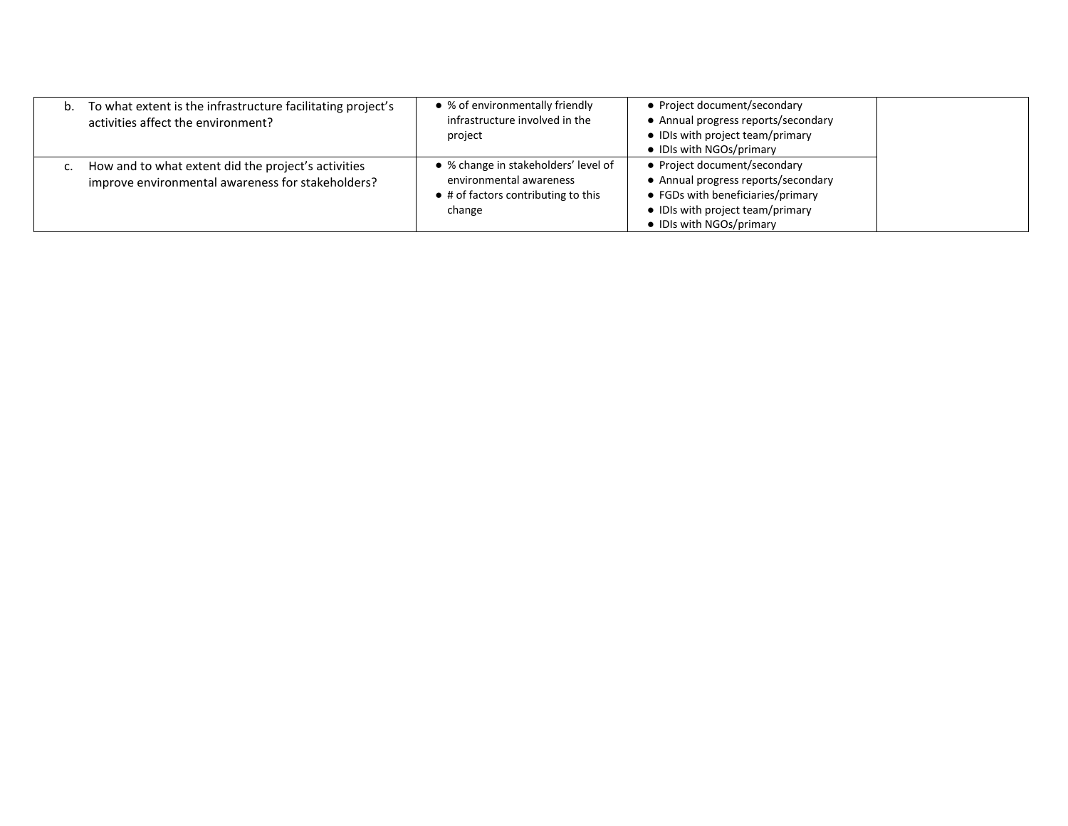| | | | |
|---|---|---|---|
| b. To what extent is the infrastructure facilitating project's activities affect the environment? | • % of environmentally friendly infrastructure involved in the project | • Project document/secondary<br>• Annual progress reports/secondary<br>• IDIs with project team/primary<br>• IDIs with NGOs/primary | |
| c. How and to what extent did the project's activities improve environmental awareness for stakeholders? | • % change in stakeholders' level of environmental awareness<br>• # of factors contributing to this change | • Project document/secondary<br>• Annual progress reports/secondary<br>• FGDs with beneficiaries/primary<br>• IDIs with project team/primary<br>• IDIs with NGOs/primary | |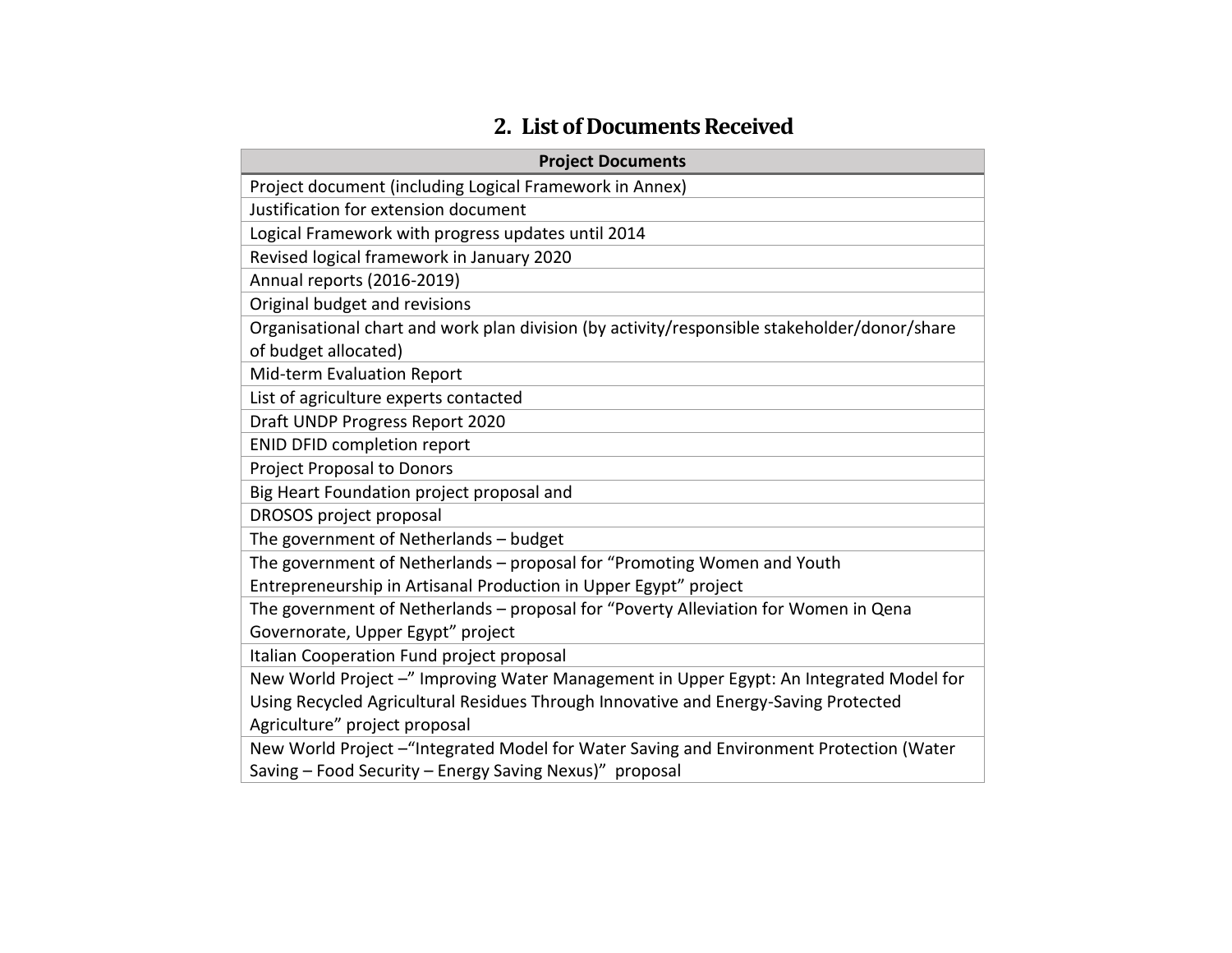## 2. List of Documents Received

| Project Documents |
| --- |
| Project document (including Logical Framework in Annex) |
| Justification for extension document |
| Logical Framework with progress updates until 2014 |
| Revised logical framework in January 2020 |
| Annual reports (2016-2019) |
| Original budget and revisions |
| Organisational chart and work plan division (by activity/responsible stakeholder/donor/share of budget allocated) |
| Mid-term Evaluation Report |
| List of agriculture experts contacted |
| Draft UNDP Progress Report 2020 |
| ENID DFID completion report |
| Project Proposal to Donors |
| Big Heart Foundation project proposal and |
| DROSOS project proposal |
| The government of Netherlands – budget |
| The government of Netherlands – proposal for "Promoting Women and Youth Entrepreneurship in Artisanal Production in Upper Egypt" project |
| The government of Netherlands – proposal for "Poverty Alleviation for Women in Qena Governorate, Upper Egypt" project |
| Italian Cooperation Fund project proposal |
| New World Project –" Improving Water Management in Upper Egypt: An Integrated Model for Using Recycled Agricultural Residues Through Innovative and Energy-Saving Protected Agriculture" project proposal |
| New World Project –"Integrated Model for Water Saving and Environment Protection (Water Saving – Food Security – Energy Saving Nexus)" proposal |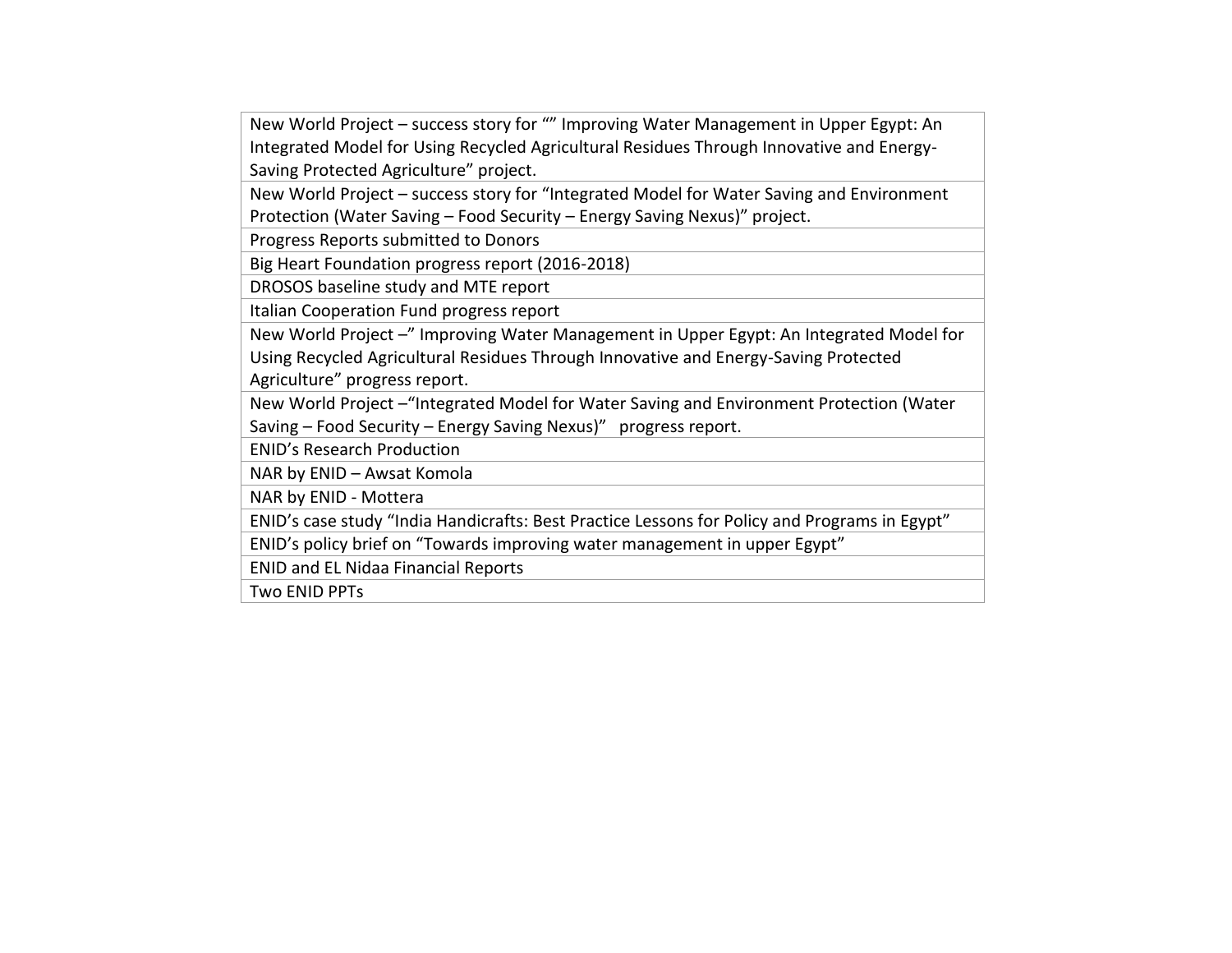| |
|---|
| New World Project – success story for “” Improving Water Management in Upper Egypt: An Integrated Model for Using Recycled Agricultural Residues Through Innovative and Energy-Saving Protected Agriculture” project. |
| New World Project – success story for “Integrated Model for Water Saving and Environment Protection (Water Saving – Food Security – Energy Saving Nexus)” project. |
| Progress Reports submitted to Donors |
| Big Heart Foundation progress report (2016-2018) |
| DROSOS baseline study and MTE report |
| Italian Cooperation Fund progress report |
| New World Project –” Improving Water Management in Upper Egypt: An Integrated Model for Using Recycled Agricultural Residues Through Innovative and Energy-Saving Protected Agriculture” progress report. |
| New World Project –“Integrated Model for Water Saving and Environment Protection (Water Saving – Food Security – Energy Saving Nexus)” progress report. |
| ENID’s Research Production |
| NAR by ENID – Awsat Komola |
| NAR by ENID - Mottera |
| ENID’s case study “India Handicrafts: Best Practice Lessons for Policy and Programs in Egypt” |
| ENID’s policy brief on “Towards improving water management in upper Egypt” |
| ENID and EL Nidaa Financial Reports |
| Two ENID PPTs |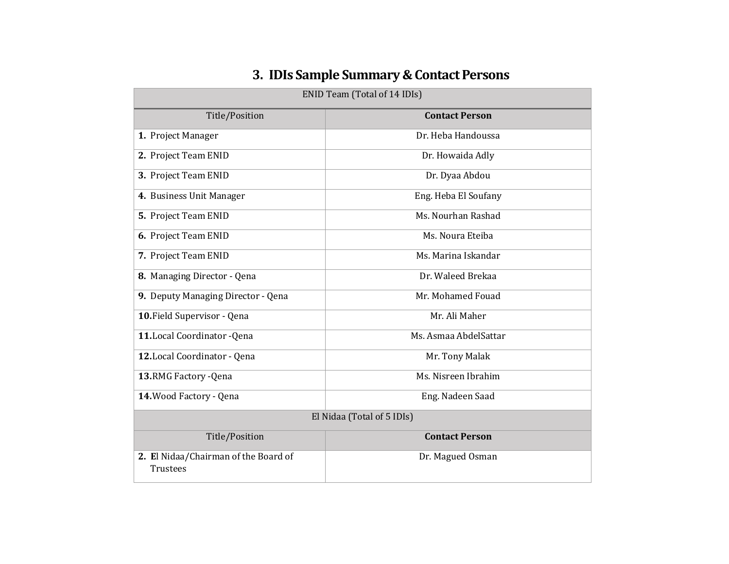# 3. IDIs Sample Summary & Contact Persons

| ENID Team (Total of 14 IDIs) | |
|---|---|
| Title/Position | **Contact Person** |
| **1.** Project Manager | Dr. Heba Handoussa |
| **2.** Project Team ENID | Dr. Howaida Adly |
| **3.** Project Team ENID | Dr. Dyaa Abdou |
| **4.** Business Unit Manager | Eng. Heba El Soufany |
| **5.** Project Team ENID | Ms. Nourhan Rashad |
| **6.** Project Team ENID | Ms. Noura Eteiba |
| **7.** Project Team ENID | Ms. Marina Iskandar |
| **8.** Managing Director - Qena | Dr. Waleed Brekaa |
| **9.** Deputy Managing Director - Qena | Mr. Mohamed Fouad |
| **10.** Field Supervisor - Qena | Mr. Ali Maher |
| **11.** Local Coordinator -Qena | Ms. Asmaa AbdelSattar |
| **12.** Local Coordinator - Qena | Mr. Tony Malak |
| **13.** RMG Factory -Qena | Ms. Nisreen Ibrahim |
| **14.** Wood Factory - Qena | Eng. Nadeen Saad |
| El Nidaa (Total of 5 IDIs) | |
| Title/Position | **Contact Person** |
| **2.** **E**l Nidaa/Chairman of the Board of Trustees | Dr. Magued Osman |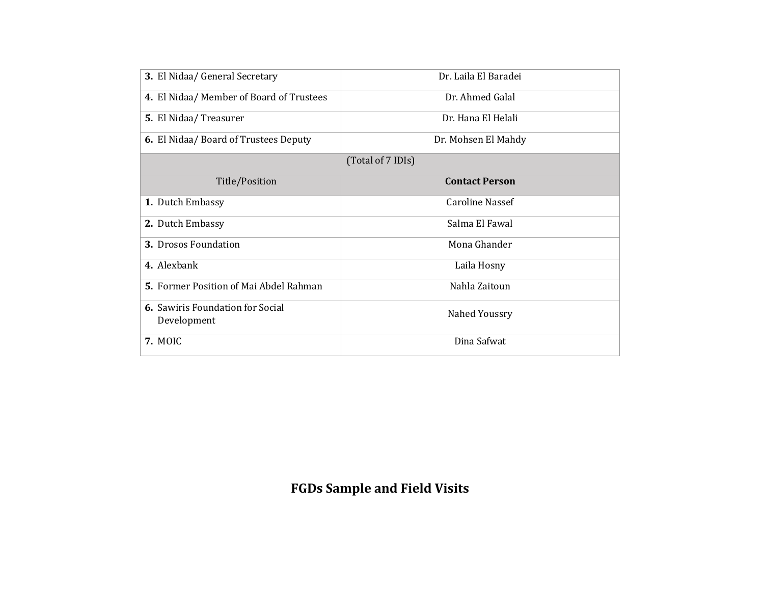| | |
|---|---|
| **3.** El Nidaa/ General Secretary | Dr. Laila El Baradei |
| **4.** El Nidaa/ Member of Board of Trustees | Dr. Ahmed Galal |
| **5.** El Nidaa/ Treasurer | Dr. Hana El Helali |
| **6.** El Nidaa/ Board of Trustees Deputy | Dr. Mohsen El Mahdy |
| (Total of 7 IDIs) | |
| Title/Position | **Contact Person** |
| **1.** Dutch Embassy | Caroline Nassef |
| **2.** Dutch Embassy | Salma El Fawal |
| **3.** Drosos Foundation | Mona Ghander |
| **4.** Alexbank | Laila Hosny |
| **5.** Former Position of Mai Abdel Rahman | Nahla Zaitoun |
| **6.** Sawiris Foundation for Social Development | Nahed Youssry |
| **7.** MOIC | Dina Safwat |

## FGDs Sample and Field Visits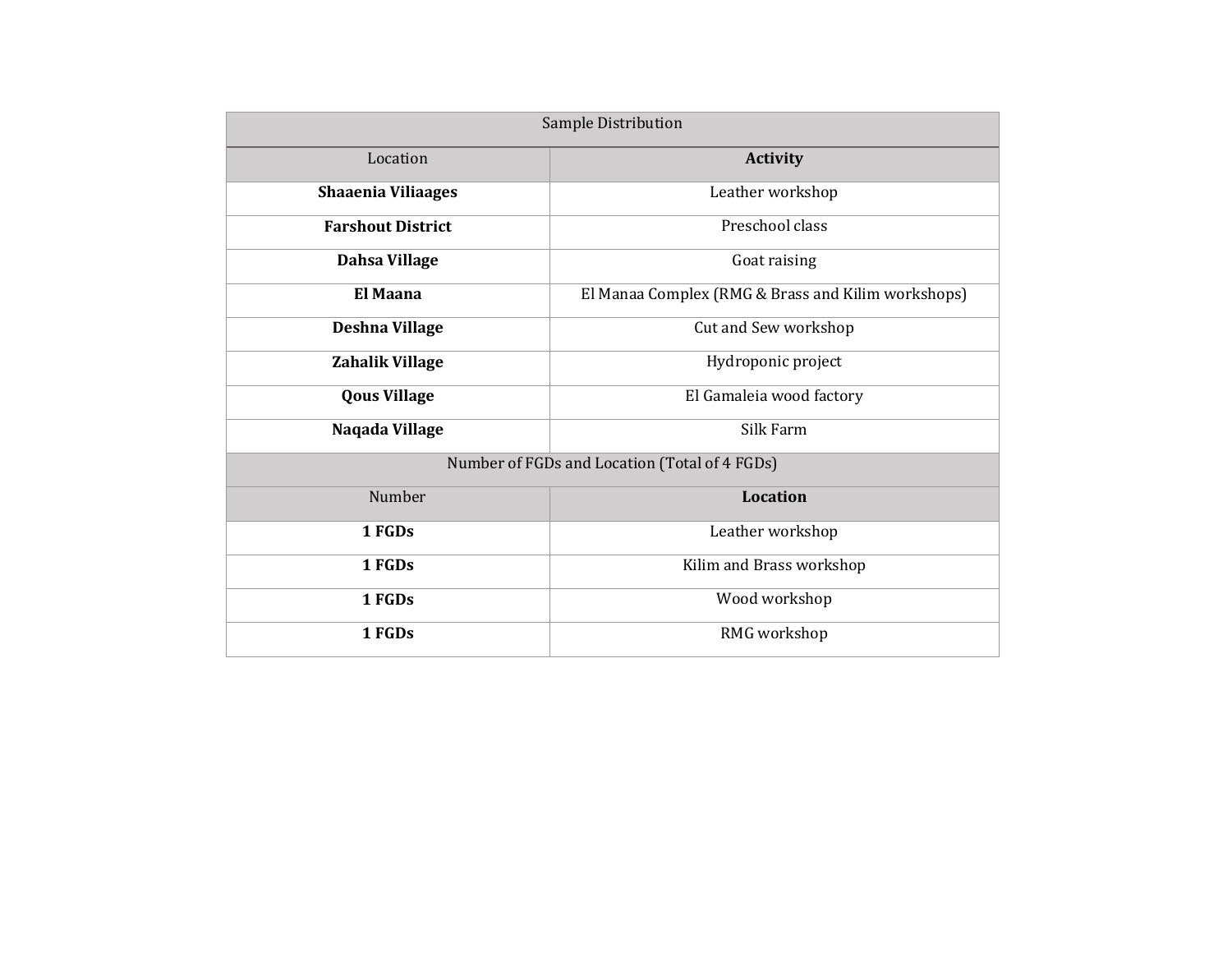| Sample Distribution | |
|---|---|
| Location | **Activity** |
| **Shaaenia Viliaages** | Leather workshop |
| **Farshout District** | Preschool class |
| **Dahsa Village** | Goat raising |
| **El Maana** | El Manaa Complex (RMG & Brass and Kilim workshops) |
| **Deshna Village** | Cut and Sew workshop |
| **Zahalik Village** | Hydroponic project |
| **Qous Village** | El Gamaleia wood factory |
| **Naqada Village** | Silk Farm |
| Number of FGDs and Location (Total of 4 FGDs) | |
| Number | **Location** |
| **1 FGDs** | Leather workshop |
| **1 FGDs** | Kilim and Brass workshop |
| **1 FGDs** | Wood workshop |
| **1 FGDs** | RMG workshop |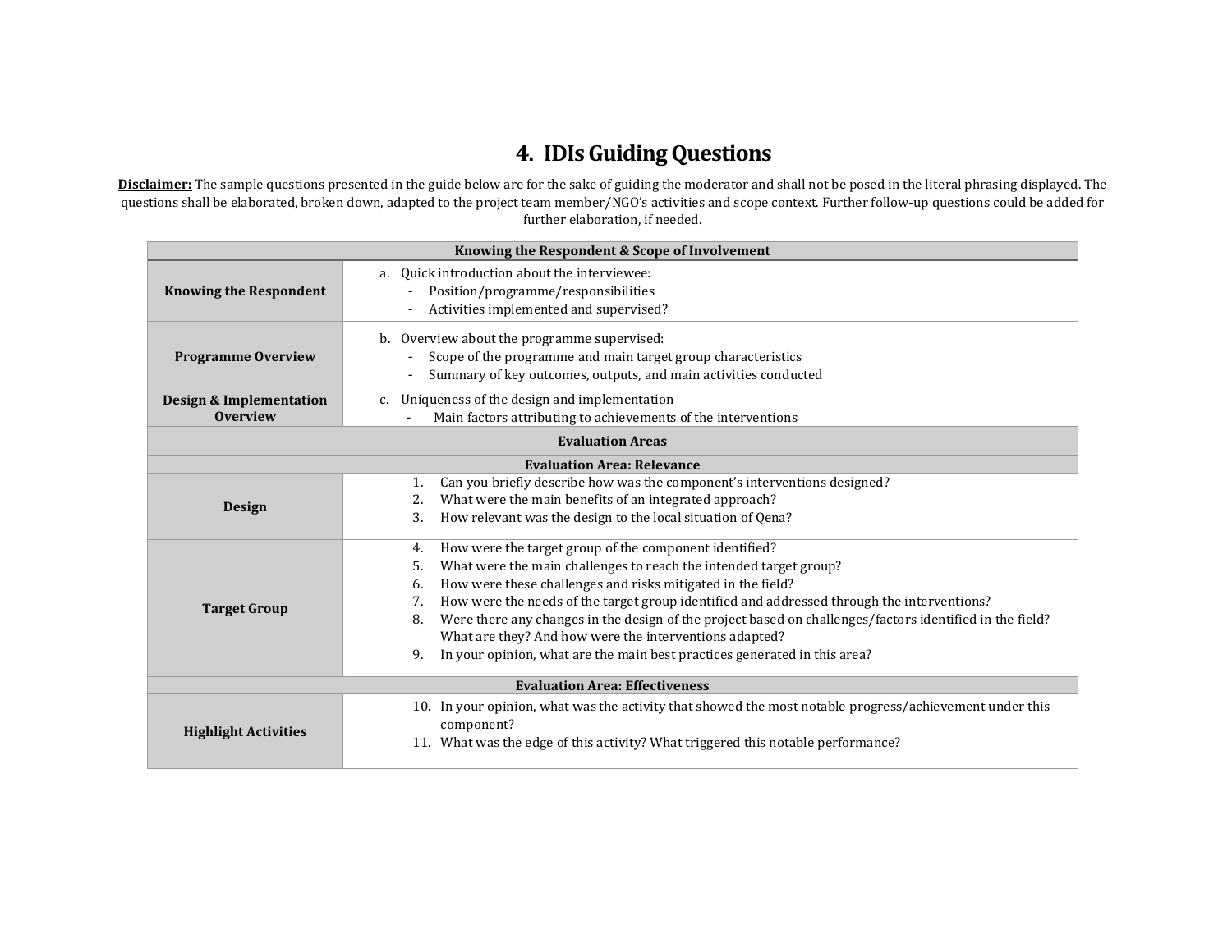# 4. IDIs Guiding Questions

**Disclaimer:** The sample questions presented in the guide below are for the sake of guiding the moderator and shall not be posed in the literal phrasing displayed. The questions shall be elaborated, broken down, adapted to the project team member/NGO's activities and scope context. Further follow-up questions could be added for further elaboration, if needed.

| **Knowing the Respondent & Scope of Involvement** | |
|---|---|
| **Knowing the Respondent** | a. Quick introduction about the interviewee:<br>- Position/programme/responsibilities<br>- Activities implemented and supervised? |
| **Programme Overview** | b. Overview about the programme supervised:<br>- Scope of the programme and main target group characteristics<br>- Summary of key outcomes, outputs, and main activities conducted |
| **Design & Implementation Overview** | c. Uniqueness of the design and implementation<br>- Main factors attributing to achievements of the interventions |
| **Evaluation Areas** | |
| **Evaluation Area: Relevance** | |
| **Design** | 1. Can you briefly describe how was the component's interventions designed?<br>2. What were the main benefits of an integrated approach?<br>3. How relevant was the design to the local situation of Qena? |
| **Target Group** | 4. How were the target group of the component identified?<br>5. What were the main challenges to reach the intended target group?<br>6. How were these challenges and risks mitigated in the field?<br>7. How were the needs of the target group identified and addressed through the interventions?<br>8. Were there any changes in the design of the project based on challenges/factors identified in the field? What are they? And how were the interventions adapted?<br>9. In your opinion, what are the main best practices generated in this area? |
| **Evaluation Area: Effectiveness** | |
| **Highlight Activities** | 10. In your opinion, what was the activity that showed the most notable progress/achievement under this component?<br>11. What was the edge of this activity? What triggered this notable performance? |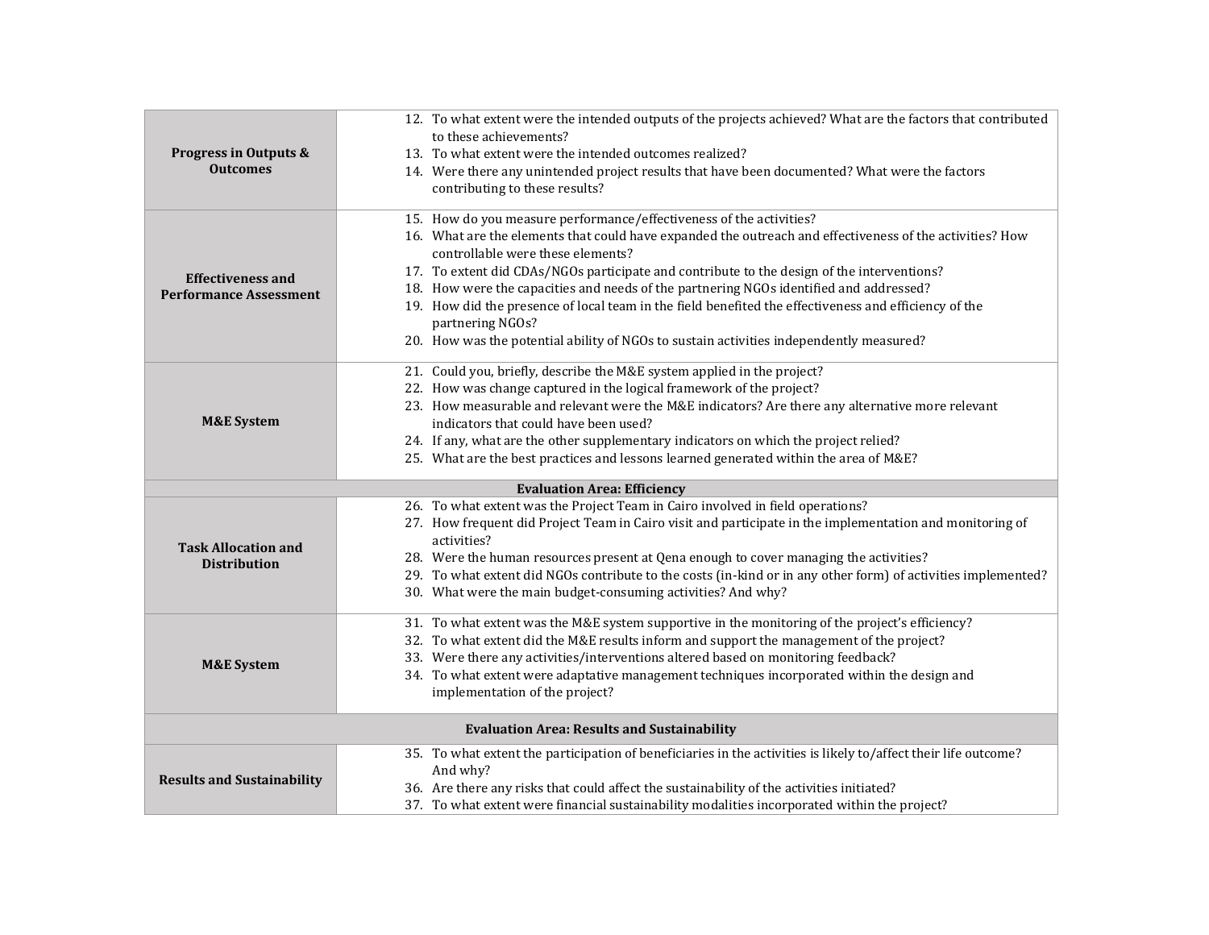| | |
|---|---|
| **Progress in Outputs & Outcomes** | 12. To what extent were the intended outputs of the projects achieved? What are the factors that contributed to these achievements?<br>13. To what extent were the intended outcomes realized?<br>14. Were there any unintended project results that have been documented? What were the factors contributing to these results? |
| **Effectiveness and Performance Assessment** | 15. How do you measure performance/effectiveness of the activities?<br>16. What are the elements that could have expanded the outreach and effectiveness of the activities? How controllable were these elements?<br>17. To extent did CDAs/NGOs participate and contribute to the design of the interventions?<br>18. How were the capacities and needs of the partnering NGOs identified and addressed?<br>19. How did the presence of local team in the field benefited the effectiveness and efficiency of the partnering NGOs?<br>20. How was the potential ability of NGOs to sustain activities independently measured? |
| **M&E System** | 21. Could you, briefly, describe the M&E system applied in the project?<br>22. How was change captured in the logical framework of the project?<br>23. How measurable and relevant were the M&E indicators? Are there any alternative more relevant indicators that could have been used?<br>24. If any, what are the other supplementary indicators on which the project relied?<br>25. What are the best practices and lessons learned generated within the area of M&E? |
| **Evaluation Area: Efficiency** | |
| **Task Allocation and Distribution** | 26. To what extent was the Project Team in Cairo involved in field operations?<br>27. How frequent did Project Team in Cairo visit and participate in the implementation and monitoring of activities?<br>28. Were the human resources present at Qena enough to cover managing the activities?<br>29. To what extent did NGOs contribute to the costs (in-kind or in any other form) of activities implemented?<br>30. What were the main budget-consuming activities? And why? |
| **M&E System** | 31. To what extent was the M&E system supportive in the monitoring of the project's efficiency?<br>32. To what extent did the M&E results inform and support the management of the project?<br>33. Were there any activities/interventions altered based on monitoring feedback?<br>34. To what extent were adaptative management techniques incorporated within the design and implementation of the project? |
| **Evaluation Area: Results and Sustainability** | |
| **Results and Sustainability** | 35. To what extent the participation of beneficiaries in the activities is likely to/affect their life outcome? And why?<br>36. Are there any risks that could affect the sustainability of the activities initiated?<br>37. To what extent were financial sustainability modalities incorporated within the project? |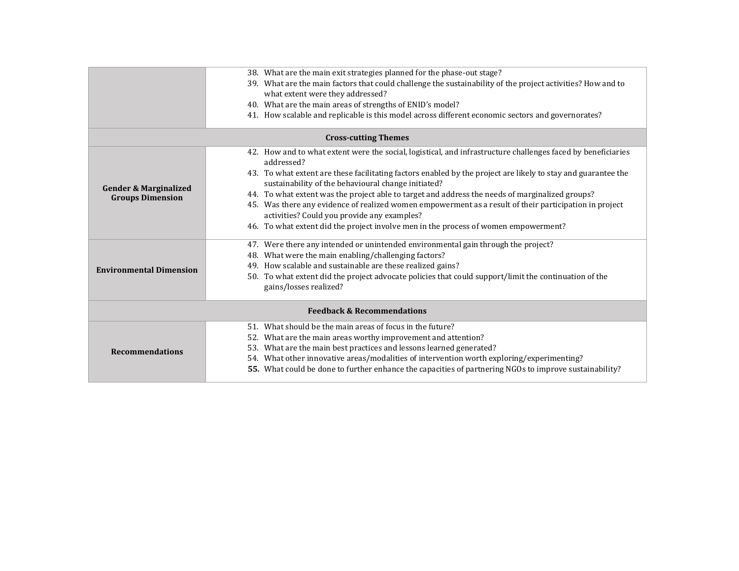| | |
|---|---|
| | 38. What are the main exit strategies planned for the phase-out stage?<br>39. What are the main factors that could challenge the sustainability of the project activities? How and to what extent were they addressed?<br>40. What are the main areas of strengths of ENID's model?<br>41. How scalable and replicable is this model across different economic sectors and governorates? |
| **Cross-cutting Themes** | |
| **Gender & Marginalized Groups Dimension** | 42. How and to what extent were the social, logistical, and infrastructure challenges faced by beneficiaries addressed?<br>43. To what extent are these facilitating factors enabled by the project are likely to stay and guarantee the sustainability of the behavioural change initiated?<br>44. To what extent was the project able to target and address the needs of marginalized groups?<br>45. Was there any evidence of realized women empowerment as a result of their participation in project activities? Could you provide any examples?<br>46. To what extent did the project involve men in the process of women empowerment? |
| **Environmental Dimension** | 47. Were there any intended or unintended environmental gain through the project?<br>48. What were the main enabling/challenging factors?<br>49. How scalable and sustainable are these realized gains?<br>50. To what extent did the project advocate policies that could support/limit the continuation of the gains/losses realized? |
| **Feedback & Recommendations** | |
| **Recommendations** | 51. What should be the main areas of focus in the future?<br>52. What are the main areas worthy improvement and attention?<br>53. What are the main best practices and lessons learned generated?<br>54. What other innovative areas/modalities of intervention worth exploring/experimenting?<br>**55.** What could be done to further enhance the capacities of partnering NGOs to improve sustainability? |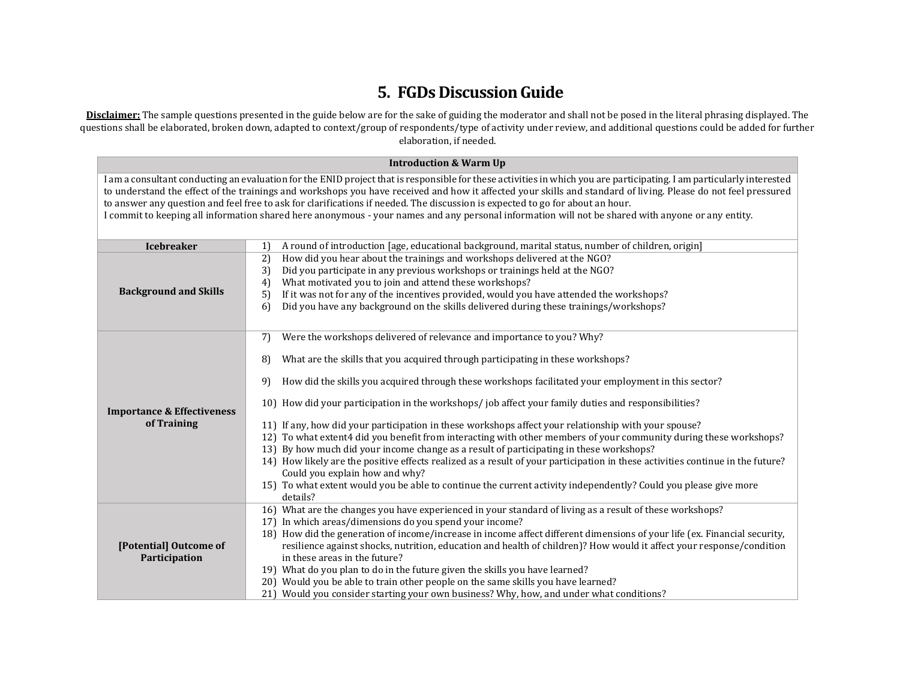# 5. FGDs Discussion Guide

**<u>Disclaimer:</u>** The sample questions presented in the guide below are for the sake of guiding the moderator and shall not be posed in the literal phrasing displayed. The questions shall be elaborated, broken down, adapted to context/group of respondents/type of activity under review, and additional questions could be added for further elaboration, if needed.

| **Introduction & Warm Up** | |
|---|---|
| I am a consultant conducting an evaluation for the ENID project that is responsible for these activities in which you are participating. I am particularly interested to understand the effect of the trainings and workshops you have received and how it affected your skills and standard of living. Please do not feel pressured to answer any question and feel free to ask for clarifications if needed. The discussion is expected to go for about an hour.<br>I commit to keeping all information shared here anonymous - your names and any personal information will not be shared with anyone or any entity. | |
| **Icebreaker** | 1) A round of introduction [age, educational background, marital status, number of children, origin] |
| **Background and Skills** | 2) How did you hear about the trainings and workshops delivered at the NGO?<br>3) Did you participate in any previous workshops or trainings held at the NGO?<br>4) What motivated you to join and attend these workshops?<br>5) If it was not for any of the incentives provided, would you have attended the workshops?<br>6) Did you have any background on the skills delivered during these trainings/workshops? |
| **Importance & Effectiveness of Training** | 7) Were the workshops delivered of relevance and importance to you? Why?<br>8) What are the skills that you acquired through participating in these workshops?<br>9) How did the skills you acquired through these workshops facilitated your employment in this sector?<br>10) How did your participation in the workshops/ job affect your family duties and responsibilities?<br>11) If any, how did your participation in these workshops affect your relationship with your spouse?<br>12) To what extent4 did you benefit from interacting with other members of your community during these workshops?<br>13) By how much did your income change as a result of participating in these workshops?<br>14) How likely are the positive effects realized as a result of your participation in these activities continue in the future? Could you explain how and why?<br>15) To what extent would you be able to continue the current activity independently? Could you please give more details? |
| **[Potential] Outcome of Participation** | 16) What are the changes you have experienced in your standard of living as a result of these workshops?<br>17) In which areas/dimensions do you spend your income?<br>18) How did the generation of income/increase in income affect different dimensions of your life (ex. Financial security, resilience against shocks, nutrition, education and health of children)? How would it affect your response/condition in these areas in the future?<br>19) What do you plan to do in the future given the skills you have learned?<br>20) Would you be able to train other people on the same skills you have learned?<br>21) Would you consider starting your own business? Why, how, and under what conditions? |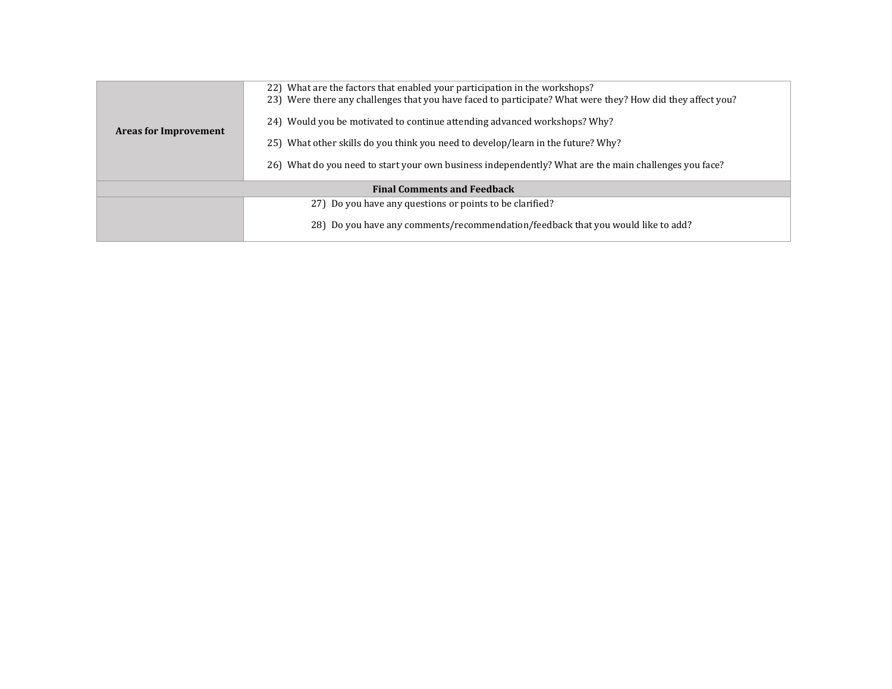| | |
|---|---|
| **Areas for Improvement** | 22) What are the factors that enabled your participation in the workshops?<br>23) Were there any challenges that you have faced to participate? What were they? How did they affect you?<br>24) Would you be motivated to continue attending advanced workshops? Why?<br>25) What other skills do you think you need to develop/learn in the future? Why?<br>26) What do you need to start your own business independently? What are the main challenges you face? |
| **Final Comments and Feedback** | |
| | 27) Do you have any questions or points to be clarified?<br>28) Do you have any comments/recommendation/feedback that you would like to add? |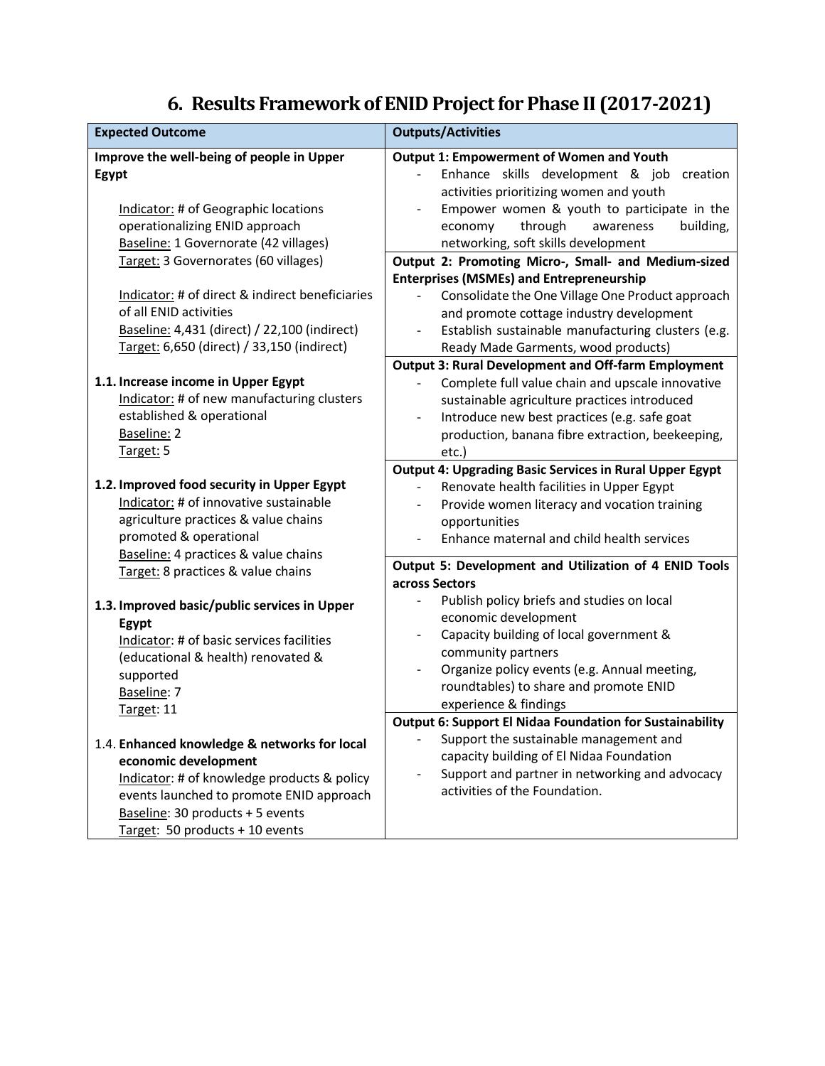## 6. Results Framework of ENID Project for Phase II (2017-2021)

| Expected Outcome | Outputs/Activities |
|---|---|
| **Improve the well-being of people in Upper Egypt**<br><br>Indicator: # of Geographic locations operationalizing ENID approach<br>Baseline: 1 Governorate (42 villages)<br>Target: 3 Governorates (60 villages)<br><br>Indicator: # of direct & indirect beneficiaries of all ENID activities<br>Baseline: 4,431 (direct) / 22,100 (indirect)<br>Target: 6,650 (direct) / 33,150 (indirect) | **Output 1: Empowerment of Women and Youth**<br>- Enhance skills development & job creation activities prioritizing women and youth<br>- Empower women & youth to participate in the economy through awareness building, networking, soft skills development<br><br>**Output 2: Promoting Micro-, Small- and Medium-sized Enterprises (MSMEs) and Entrepreneurship**<br>- Consolidate the One Village One Product approach and promote cottage industry development<br>- Establish sustainable manufacturing clusters (e.g. Ready Made Garments, wood products) |
| **1.1. Increase income in Upper Egypt**<br>Indicator: # of new manufacturing clusters established & operational<br>Baseline: 2<br>Target: 5 | **Output 3: Rural Development and Off-farm Employment**<br>- Complete full value chain and upscale innovative sustainable agriculture practices introduced<br>- Introduce new best practices (e.g. safe goat production, banana fibre extraction, beekeeping, etc.) |
| **1.2. Improved food security in Upper Egypt**<br>Indicator: # of innovative sustainable agriculture practices & value chains promoted & operational<br>Baseline: 4 practices & value chains<br>Target: 8 practices & value chains | **Output 4: Upgrading Basic Services in Rural Upper Egypt**<br>- Renovate health facilities in Upper Egypt<br>- Provide women literacy and vocation training opportunities<br>- Enhance maternal and child health services |
| **1.3. Improved basic/public services in Upper Egypt**<br>Indicator: # of basic services facilities (educational & health) renovated & supported<br>Baseline: 7<br>Target: 11 | **Output 5: Development and Utilization of 4 ENID Tools across Sectors**<br>- Publish policy briefs and studies on local economic development<br>- Capacity building of local government & community partners<br>- Organize policy events (e.g. Annual meeting, roundtables) to share and promote ENID experience & findings |
| 1.4. **Enhanced knowledge & networks for local economic development**<br>Indicator: # of knowledge products & policy events launched to promote ENID approach<br>Baseline: 30 products + 5 events<br>Target: 50 products + 10 events | **Output 6: Support El Nidaa Foundation for Sustainability**<br>- Support the sustainable management and capacity building of El Nidaa Foundation<br>- Support and partner in networking and advocacy activities of the Foundation. |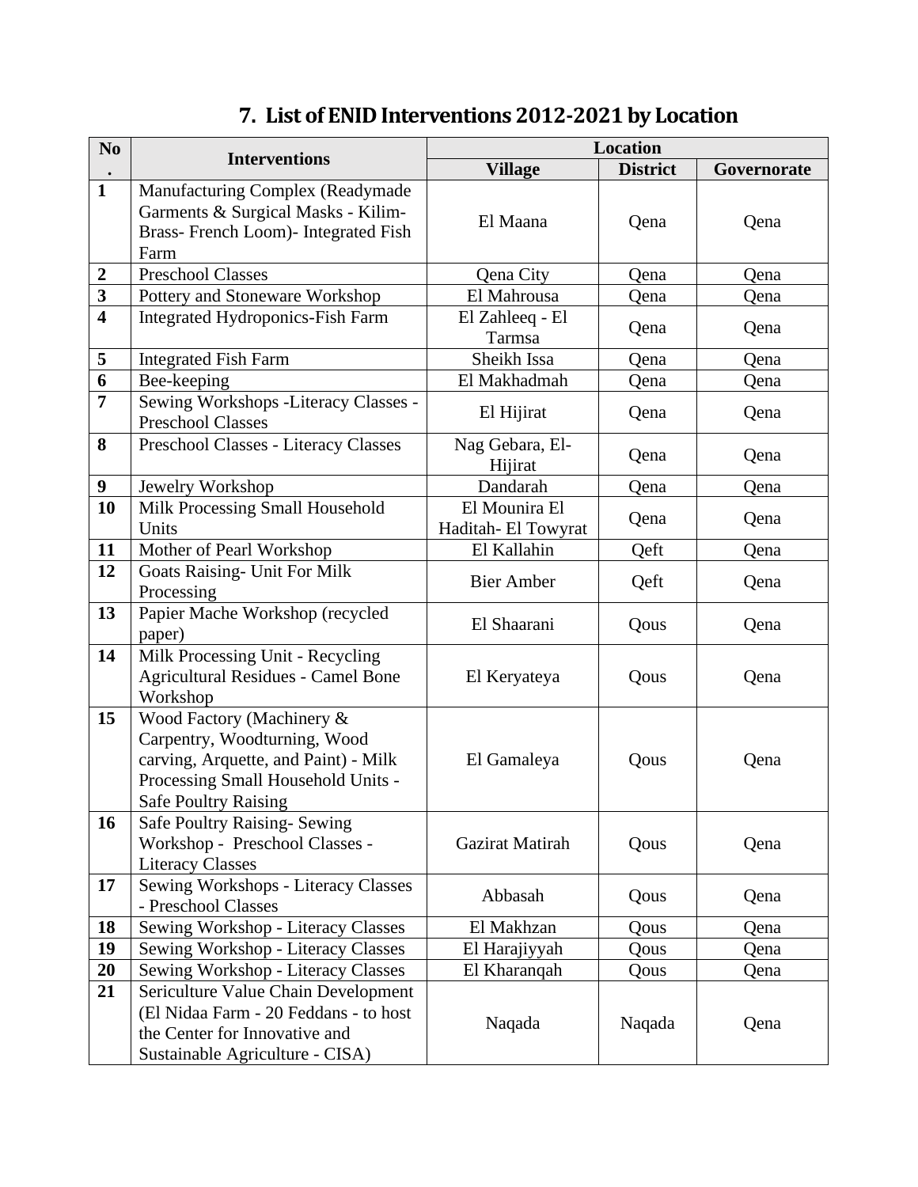## 7. List of ENID Interventions 2012-2021 by Location

| No. | Interventions | Location | | |
|---|---|---|---|---|
| | | Village | District | Governorate |
| 1 | Manufacturing Complex (Readymade Garments & Surgical Masks - Kilim- Brass- French Loom)- Integrated Fish Farm | El Maana | Qena | Qena |
| 2 | Preschool Classes | Qena City | Qena | Qena |
| 3 | Pottery and Stoneware Workshop | El Mahrousa | Qena | Qena |
| 4 | Integrated Hydroponics-Fish Farm | El Zahleeq - El Tarmsa | Qena | Qena |
| 5 | Integrated Fish Farm | Sheikh Issa | Qena | Qena |
| 6 | Bee-keeping | El Makhadmah | Qena | Qena |
| 7 | Sewing Workshops -Literacy Classes - Preschool Classes | El Hijirat | Qena | Qena |
| 8 | Preschool Classes - Literacy Classes | Nag Gebara, El-Hijirat | Qena | Qena |
| 9 | Jewelry Workshop | Dandarah | Qena | Qena |
| 10 | Milk Processing Small Household Units | El Mounira El Haditah- El Towyrat | Qena | Qena |
| 11 | Mother of Pearl Workshop | El Kallahin | Qeft | Qena |
| 12 | Goats Raising- Unit For Milk Processing | Bier Amber | Qeft | Qena |
| 13 | Papier Mache Workshop (recycled paper) | El Shaarani | Qous | Qena |
| 14 | Milk Processing Unit - Recycling Agricultural Residues - Camel Bone Workshop | El Keryateya | Qous | Qena |
| 15 | Wood Factory (Machinery & Carpentry, Woodturning, Wood carving, Arquette, and Paint) - Milk Processing Small Household Units - Safe Poultry Raising | El Gamaleya | Qous | Qena |
| 16 | Safe Poultry Raising- Sewing Workshop - Preschool Classes - Literacy Classes | Gazirat Matirah | Qous | Qena |
| 17 | Sewing Workshops - Literacy Classes - Preschool Classes | Abbasah | Qous | Qena |
| 18 | Sewing Workshop - Literacy Classes | El Makhzan | Qous | Qena |
| 19 | Sewing Workshop - Literacy Classes | El Harajiyyah | Qous | Qena |
| 20 | Sewing Workshop - Literacy Classes | El Kharanqah | Qous | Qena |
| 21 | Sericulture Value Chain Development (El Nidaa Farm - 20 Feddans - to host the Center for Innovative and Sustainable Agriculture - CISA) | Naqada | Naqada | Qena |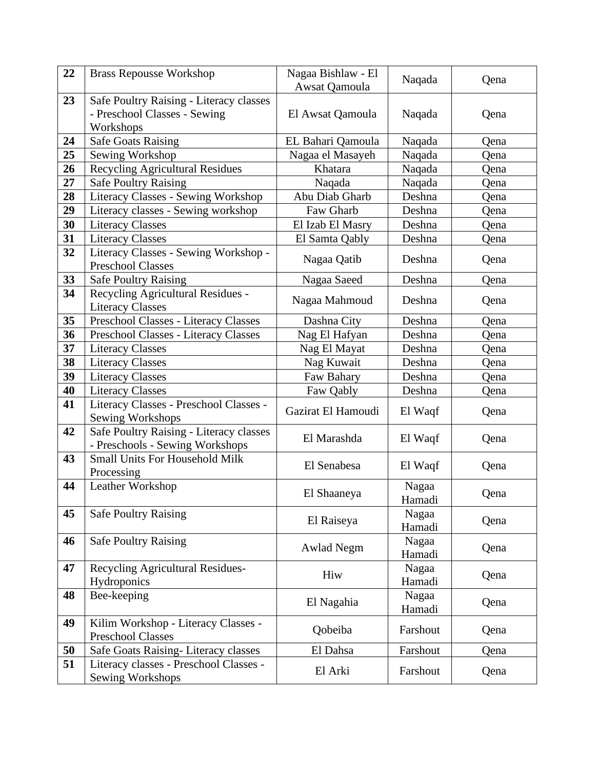| **22** | Brass Repousse Workshop | Nagaa Bishlaw - El Awsat Qamoula | Naqada | Qena |
|---|---|---|---|---|
| **23** | Safe Poultry Raising - Literacy classes - Preschool Classes - Sewing Workshops | El Awsat Qamoula | Naqada | Qena |
| **24** | Safe Goats Raising | EL Bahari Qamoula | Naqada | Qena |
| **25** | Sewing Workshop | Nagaa el Masayeh | Naqada | Qena |
| **26** | Recycling Agricultural Residues | Khatara | Naqada | Qena |
| **27** | Safe Poultry Raising | Naqada | Naqada | Qena |
| **28** | Literacy Classes - Sewing Workshop | Abu Diab Gharb | Deshna | Qena |
| **29** | Literacy classes - Sewing workshop | Faw Gharb | Deshna | Qena |
| **30** | Literacy Classes | El Izab El Masry | Deshna | Qena |
| **31** | Literacy Classes | El Samta Qably | Deshna | Qena |
| **32** | Literacy Classes - Sewing Workshop - Preschool Classes | Nagaa Qatib | Deshna | Qena |
| **33** | Safe Poultry Raising | Nagaa Saeed | Deshna | Qena |
| **34** | Recycling Agricultural Residues - Literacy Classes | Nagaa Mahmoud | Deshna | Qena |
| **35** | Preschool Classes - Literacy Classes | Dashna City | Deshna | Qena |
| **36** | Preschool Classes - Literacy Classes | Nag El Hafyan | Deshna | Qena |
| **37** | Literacy Classes | Nag El Mayat | Deshna | Qena |
| **38** | Literacy Classes | Nag Kuwait | Deshna | Qena |
| **39** | Literacy Classes | Faw Bahary | Deshna | Qena |
| **40** | Literacy Classes | Faw Qably | Deshna | Qena |
| **41** | Literacy Classes - Preschool Classes - Sewing Workshops | Gazirat El Hamoudi | El Waqf | Qena |
| **42** | Safe Poultry Raising - Literacy classes - Preschools - Sewing Workshops | El Marashda | El Waqf | Qena |
| **43** | Small Units For Household Milk Processing | El Senabesa | El Waqf | Qena |
| **44** | Leather Workshop | El Shaaneya | Nagaa Hamadi | Qena |
| **45** | Safe Poultry Raising | El Raiseya | Nagaa Hamadi | Qena |
| **46** | Safe Poultry Raising | Awlad Negm | Nagaa Hamadi | Qena |
| **47** | Recycling Agricultural Residues- Hydroponics | Hiw | Nagaa Hamadi | Qena |
| **48** | Bee-keeping | El Nagahia | Nagaa Hamadi | Qena |
| **49** | Kilim Workshop - Literacy Classes - Preschool Classes | Qobeiba | Farshout | Qena |
| **50** | Safe Goats Raising- Literacy classes | El Dahsa | Farshout | Qena |
| **51** | Literacy classes - Preschool Classes - Sewing Workshops | El Arki | Farshout | Qena |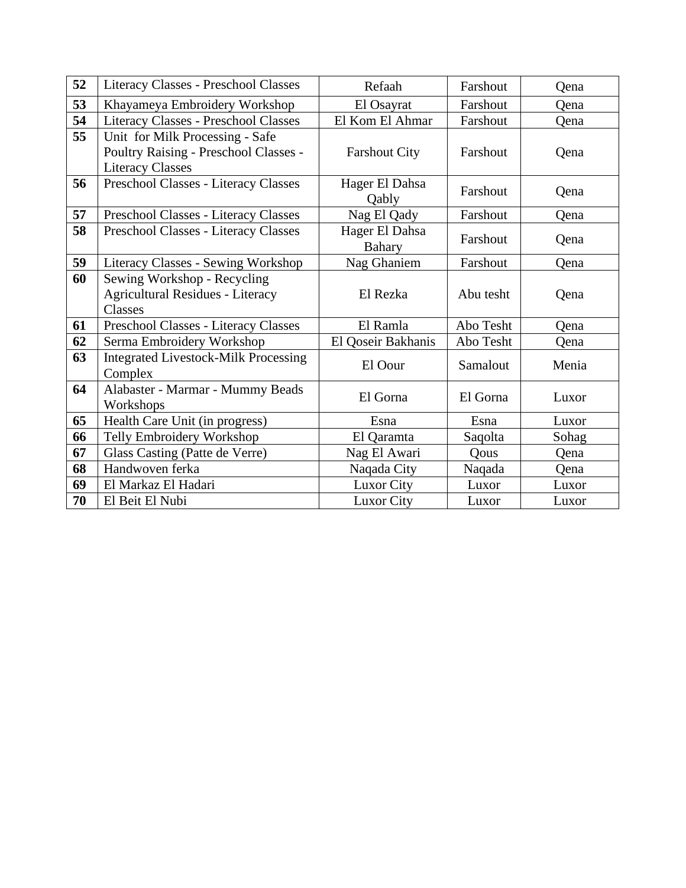| | | | | |
|---|---|---|---|---|
| **52** | Literacy Classes - Preschool Classes | Refaah | Farshout | Qena |
| **53** | Khayameya Embroidery Workshop | El Osayrat | Farshout | Qena |
| **54** | Literacy Classes - Preschool Classes | El Kom El Ahmar | Farshout | Qena |
| **55** | Unit for Milk Processing - Safe Poultry Raising - Preschool Classes - Literacy Classes | Farshout City | Farshout | Qena |
| **56** | Preschool Classes - Literacy Classes | Hager El Dahsa Qably | Farshout | Qena |
| **57** | Preschool Classes - Literacy Classes | Nag El Qady | Farshout | Qena |
| **58** | Preschool Classes - Literacy Classes | Hager El Dahsa Bahary | Farshout | Qena |
| **59** | Literacy Classes - Sewing Workshop | Nag Ghaniem | Farshout | Qena |
| **60** | Sewing Workshop - Recycling Agricultural Residues - Literacy Classes | El Rezka | Abu tesht | Qena |
| **61** | Preschool Classes - Literacy Classes | El Ramla | Abo Tesht | Qena |
| **62** | Serma Embroidery Workshop | El Qoseir Bakhanis | Abo Tesht | Qena |
| **63** | Integrated Livestock-Milk Processing Complex | El Oour | Samalout | Menia |
| **64** | Alabaster - Marmar - Mummy Beads Workshops | El Gorna | El Gorna | Luxor |
| **65** | Health Care Unit (in progress) | Esna | Esna | Luxor |
| **66** | Telly Embroidery Workshop | El Qaramta | Saqolta | Sohag |
| **67** | Glass Casting (Patte de Verre) | Nag El Awari | Qous | Qena |
| **68** | Handwoven ferka | Naqada City | Naqada | Qena |
| **69** | El Markaz El Hadari | Luxor City | Luxor | Luxor |
| **70** | El Beit El Nubi | Luxor City | Luxor | Luxor |